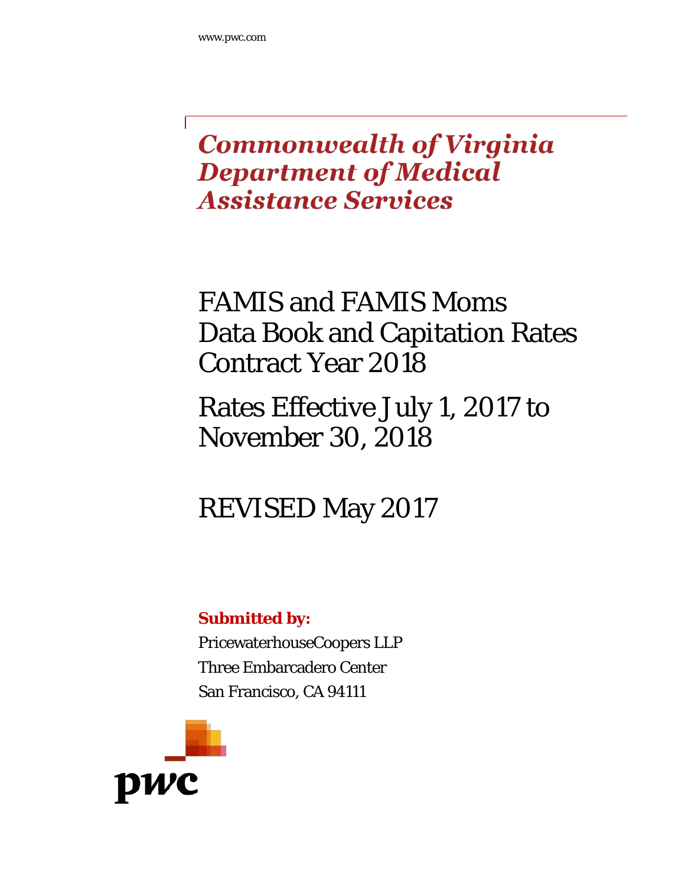www.pwc.com

# Commonwealth of Virginia Department of Medical Assistance Services

## FAMIS and FAMIS Moms Data Book and Capitation Rates Contract Year 2018

## Rates Effective July 1, 2017 to November 30, 2018

## REVISED May 2017

**Submitted by:**

PricewaterhouseCoopers LLP
Three Embarcadero Center
San Francisco, CA 94111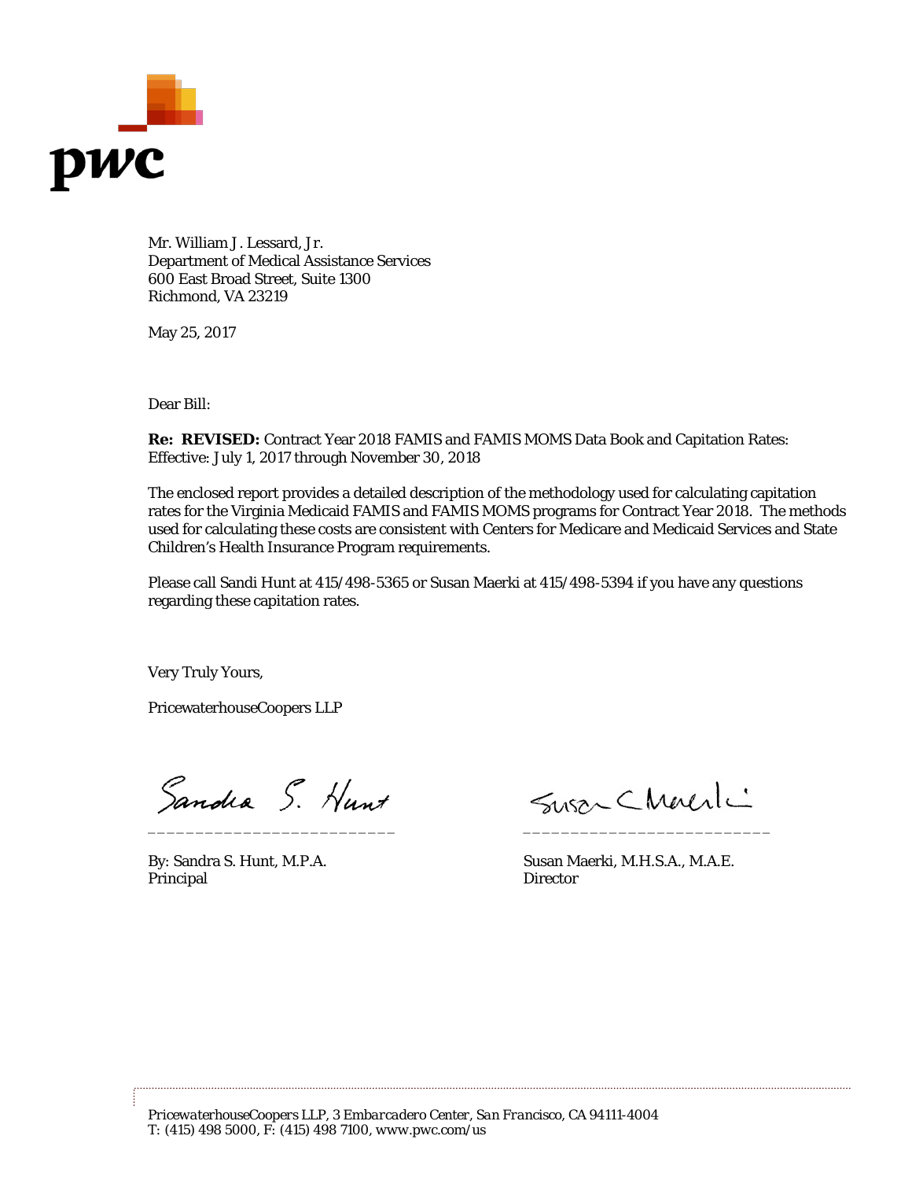pwc

Mr. William J. Lessard, Jr.
Department of Medical Assistance Services
600 East Broad Street, Suite 1300
Richmond, VA 23219

May 25, 2017

Dear Bill:

**Re: REVISED:** Contract Year 2018 FAMIS and FAMIS MOMS Data Book and Capitation Rates: Effective: July 1, 2017 through November 30, 2018

The enclosed report provides a detailed description of the methodology used for calculating capitation rates for the Virginia Medicaid FAMIS and FAMIS MOMS programs for Contract Year 2018. The methods used for calculating these costs are consistent with Centers for Medicare and Medicaid Services and State Children's Health Insurance Program requirements.

Please call Sandi Hunt at 415/498-5365 or Susan Maerki at 415/498-5394 if you have any questions regarding these capitation rates.

Very Truly Yours,

PricewaterhouseCoopers LLP

_________________________

By: Sandra S. Hunt, M.P.A.
Principal

_________________________

Susan Maerki, M.H.S.A., M.A.E.
Director

*PricewaterhouseCoopers LLP, 3 Embarcadero Center, San Francisco, CA 94111-4004*
*T: (415) 498 5000, F: (415) 498 7100, www.pwc.com/us*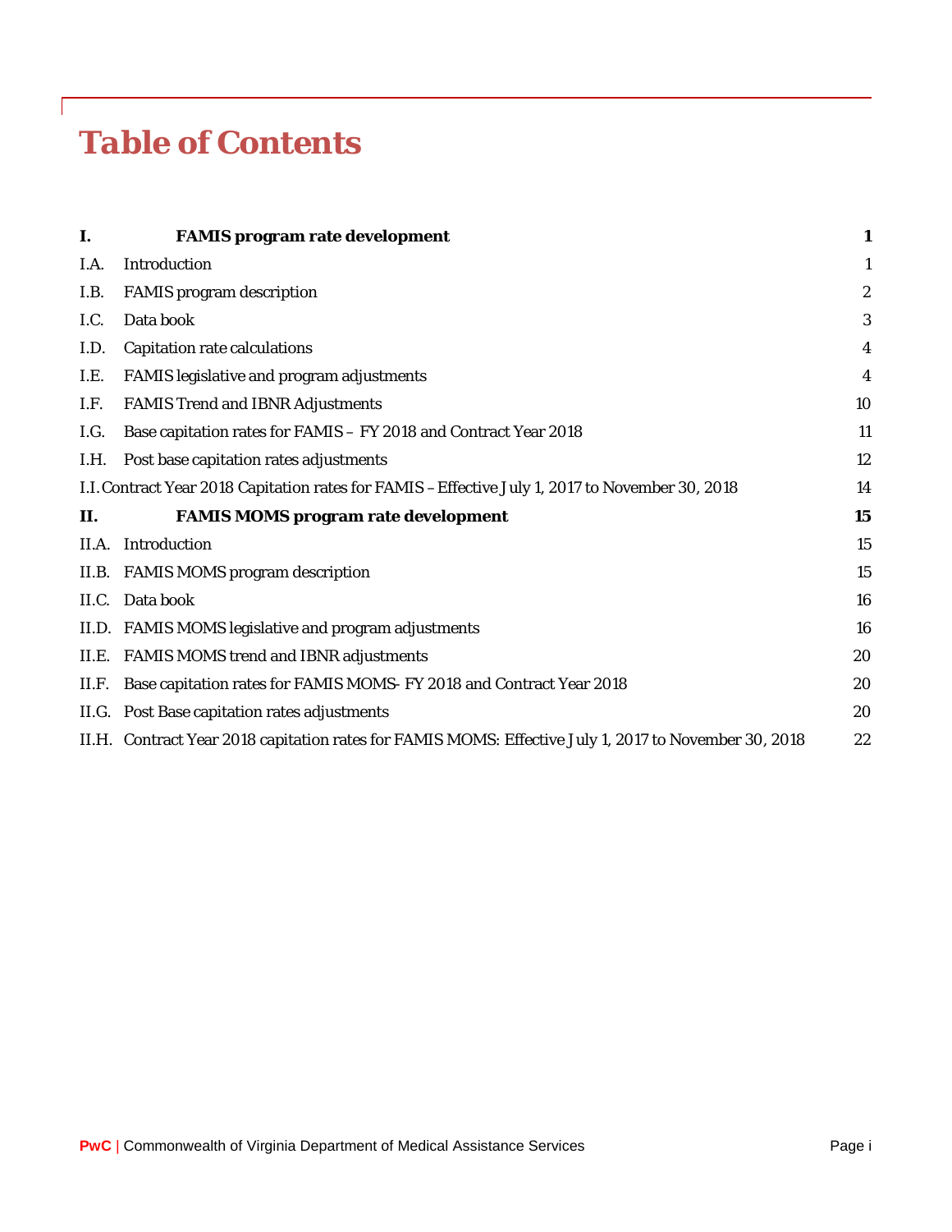# Table of Contents

| | | |
|---|---|---|
| **I.** | **FAMIS program rate development** | **1** |
| I.A. | Introduction | 1 |
| I.B. | FAMIS program description | 2 |
| I.C. | Data book | 3 |
| I.D. | Capitation rate calculations | 4 |
| I.E. | FAMIS legislative and program adjustments | 4 |
| I.F. | FAMIS Trend and IBNR Adjustments | 10 |
| I.G. | Base capitation rates for FAMIS – FY 2018 and Contract Year 2018 | 11 |
| I.H. | Post base capitation rates adjustments | 12 |
| I.I. | Contract Year 2018 Capitation rates for FAMIS – Effective July 1, 2017 to November 30, 2018 | 14 |
| **II.** | **FAMIS MOMS program rate development** | **15** |
| II.A. | Introduction | 15 |
| II.B. | FAMIS MOMS program description | 15 |
| II.C. | Data book | 16 |
| II.D. | FAMIS MOMS legislative and program adjustments | 16 |
| II.E. | FAMIS MOMS trend and IBNR adjustments | 20 |
| II.F. | Base capitation rates for FAMIS MOMS- FY 2018 and Contract Year 2018 | 20 |
| II.G. | Post Base capitation rates adjustments | 20 |
| II.H. | Contract Year 2018 capitation rates for FAMIS MOMS: Effective July 1, 2017 to November 30, 2018 | 22 |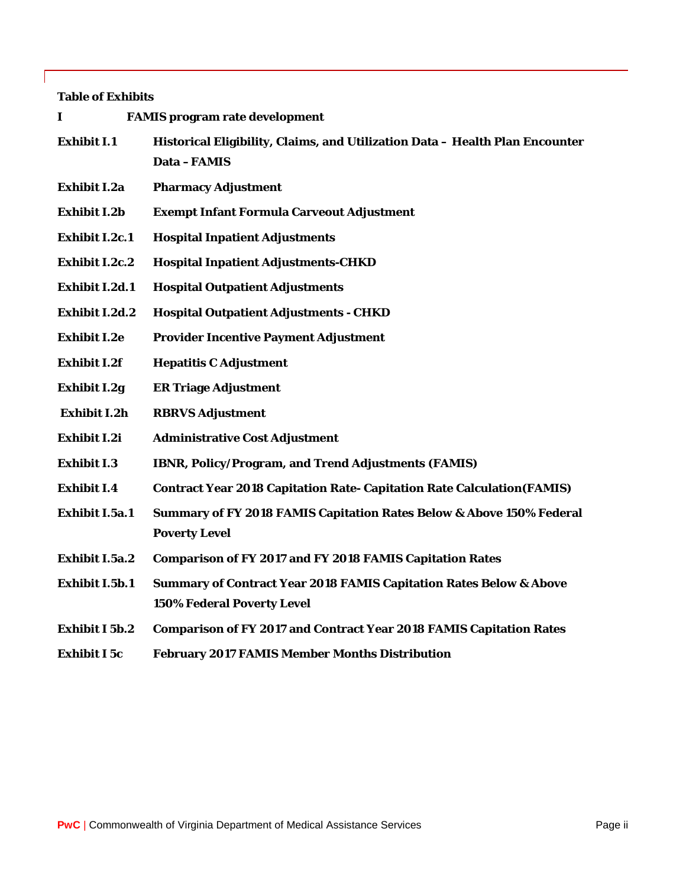**Table of Exhibits**

| | |
|---|---|
| **I** | **FAMIS program rate development** |
| **Exhibit I.1** | **Historical Eligibility, Claims, and Utilization Data – Health Plan Encounter Data – FAMIS** |
| **Exhibit I.2a** | **Pharmacy Adjustment** |
| **Exhibit I.2b** | **Exempt Infant Formula Carveout Adjustment** |
| **Exhibit I.2c.1** | **Hospital Inpatient Adjustments** |
| **Exhibit I.2c.2** | **Hospital Inpatient Adjustments-CHKD** |
| **Exhibit I.2d.1** | **Hospital Outpatient Adjustments** |
| **Exhibit I.2d.2** | **Hospital Outpatient Adjustments - CHKD** |
| **Exhibit I.2e** | **Provider Incentive Payment Adjustment** |
| **Exhibit I.2f** | **Hepatitis C Adjustment** |
| **Exhibit I.2g** | **ER Triage Adjustment** |
| **Exhibit I.2h** | **RBRVS Adjustment** |
| **Exhibit I.2i** | **Administrative Cost Adjustment** |
| **Exhibit I.3** | **IBNR, Policy/Program, and Trend Adjustments (FAMIS)** |
| **Exhibit I.4** | **Contract Year 2018 Capitation Rate- Capitation Rate Calculation(FAMIS)** |
| **Exhibit I.5a.1** | **Summary of FY 2018 FAMIS Capitation Rates Below & Above 150% Federal Poverty Level** |
| **Exhibit I.5a.2** | **Comparison of FY 2017 and FY 2018 FAMIS Capitation Rates** |
| **Exhibit I.5b.1** | **Summary of Contract Year 2018 FAMIS Capitation Rates Below & Above 150% Federal Poverty Level** |
| **Exhibit I 5b.2** | **Comparison of FY 2017 and Contract Year 2018 FAMIS Capitation Rates** |
| **Exhibit I 5c** | **February 2017 FAMIS Member Months Distribution** |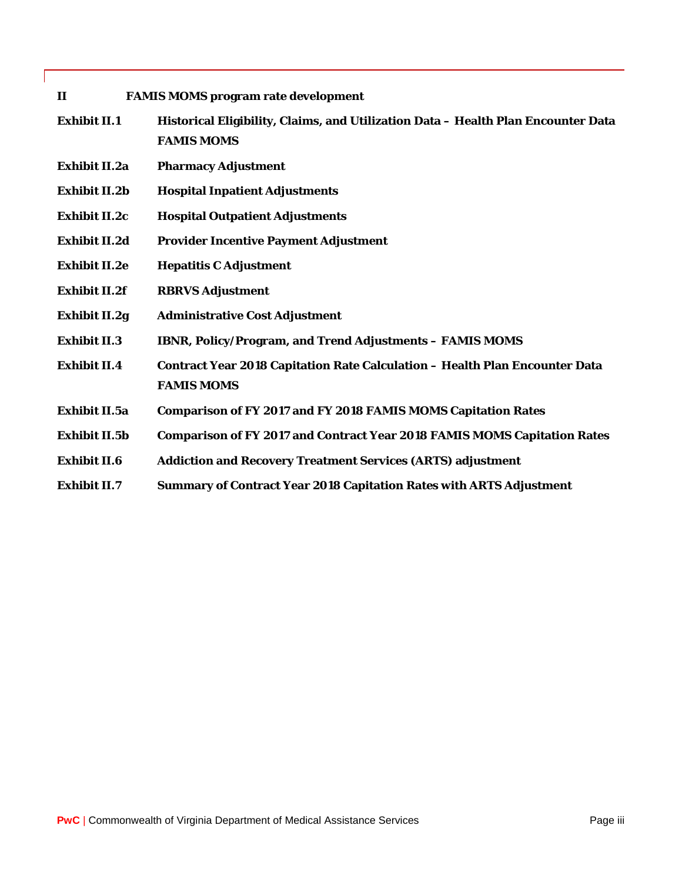| | |
|---|---|
| **II** | **FAMIS MOMS program rate development** |
| **Exhibit II.1** | **Historical Eligibility, Claims, and Utilization Data – Health Plan Encounter Data FAMIS MOMS** |
| **Exhibit II.2a** | **Pharmacy Adjustment** |
| **Exhibit II.2b** | **Hospital Inpatient Adjustments** |
| **Exhibit II.2c** | **Hospital Outpatient Adjustments** |
| **Exhibit II.2d** | **Provider Incentive Payment Adjustment** |
| **Exhibit II.2e** | **Hepatitis C Adjustment** |
| **Exhibit II.2f** | **RBRVS Adjustment** |
| **Exhibit II.2g** | **Administrative Cost Adjustment** |
| **Exhibit II.3** | **IBNR, Policy/Program, and Trend Adjustments – FAMIS MOMS** |
| **Exhibit II.4** | **Contract Year 2018 Capitation Rate Calculation – Health Plan Encounter Data FAMIS MOMS** |
| **Exhibit II.5a** | **Comparison of FY 2017 and FY 2018 FAMIS MOMS Capitation Rates** |
| **Exhibit II.5b** | **Comparison of FY 2017 and Contract Year 2018 FAMIS MOMS Capitation Rates** |
| **Exhibit II.6** | **Addiction and Recovery Treatment Services (ARTS) adjustment** |
| **Exhibit II.7** | **Summary of Contract Year 2018 Capitation Rates with ARTS Adjustment** |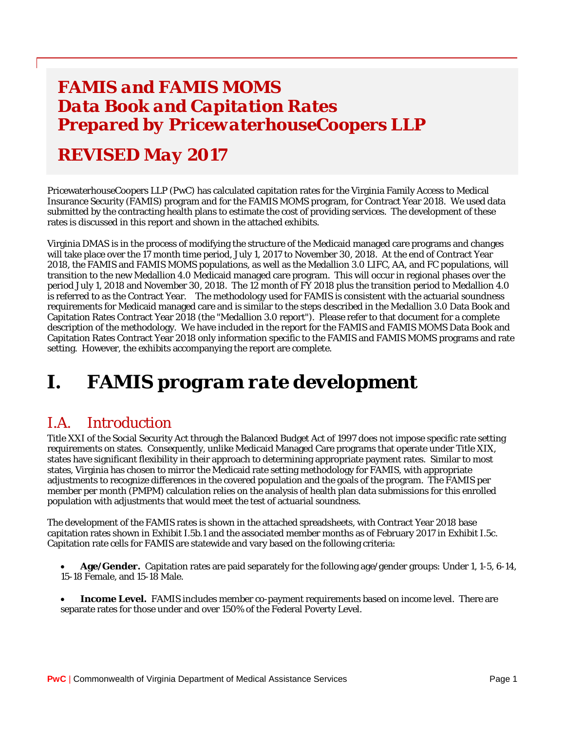# FAMIS and FAMIS MOMS Data Book and Capitation Rates Prepared by PricewaterhouseCoopers LLP

## REVISED May 2017

PricewaterhouseCoopers LLP (PwC) has calculated capitation rates for the Virginia Family Access to Medical Insurance Security (FAMIS) program and for the FAMIS MOMS program, for Contract Year 2018. We used data submitted by the contracting health plans to estimate the cost of providing services. The development of these rates is discussed in this report and shown in the attached exhibits.

Virginia DMAS is in the process of modifying the structure of the Medicaid managed care programs and changes will take place over the 17 month time period, July 1, 2017 to November 30, 2018. At the end of Contract Year 2018, the FAMIS and FAMIS MOMS populations, as well as the Medallion 3.0 LIFC, AA, and FC populations, will transition to the new Medallion 4.0 Medicaid managed care program. This will occur in regional phases over the period July 1, 2018 and November 30, 2018. The 12 month of FY 2018 plus the transition period to Medallion 4.0 is referred to as the Contract Year. The methodology used for FAMIS is consistent with the actuarial soundness requirements for Medicaid managed care and is similar to the steps described in the Medallion 3.0 Data Book and Capitation Rates Contract Year 2018 (the "Medallion 3.0 report"). Please refer to that document for a complete description of the methodology. We have included in the report for the FAMIS and FAMIS MOMS Data Book and Capitation Rates Contract Year 2018 only information specific to the FAMIS and FAMIS MOMS programs and rate setting. However, the exhibits accompanying the report are complete.

# I. FAMIS program rate development

## I.A. Introduction

Title XXI of the Social Security Act through the Balanced Budget Act of 1997 does not impose specific rate setting requirements on states. Consequently, unlike Medicaid Managed Care programs that operate under Title XIX, states have significant flexibility in their approach to determining appropriate payment rates. Similar to most states, Virginia has chosen to mirror the Medicaid rate setting methodology for FAMIS, with appropriate adjustments to recognize differences in the covered population and the goals of the program. The FAMIS per member per month (PMPM) calculation relies on the analysis of health plan data submissions for this enrolled population with adjustments that would meet the test of actuarial soundness.

The development of the FAMIS rates is shown in the attached spreadsheets, with Contract Year 2018 base capitation rates shown in Exhibit I.5b.1 and the associated member months as of February 2017 in Exhibit I.5c. Capitation rate cells for FAMIS are statewide and vary based on the following criteria:

- **Age/Gender.** Capitation rates are paid separately for the following age/gender groups: Under 1, 1-5, 6-14, 15-18 Female, and 15-18 Male.

- **Income Level.** FAMIS includes member co-payment requirements based on income level. There are separate rates for those under and over 150% of the Federal Poverty Level.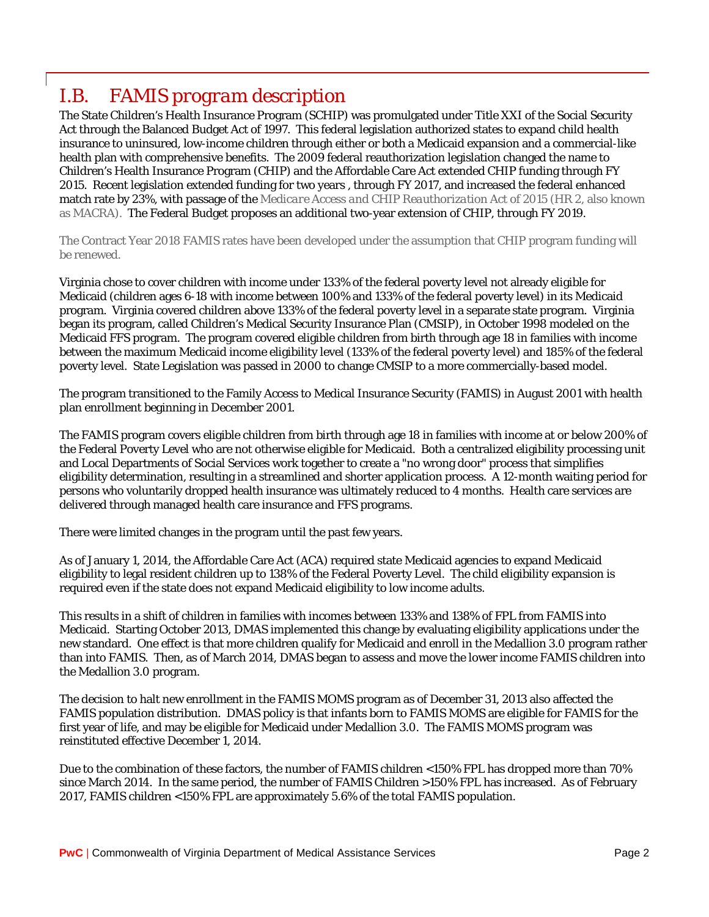## I.B. *FAMIS program description*

The State Children's Health Insurance Program (SCHIP) was promulgated under Title XXI of the Social Security Act through the Balanced Budget Act of 1997. This federal legislation authorized states to expand child health insurance to uninsured, low-income children through either or both a Medicaid expansion and a commercial-like health plan with comprehensive benefits. The 2009 federal reauthorization legislation changed the name to Children's Health Insurance Program (CHIP) and the Affordable Care Act extended CHIP funding through FY 2015. Recent legislation extended funding for two years , through FY 2017, and increased the federal enhanced match rate by 23%, with passage of the *Medicare Access and CHIP Reauthorization Act of 2015 (HR 2, also known as MACRA).* The Federal Budget proposes an additional two-year extension of CHIP, through FY 2019.

The Contract Year 2018 FAMIS rates have been developed under the assumption that CHIP program funding will be renewed.

Virginia chose to cover children with income under 133% of the federal poverty level not already eligible for Medicaid (children ages 6-18 with income between 100% and 133% of the federal poverty level) in its Medicaid program. Virginia covered children above 133% of the federal poverty level in a separate state program. Virginia began its program, called Children's Medical Security Insurance Plan (CMSIP), in October 1998 modeled on the Medicaid FFS program. The program covered eligible children from birth through age 18 in families with income between the maximum Medicaid income eligibility level (133% of the federal poverty level) and 185% of the federal poverty level. State Legislation was passed in 2000 to change CMSIP to a more commercially-based model.

The program transitioned to the Family Access to Medical Insurance Security (FAMIS) in August 2001 with health plan enrollment beginning in December 2001.

The FAMIS program covers eligible children from birth through age 18 in families with income at or below 200% of the Federal Poverty Level who are not otherwise eligible for Medicaid. Both a centralized eligibility processing unit and Local Departments of Social Services work together to create a "no wrong door" process that simplifies eligibility determination, resulting in a streamlined and shorter application process. A 12-month waiting period for persons who voluntarily dropped health insurance was ultimately reduced to 4 months. Health care services are delivered through managed health care insurance and FFS programs.

There were limited changes in the program until the past few years.

As of January 1, 2014, the Affordable Care Act (ACA) required state Medicaid agencies to expand Medicaid eligibility to legal resident children up to 138% of the Federal Poverty Level. The child eligibility expansion is required even if the state does not expand Medicaid eligibility to low income adults.

This results in a shift of children in families with incomes between 133% and 138% of FPL from FAMIS into Medicaid. Starting October 2013, DMAS implemented this change by evaluating eligibility applications under the new standard. One effect is that more children qualify for Medicaid and enroll in the Medallion 3.0 program rather than into FAMIS. Then, as of March 2014, DMAS began to assess and move the lower income FAMIS children into the Medallion 3.0 program.

The decision to halt new enrollment in the FAMIS MOMS program as of December 31, 2013 also affected the FAMIS population distribution. DMAS policy is that infants born to FAMIS MOMS are eligible for FAMIS for the first year of life, and may be eligible for Medicaid under Medallion 3.0. The FAMIS MOMS program was reinstituted effective December 1, 2014.

Due to the combination of these factors, the number of FAMIS children <150% FPL has dropped more than 70% since March 2014. In the same period, the number of FAMIS Children >150% FPL has increased. As of February 2017, FAMIS children <150% FPL are approximately 5.6% of the total FAMIS population.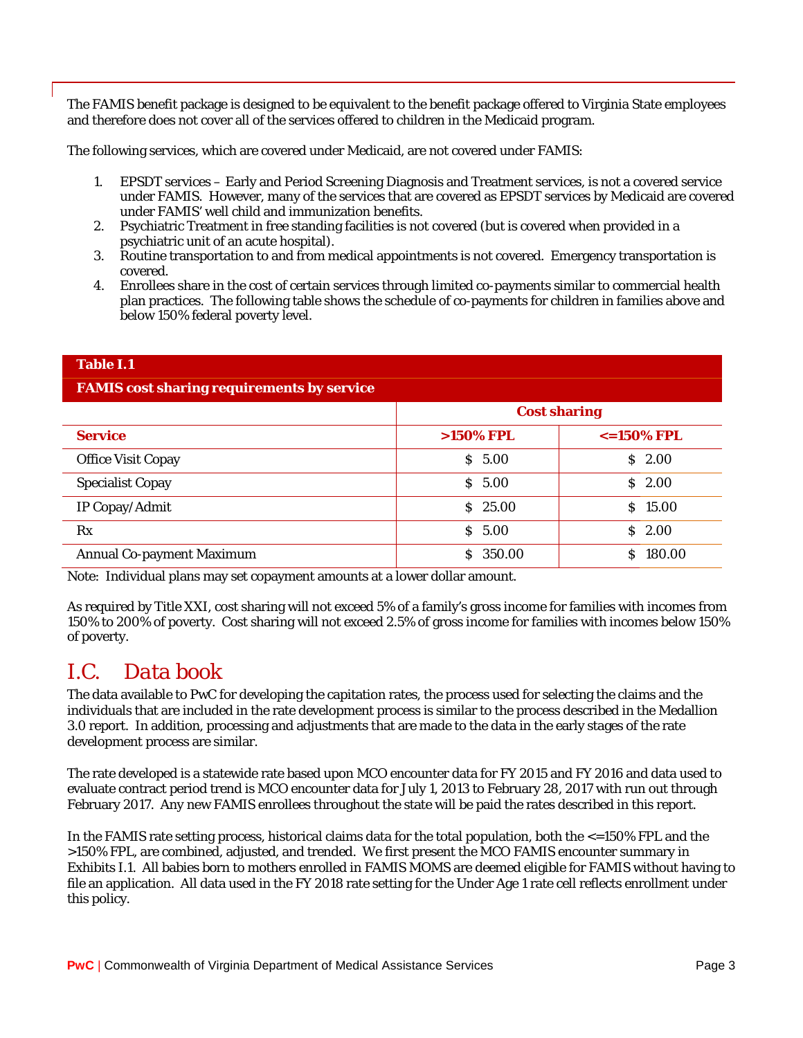The FAMIS benefit package is designed to be equivalent to the benefit package offered to Virginia State employees and therefore does not cover all of the services offered to children in the Medicaid program.

The following services, which are covered under Medicaid, are not covered under FAMIS:

1. EPSDT services – Early and Period Screening Diagnosis and Treatment services, is not a covered service under FAMIS. However, many of the services that are covered as EPSDT services by Medicaid are covered under FAMIS' well child and immunization benefits.
2. Psychiatric Treatment in free standing facilities is not covered (but is covered when provided in a psychiatric unit of an acute hospital).
3. Routine transportation to and from medical appointments is not covered. Emergency transportation is covered.
4. Enrollees share in the cost of certain services through limited co-payments similar to commercial health plan practices. The following table shows the schedule of co-payments for children in families above and below 150% federal poverty level.

**Table I.1**

**FAMIS cost sharing requirements by service**

| | Cost sharing | |
|---|---|---|
| **Service** | **>150% FPL** | **<=150% FPL** |
| Office Visit Copay | $ 5.00 | $ 2.00 |
| Specialist Copay | $ 5.00 | $ 2.00 |
| IP Copay/Admit | $ 25.00 | $ 15.00 |
| Rx | $ 5.00 | $ 2.00 |
| Annual Co-payment Maximum | $ 350.00 | $ 180.00 |

Note: Individual plans may set copayment amounts at a lower dollar amount.

As required by Title XXI, cost sharing will not exceed 5% of a family's gross income for families with incomes from 150% to 200% of poverty. Cost sharing will not exceed 2.5% of gross income for families with incomes below 150% of poverty.

## I.C. Data book

The data available to PwC for developing the capitation rates, the process used for selecting the claims and the individuals that are included in the rate development process is similar to the process described in the Medallion 3.0 report. In addition, processing and adjustments that are made to the data in the early stages of the rate development process are similar.

The rate developed is a statewide rate based upon MCO encounter data for FY 2015 and FY 2016 and data used to evaluate contract period trend is MCO encounter data for July 1, 2013 to February 28, 2017 with run out through February 2017. Any new FAMIS enrollees throughout the state will be paid the rates described in this report.

In the FAMIS rate setting process, historical claims data for the total population, both the <=150% FPL and the >150% FPL, are combined, adjusted, and trended. We first present the MCO FAMIS encounter summary in Exhibits I.1. All babies born to mothers enrolled in FAMIS MOMS are deemed eligible for FAMIS without having to file an application. All data used in the FY 2018 rate setting for the Under Age 1 rate cell reflects enrollment under this policy.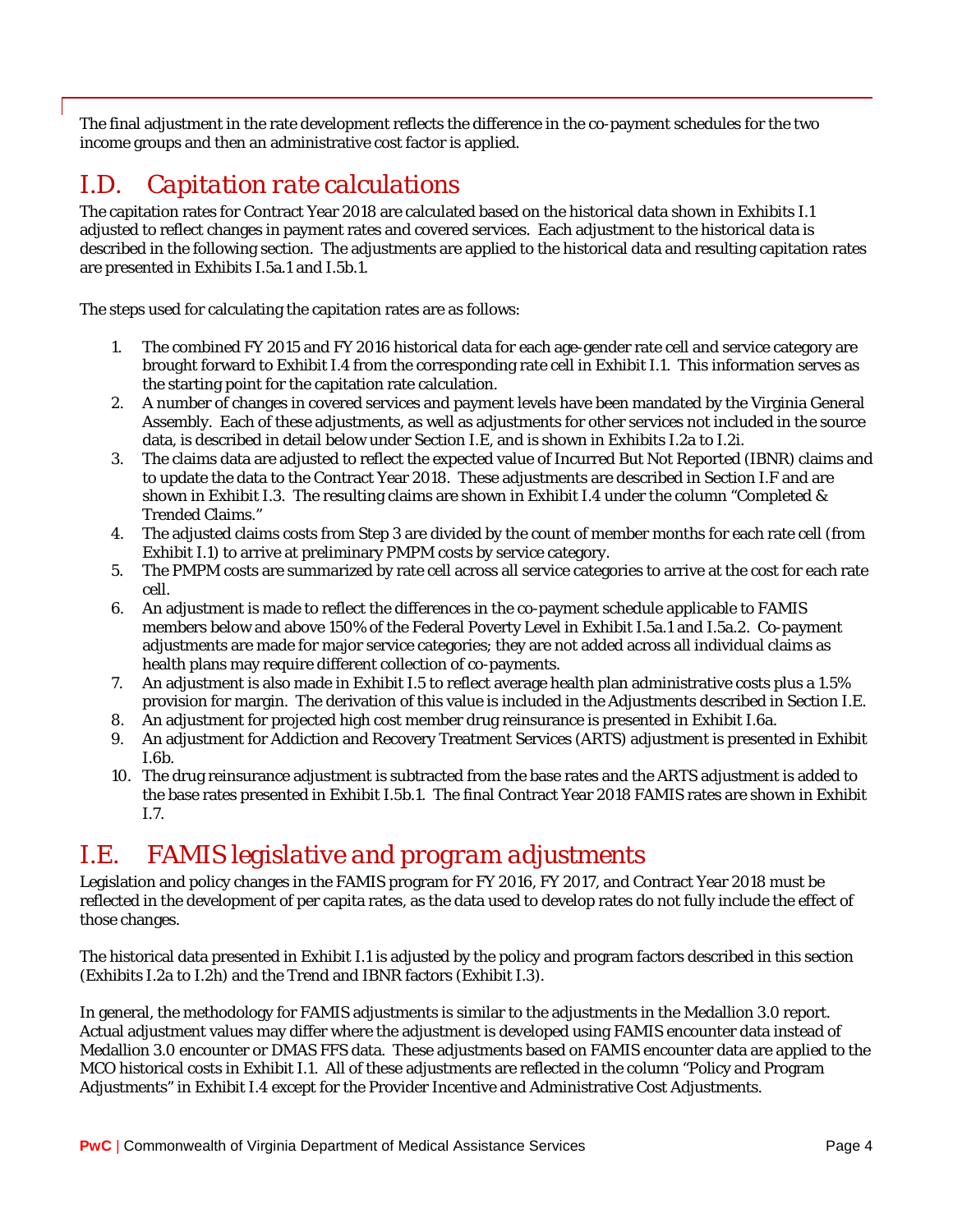The final adjustment in the rate development reflects the difference in the co-payment schedules for the two income groups and then an administrative cost factor is applied.

## I.D. Capitation rate calculations

The capitation rates for Contract Year 2018 are calculated based on the historical data shown in Exhibits I.1 adjusted to reflect changes in payment rates and covered services. Each adjustment to the historical data is described in the following section. The adjustments are applied to the historical data and resulting capitation rates are presented in Exhibits I.5a.1 and I.5b.1.

The steps used for calculating the capitation rates are as follows:

1. The combined FY 2015 and FY 2016 historical data for each age-gender rate cell and service category are brought forward to Exhibit I.4 from the corresponding rate cell in Exhibit I.1. This information serves as the starting point for the capitation rate calculation.
2. A number of changes in covered services and payment levels have been mandated by the Virginia General Assembly. Each of these adjustments, as well as adjustments for other services not included in the source data, is described in detail below under Section I.E, and is shown in Exhibits I.2a to I.2i.
3. The claims data are adjusted to reflect the expected value of Incurred But Not Reported (IBNR) claims and to update the data to the Contract Year 2018. These adjustments are described in Section I.F and are shown in Exhibit I.3. The resulting claims are shown in Exhibit I.4 under the column "Completed & Trended Claims."
4. The adjusted claims costs from Step 3 are divided by the count of member months for each rate cell (from Exhibit I.1) to arrive at preliminary PMPM costs by service category.
5. The PMPM costs are summarized by rate cell across all service categories to arrive at the cost for each rate cell.
6. An adjustment is made to reflect the differences in the co-payment schedule applicable to FAMIS members below and above 150% of the Federal Poverty Level in Exhibit I.5a.1 and I.5a.2. Co-payment adjustments are made for major service categories; they are not added across all individual claims as health plans may require different collection of co-payments.
7. An adjustment is also made in Exhibit I.5 to reflect average health plan administrative costs plus a 1.5% provision for margin. The derivation of this value is included in the Adjustments described in Section I.E.
8. An adjustment for projected high cost member drug reinsurance is presented in Exhibit I.6a.
9. An adjustment for Addiction and Recovery Treatment Services (ARTS) adjustment is presented in Exhibit I.6b.
10. The drug reinsurance adjustment is subtracted from the base rates and the ARTS adjustment is added to the base rates presented in Exhibit I.5b.1. The final Contract Year 2018 FAMIS rates are shown in Exhibit I.7.

## I.E. FAMIS legislative and program adjustments

Legislation and policy changes in the FAMIS program for FY 2016, FY 2017, and Contract Year 2018 must be reflected in the development of per capita rates, as the data used to develop rates do not fully include the effect of those changes.

The historical data presented in Exhibit I.1 is adjusted by the policy and program factors described in this section (Exhibits I.2a to I.2h) and the Trend and IBNR factors (Exhibit I.3).

In general, the methodology for FAMIS adjustments is similar to the adjustments in the Medallion 3.0 report. Actual adjustment values may differ where the adjustment is developed using FAMIS encounter data instead of Medallion 3.0 encounter or DMAS FFS data. These adjustments based on FAMIS encounter data are applied to the MCO historical costs in Exhibit I.1. All of these adjustments are reflected in the column "Policy and Program Adjustments" in Exhibit I.4 except for the Provider Incentive and Administrative Cost Adjustments.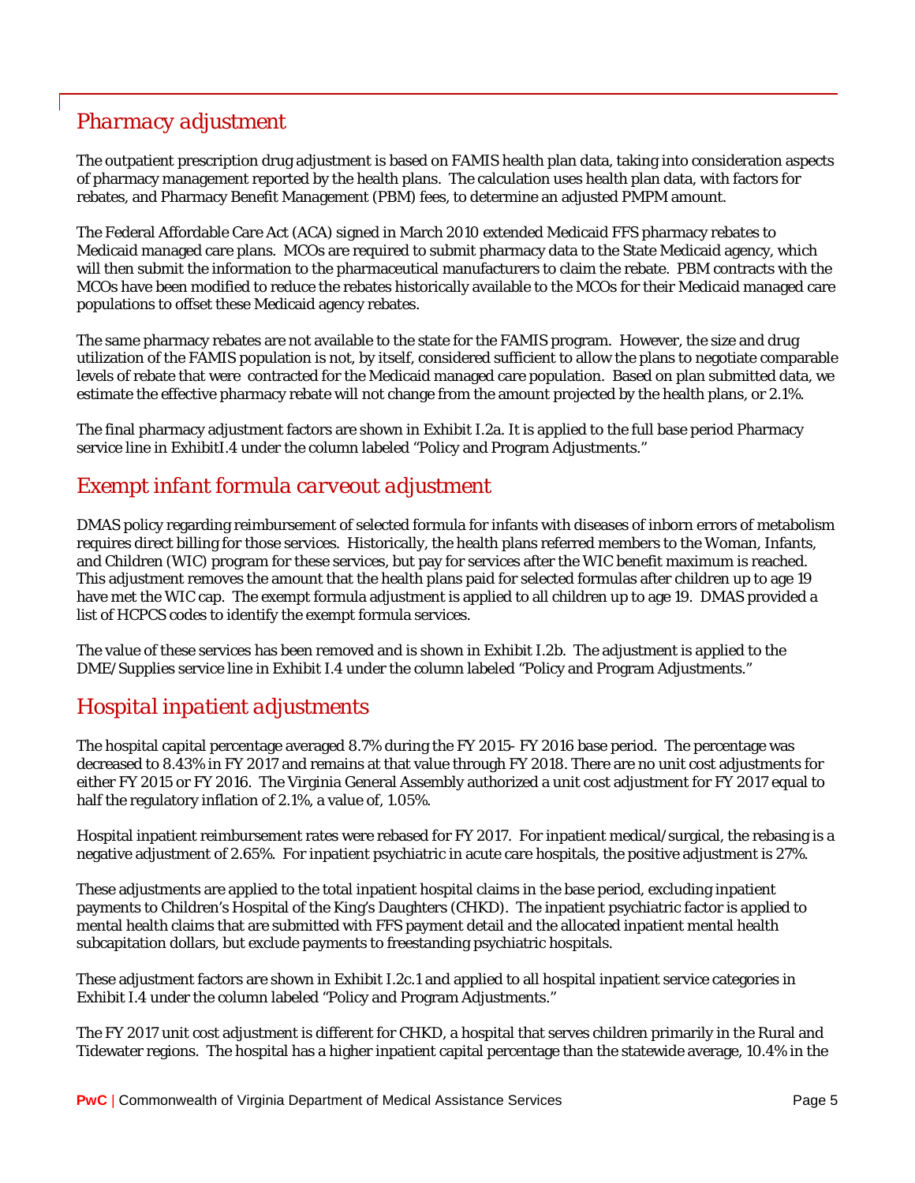## Pharmacy adjustment

The outpatient prescription drug adjustment is based on FAMIS health plan data, taking into consideration aspects of pharmacy management reported by the health plans. The calculation uses health plan data, with factors for rebates, and Pharmacy Benefit Management (PBM) fees, to determine an adjusted PMPM amount.

The Federal Affordable Care Act (ACA) signed in March 2010 extended Medicaid FFS pharmacy rebates to Medicaid managed care plans. MCOs are required to submit pharmacy data to the State Medicaid agency, which will then submit the information to the pharmaceutical manufacturers to claim the rebate. PBM contracts with the MCOs have been modified to reduce the rebates historically available to the MCOs for their Medicaid managed care populations to offset these Medicaid agency rebates.

The same pharmacy rebates are not available to the state for the FAMIS program. However, the size and drug utilization of the FAMIS population is not, by itself, considered sufficient to allow the plans to negotiate comparable levels of rebate that were contracted for the Medicaid managed care population. Based on plan submitted data, we estimate the effective pharmacy rebate will not change from the amount projected by the health plans, or 2.1%.

The final pharmacy adjustment factors are shown in Exhibit I.2a. It is applied to the full base period Pharmacy service line in ExhibitI.4 under the column labeled "Policy and Program Adjustments."

## Exempt infant formula carveout adjustment

DMAS policy regarding reimbursement of selected formula for infants with diseases of inborn errors of metabolism requires direct billing for those services. Historically, the health plans referred members to the Woman, Infants, and Children (WIC) program for these services, but pay for services after the WIC benefit maximum is reached. This adjustment removes the amount that the health plans paid for selected formulas after children up to age 19 have met the WIC cap. The exempt formula adjustment is applied to all children up to age 19. DMAS provided a list of HCPCS codes to identify the exempt formula services.

The value of these services has been removed and is shown in Exhibit I.2b. The adjustment is applied to the DME/Supplies service line in Exhibit I.4 under the column labeled "Policy and Program Adjustments."

## Hospital inpatient adjustments

The hospital capital percentage averaged 8.7% during the FY 2015- FY 2016 base period. The percentage was decreased to 8.43% in FY 2017 and remains at that value through FY 2018. There are no unit cost adjustments for either FY 2015 or FY 2016. The Virginia General Assembly authorized a unit cost adjustment for FY 2017 equal to half the regulatory inflation of 2.1%, a value of, 1.05%.

Hospital inpatient reimbursement rates were rebased for FY 2017. For inpatient medical/surgical, the rebasing is a negative adjustment of 2.65%. For inpatient psychiatric in acute care hospitals, the positive adjustment is 27%.

These adjustments are applied to the total inpatient hospital claims in the base period, excluding inpatient payments to Children's Hospital of the King's Daughters (CHKD). The inpatient psychiatric factor is applied to mental health claims that are submitted with FFS payment detail and the allocated inpatient mental health subcapitation dollars, but exclude payments to freestanding psychiatric hospitals.

These adjustment factors are shown in Exhibit I.2c.1 and applied to all hospital inpatient service categories in Exhibit I.4 under the column labeled "Policy and Program Adjustments."

The FY 2017 unit cost adjustment is different for CHKD, a hospital that serves children primarily in the Rural and Tidewater regions. The hospital has a higher inpatient capital percentage than the statewide average, 10.4% in the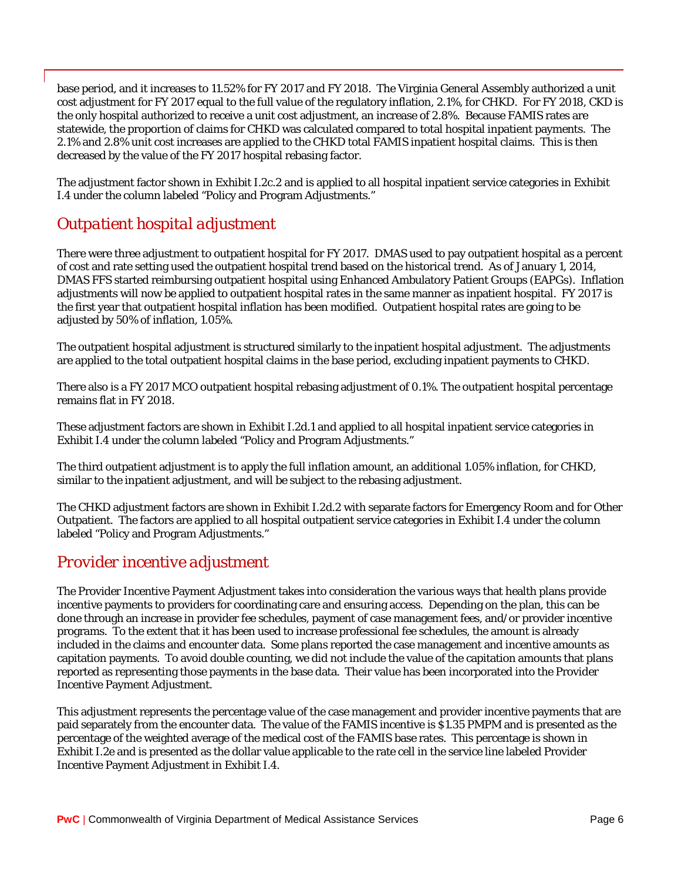base period, and it increases to 11.52% for FY 2017 and FY 2018. The Virginia General Assembly authorized a unit cost adjustment for FY 2017 equal to the full value of the regulatory inflation, 2.1%, for CHKD. For FY 2018, CKD is the only hospital authorized to receive a unit cost adjustment, an increase of 2.8%. Because FAMIS rates are statewide, the proportion of claims for CHKD was calculated compared to total hospital inpatient payments. The 2.1% and 2.8% unit cost increases are applied to the CHKD total FAMIS inpatient hospital claims. This is then decreased by the value of the FY 2017 hospital rebasing factor.

The adjustment factor shown in Exhibit I.2c.2 and is applied to all hospital inpatient service categories in Exhibit I.4 under the column labeled "Policy and Program Adjustments."

## *Outpatient hospital adjustment*

There were three adjustment to outpatient hospital for FY 2017. DMAS used to pay outpatient hospital as a percent of cost and rate setting used the outpatient hospital trend based on the historical trend. As of January 1, 2014, DMAS FFS started reimbursing outpatient hospital using Enhanced Ambulatory Patient Groups (EAPGs). Inflation adjustments will now be applied to outpatient hospital rates in the same manner as inpatient hospital. FY 2017 is the first year that outpatient hospital inflation has been modified. Outpatient hospital rates are going to be adjusted by 50% of inflation, 1.05%.

The outpatient hospital adjustment is structured similarly to the inpatient hospital adjustment. The adjustments are applied to the total outpatient hospital claims in the base period, excluding inpatient payments to CHKD.

There also is a FY 2017 MCO outpatient hospital rebasing adjustment of 0.1%. The outpatient hospital percentage remains flat in FY 2018.

These adjustment factors are shown in Exhibit I.2d.1 and applied to all hospital inpatient service categories in Exhibit I.4 under the column labeled "Policy and Program Adjustments."

The third outpatient adjustment is to apply the full inflation amount, an additional 1.05% inflation, for CHKD, similar to the inpatient adjustment, and will be subject to the rebasing adjustment.

The CHKD adjustment factors are shown in Exhibit I.2d.2 with separate factors for Emergency Room and for Other Outpatient. The factors are applied to all hospital outpatient service categories in Exhibit I.4 under the column labeled "Policy and Program Adjustments."

## *Provider incentive adjustment*

The Provider Incentive Payment Adjustment takes into consideration the various ways that health plans provide incentive payments to providers for coordinating care and ensuring access. Depending on the plan, this can be done through an increase in provider fee schedules, payment of case management fees, and/or provider incentive programs. To the extent that it has been used to increase professional fee schedules, the amount is already included in the claims and encounter data. Some plans reported the case management and incentive amounts as capitation payments. To avoid double counting, we did not include the value of the capitation amounts that plans reported as representing those payments in the base data. Their value has been incorporated into the Provider Incentive Payment Adjustment.

This adjustment represents the percentage value of the case management and provider incentive payments that are paid separately from the encounter data. The value of the FAMIS incentive is $1.35 PMPM and is presented as the percentage of the weighted average of the medical cost of the FAMIS base rates. This percentage is shown in Exhibit I.2e and is presented as the dollar value applicable to the rate cell in the service line labeled Provider Incentive Payment Adjustment in Exhibit I.4.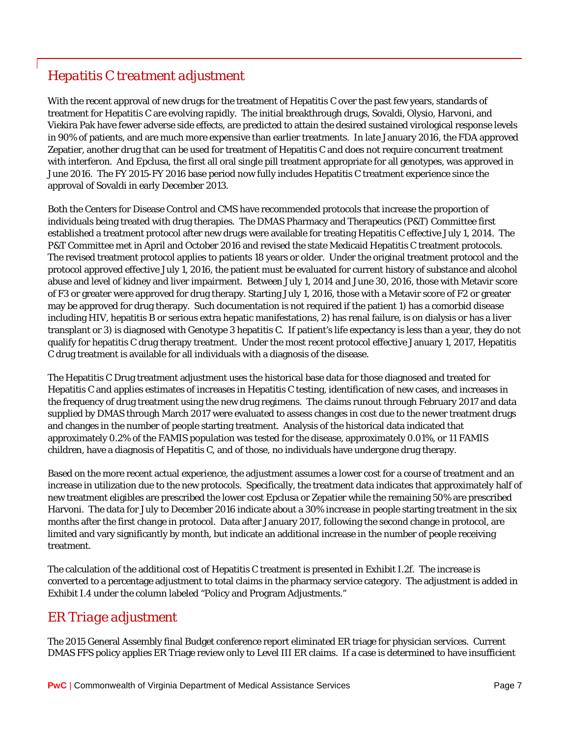## *Hepatitis C treatment adjustment*

With the recent approval of new drugs for the treatment of Hepatitis C over the past few years, standards of treatment for Hepatitis C are evolving rapidly. The initial breakthrough drugs, Sovaldi, Olysio, Harvoni, and Viekira Pak have fewer adverse side effects, are predicted to attain the desired sustained virological response levels in 90% of patients, and are much more expensive than earlier treatments. In late January 2016, the FDA approved Zepatier, another drug that can be used for treatment of Hepatitis C and does not require concurrent treatment with interferon. And Epclusa, the first all oral single pill treatment appropriate for all genotypes, was approved in June 2016. The FY 2015-FY 2016 base period now fully includes Hepatitis C treatment experience since the approval of Sovaldi in early December 2013.

Both the Centers for Disease Control and CMS have recommended protocols that increase the proportion of individuals being treated with drug therapies. The DMAS Pharmacy and Therapeutics (P&T) Committee first established a treatment protocol after new drugs were available for treating Hepatitis C effective July 1, 2014. The P&T Committee met in April and October 2016 and revised the state Medicaid Hepatitis C treatment protocols. The revised treatment protocol applies to patients 18 years or older. Under the original treatment protocol and the protocol approved effective July 1, 2016, the patient must be evaluated for current history of substance and alcohol abuse and level of kidney and liver impairment. Between July 1, 2014 and June 30, 2016, those with Metavir score of F3 or greater were approved for drug therapy. Starting July 1, 2016, those with a Metavir score of F2 or greater may be approved for drug therapy. Such documentation is not required if the patient 1) has a comorbid disease including HIV, hepatitis B or serious extra hepatic manifestations, 2) has renal failure, is on dialysis or has a liver transplant or 3) is diagnosed with Genotype 3 hepatitis C. If patient's life expectancy is less than a year, they do not qualify for hepatitis C drug therapy treatment. Under the most recent protocol effective January 1, 2017, Hepatitis C drug treatment is available for all individuals with a diagnosis of the disease.

The Hepatitis C Drug treatment adjustment uses the historical base data for those diagnosed and treated for Hepatitis C and applies estimates of increases in Hepatitis C testing, identification of new cases, and increases in the frequency of drug treatment using the new drug regimens. The claims runout through February 2017 and data supplied by DMAS through March 2017 were evaluated to assess changes in cost due to the newer treatment drugs and changes in the number of people starting treatment. Analysis of the historical data indicated that approximately 0.2% of the FAMIS population was tested for the disease, approximately 0.01%, or 11 FAMIS children, have a diagnosis of Hepatitis C, and of those, no individuals have undergone drug therapy.

Based on the more recent actual experience, the adjustment assumes a lower cost for a course of treatment and an increase in utilization due to the new protocols. Specifically, the treatment data indicates that approximately half of new treatment eligibles are prescribed the lower cost Epclusa or Zepatier while the remaining 50% are prescribed Harvoni. The data for July to December 2016 indicate about a 30% increase in people starting treatment in the six months after the first change in protocol. Data after January 2017, following the second change in protocol, are limited and vary significantly by month, but indicate an additional increase in the number of people receiving treatment.

The calculation of the additional cost of Hepatitis C treatment is presented in Exhibit I.2f. The increase is converted to a percentage adjustment to total claims in the pharmacy service category. The adjustment is added in Exhibit I.4 under the column labeled "Policy and Program Adjustments."

## *ER Triage adjustment*

The 2015 General Assembly final Budget conference report eliminated ER triage for physician services. Current DMAS FFS policy applies ER Triage review only to Level III ER claims. If a case is determined to have insufficient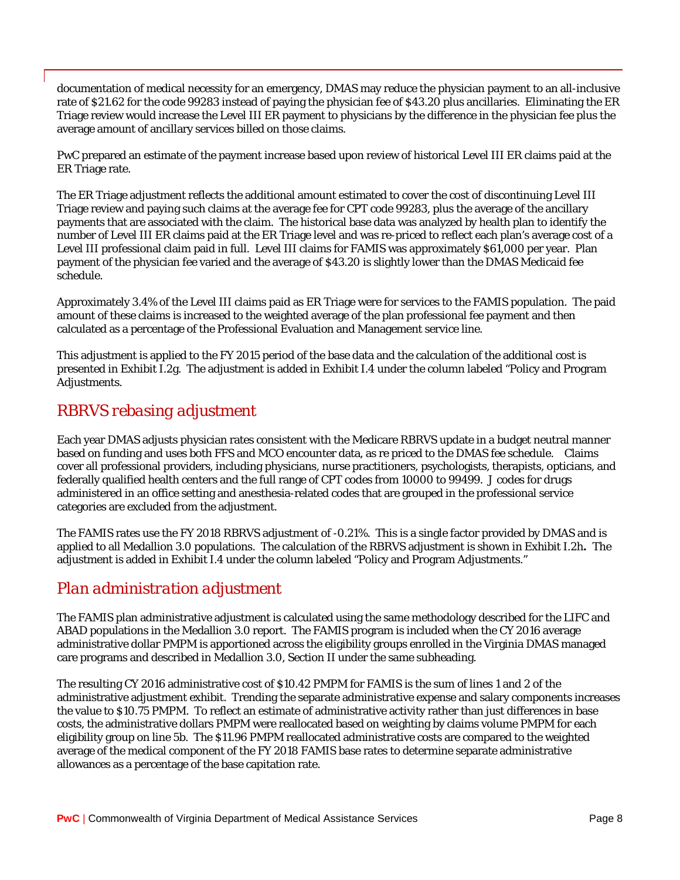documentation of medical necessity for an emergency, DMAS may reduce the physician payment to an all-inclusive rate of $21.62 for the code 99283 instead of paying the physician fee of $43.20 plus ancillaries. Eliminating the ER Triage review would increase the Level III ER payment to physicians by the difference in the physician fee plus the average amount of ancillary services billed on those claims.

PwC prepared an estimate of the payment increase based upon review of historical Level III ER claims paid at the ER Triage rate.

The ER Triage adjustment reflects the additional amount estimated to cover the cost of discontinuing Level III Triage review and paying such claims at the average fee for CPT code 99283, plus the average of the ancillary payments that are associated with the claim. The historical base data was analyzed by health plan to identify the number of Level III ER claims paid at the ER Triage level and was re-priced to reflect each plan's average cost of a Level III professional claim paid in full. Level III claims for FAMIS was approximately $61,000 per year. Plan payment of the physician fee varied and the average of $43.20 is slightly lower than the DMAS Medicaid fee schedule.

Approximately 3.4% of the Level III claims paid as ER Triage were for services to the FAMIS population. The paid amount of these claims is increased to the weighted average of the plan professional fee payment and then calculated as a percentage of the Professional Evaluation and Management service line.

This adjustment is applied to the FY 2015 period of the base data and the calculation of the additional cost is presented in Exhibit I.2g. The adjustment is added in Exhibit I.4 under the column labeled "Policy and Program Adjustments.

## *RBRVS rebasing adjustment*

Each year DMAS adjusts physician rates consistent with the Medicare RBRVS update in a budget neutral manner based on funding and uses both FFS and MCO encounter data, as re priced to the DMAS fee schedule. Claims cover all professional providers, including physicians, nurse practitioners, psychologists, therapists, opticians, and federally qualified health centers and the full range of CPT codes from 10000 to 99499. J codes for drugs administered in an office setting and anesthesia-related codes that are grouped in the professional service categories are excluded from the adjustment.

The FAMIS rates use the FY 2018 RBRVS adjustment of -0.21%. This is a single factor provided by DMAS and is applied to all Medallion 3.0 populations. The calculation of the RBRVS adjustment is shown in Exhibit I.2h**.** The adjustment is added in Exhibit I.4 under the column labeled "Policy and Program Adjustments."

## *Plan administration adjustment*

The FAMIS plan administrative adjustment is calculated using the same methodology described for the LIFC and ABAD populations in the Medallion 3.0 report. The FAMIS program is included when the CY 2016 average administrative dollar PMPM is apportioned across the eligibility groups enrolled in the Virginia DMAS managed care programs and described in Medallion 3.0, Section II under the same subheading.

The resulting CY 2016 administrative cost of $10.42 PMPM for FAMIS is the sum of lines 1 and 2 of the administrative adjustment exhibit. Trending the separate administrative expense and salary components increases the value to $10.75 PMPM. To reflect an estimate of administrative activity rather than just differences in base costs, the administrative dollars PMPM were reallocated based on weighting by claims volume PMPM for each eligibility group on line 5b. The $11.96 PMPM reallocated administrative costs are compared to the weighted average of the medical component of the FY 2018 FAMIS base rates to determine separate administrative allowances as a percentage of the base capitation rate.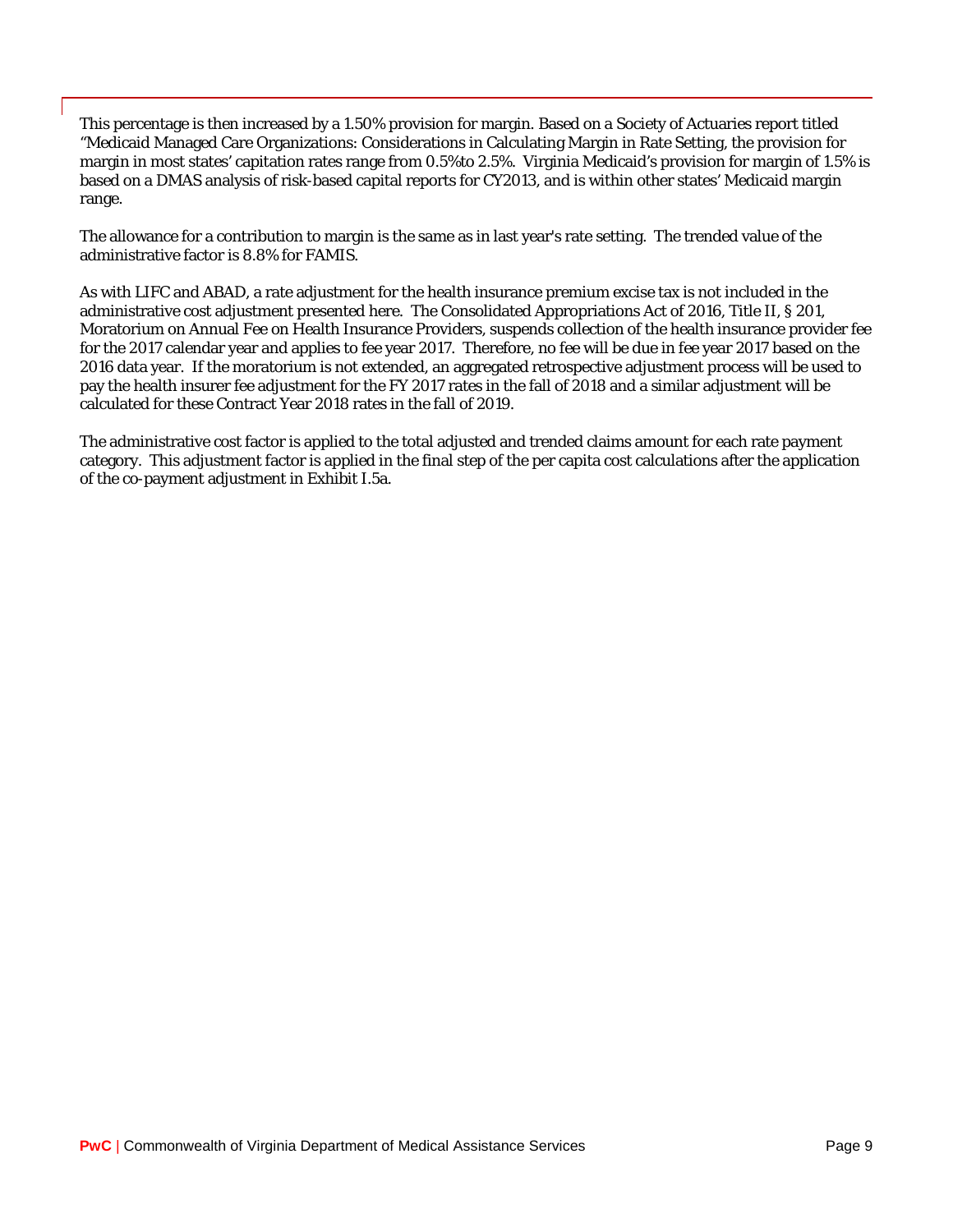This percentage is then increased by a 1.50% provision for margin. Based on a Society of Actuaries report titled "Medicaid Managed Care Organizations: Considerations in Calculating Margin in Rate Setting, the provision for margin in most states' capitation rates range from 0.5%to 2.5%. Virginia Medicaid's provision for margin of 1.5% is based on a DMAS analysis of risk-based capital reports for CY2013, and is within other states' Medicaid margin range.

The allowance for a contribution to margin is the same as in last year's rate setting. The trended value of the administrative factor is 8.8% for FAMIS.

As with LIFC and ABAD, a rate adjustment for the health insurance premium excise tax is not included in the administrative cost adjustment presented here. The Consolidated Appropriations Act of 2016, Title II, § 201, Moratorium on Annual Fee on Health Insurance Providers, suspends collection of the health insurance provider fee for the 2017 calendar year and applies to fee year 2017. Therefore, no fee will be due in fee year 2017 based on the 2016 data year. If the moratorium is not extended, an aggregated retrospective adjustment process will be used to pay the health insurer fee adjustment for the FY 2017 rates in the fall of 2018 and a similar adjustment will be calculated for these Contract Year 2018 rates in the fall of 2019.

The administrative cost factor is applied to the total adjusted and trended claims amount for each rate payment category. This adjustment factor is applied in the final step of the per capita cost calculations after the application of the co-payment adjustment in Exhibit I.5a.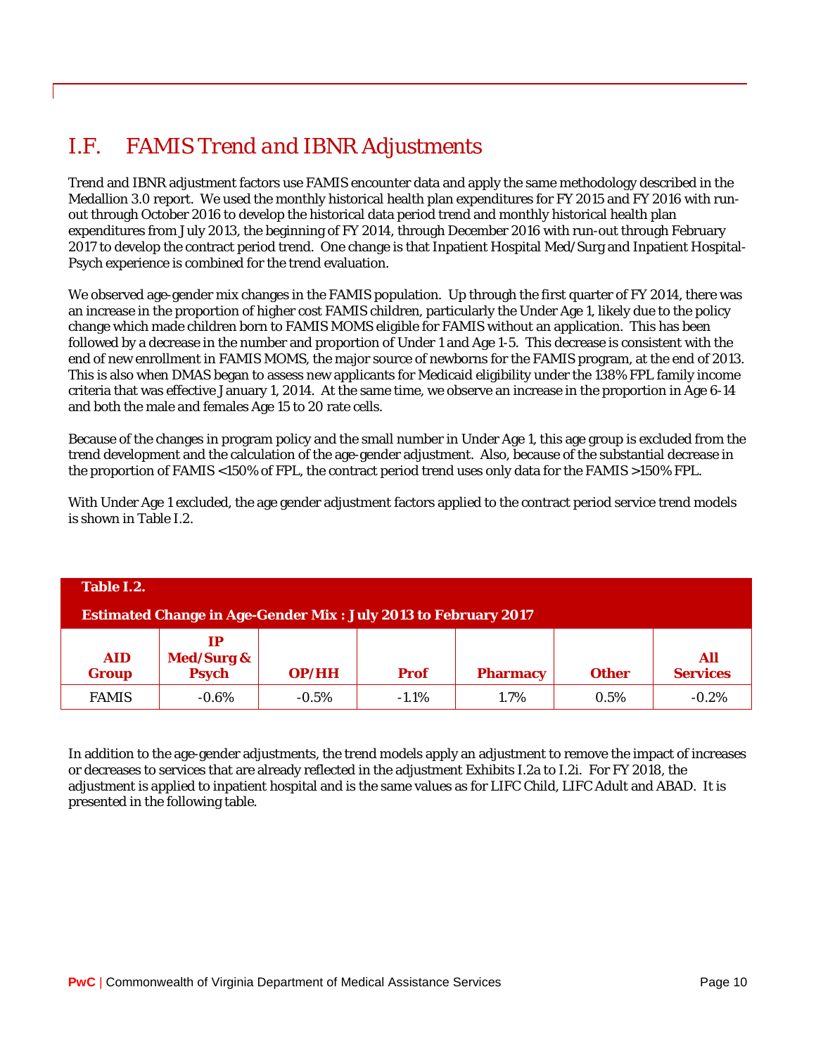## I.F. *FAMIS Trend and IBNR Adjustments*

Trend and IBNR adjustment factors use FAMIS encounter data and apply the same methodology described in the Medallion 3.0 report. We used the monthly historical health plan expenditures for FY 2015 and FY 2016 with run-out through October 2016 to develop the historical data period trend and monthly historical health plan expenditures from July 2013, the beginning of FY 2014, through December 2016 with run-out through February 2017 to develop the contract period trend. One change is that Inpatient Hospital Med/Surg and Inpatient Hospital-Psych experience is combined for the trend evaluation.

We observed age-gender mix changes in the FAMIS population. Up through the first quarter of FY 2014, there was an increase in the proportion of higher cost FAMIS children, particularly the Under Age 1, likely due to the policy change which made children born to FAMIS MOMS eligible for FAMIS without an application. This has been followed by a decrease in the number and proportion of Under 1 and Age 1-5. This decrease is consistent with the end of new enrollment in FAMIS MOMS, the major source of newborns for the FAMIS program, at the end of 2013. This is also when DMAS began to assess new applicants for Medicaid eligibility under the 138% FPL family income criteria that was effective January 1, 2014. At the same time, we observe an increase in the proportion in Age 6-14 and both the male and females Age 15 to 20 rate cells.

Because of the changes in program policy and the small number in Under Age 1, this age group is excluded from the trend development and the calculation of the age-gender adjustment. Also, because of the substantial decrease in the proportion of FAMIS <150% of FPL, the contract period trend uses only data for the FAMIS >150% FPL.

With Under Age 1 excluded, the age gender adjustment factors applied to the contract period service trend models is shown in Table I.2.

**Table I.2.**

**Estimated Change in Age-Gender Mix : July 2013 to February 2017**

| AID Group | IP Med/Surg & Psych | OP/HH | Prof | Pharmacy | Other | All Services |
|---|---|---|---|---|---|---|
| FAMIS | -0.6% | -0.5% | -1.1% | 1.7% | 0.5% | -0.2% |

In addition to the age-gender adjustments, the trend models apply an adjustment to remove the impact of increases or decreases to services that are already reflected in the adjustment Exhibits I.2a to I.2i. For FY 2018, the adjustment is applied to inpatient hospital and is the same values as for LIFC Child, LIFC Adult and ABAD. It is presented in the following table.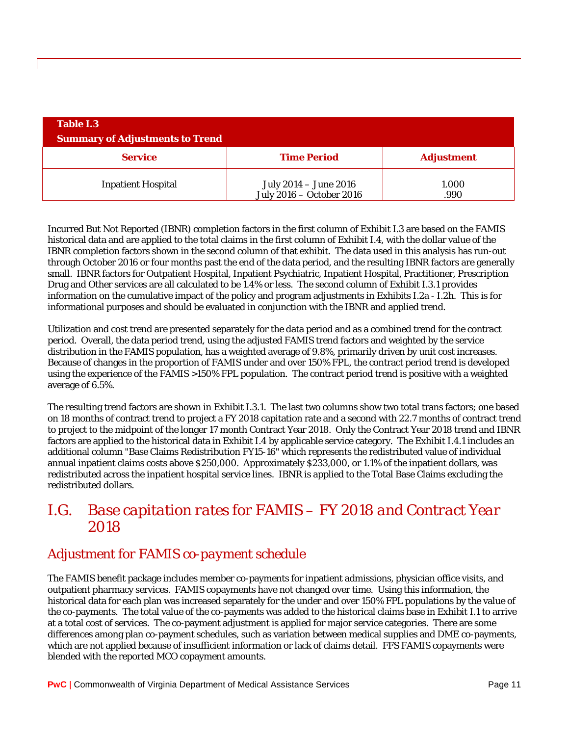| Table I.3<br>Summary of Adjustments to Trend | | |
|---|---|---|
| **Service** | **Time Period** | **Adjustment** |
| Inpatient Hospital | July 2014 – June 2016<br>July 2016 – October 2016 | 1.000<br>.990 |

Incurred But Not Reported (IBNR) completion factors in the first column of Exhibit I.3 are based on the FAMIS historical data and are applied to the total claims in the first column of Exhibit I.4, with the dollar value of the IBNR completion factors shown in the second column of that exhibit. The data used in this analysis has run-out through October 2016 or four months past the end of the data period, and the resulting IBNR factors are generally small. IBNR factors for Outpatient Hospital, Inpatient Psychiatric, Inpatient Hospital, Practitioner, Prescription Drug and Other services are all calculated to be 1.4% or less. The second column of Exhibit I.3.1 provides information on the cumulative impact of the policy and program adjustments in Exhibits I.2a - I.2h. This is for informational purposes and should be evaluated in conjunction with the IBNR and applied trend.

Utilization and cost trend are presented separately for the data period and as a combined trend for the contract period. Overall, the data period trend, using the adjusted FAMIS trend factors and weighted by the service distribution in the FAMIS population, has a weighted average of 9.8%, primarily driven by unit cost increases. Because of changes in the proportion of FAMIS under and over 150% FPL, the contract period trend is developed using the experience of the FAMIS >150% FPL population. The contract period trend is positive with a weighted average of 6.5%.

The resulting trend factors are shown in Exhibit I.3.1. The last two columns show two total trans factors; one based on 18 months of contract trend to project a FY 2018 capitation rate and a second with 22.7 months of contract trend to project to the midpoint of the longer 17 month Contract Year 2018. Only the Contract Year 2018 trend and IBNR factors are applied to the historical data in Exhibit I.4 by applicable service category. The Exhibit I.4.1 includes an additional column "Base Claims Redistribution FY15-16" which represents the redistributed value of individual annual inpatient claims costs above $250,000. Approximately $233,000, or 1.1% of the inpatient dollars, was redistributed across the inpatient hospital service lines. IBNR is applied to the Total Base Claims excluding the redistributed dollars.

# I.G. Base capitation rates for FAMIS – FY 2018 and Contract Year 2018

## Adjustment for FAMIS co-payment schedule

The FAMIS benefit package includes member co-payments for inpatient admissions, physician office visits, and outpatient pharmacy services. FAMIS copayments have not changed over time. Using this information, the historical data for each plan was increased separately for the under and over 150% FPL populations by the value of the co-payments. The total value of the co-payments was added to the historical claims base in Exhibit I.1 to arrive at a total cost of services. The co-payment adjustment is applied for major service categories. There are some differences among plan co-payment schedules, such as variation between medical supplies and DME co-payments, which are not applied because of insufficient information or lack of claims detail. FFS FAMIS copayments were blended with the reported MCO copayment amounts.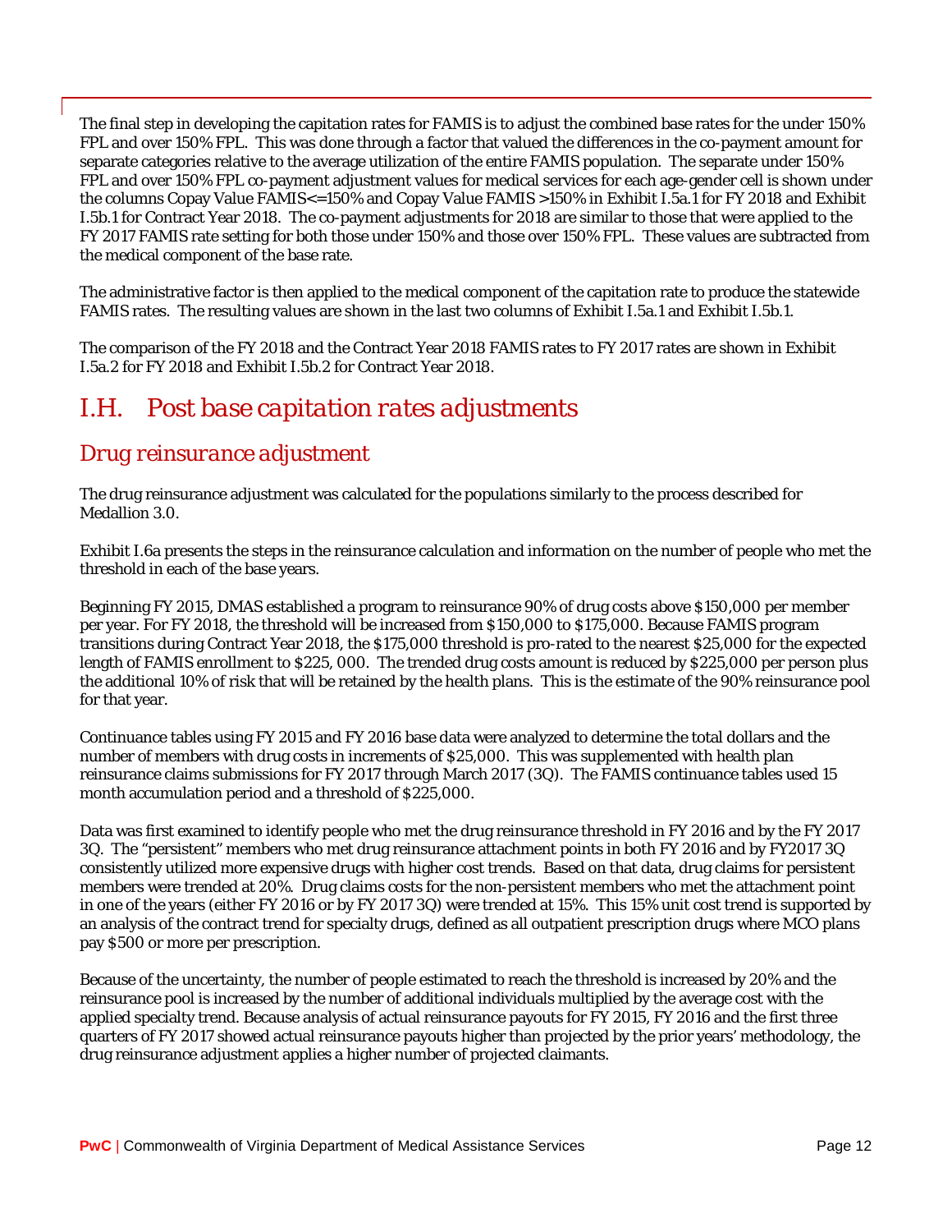The final step in developing the capitation rates for FAMIS is to adjust the combined base rates for the under 150% FPL and over 150% FPL. This was done through a factor that valued the differences in the co-payment amount for separate categories relative to the average utilization of the entire FAMIS population. The separate under 150% FPL and over 150% FPL co-payment adjustment values for medical services for each age-gender cell is shown under the columns Copay Value FAMIS<=150% and Copay Value FAMIS >150% in Exhibit I.5a.1 for FY 2018 and Exhibit I.5b.1 for Contract Year 2018. The co-payment adjustments for 2018 are similar to those that were applied to the FY 2017 FAMIS rate setting for both those under 150% and those over 150% FPL. These values are subtracted from the medical component of the base rate.

The administrative factor is then applied to the medical component of the capitation rate to produce the statewide FAMIS rates. The resulting values are shown in the last two columns of Exhibit I.5a.1 and Exhibit I.5b.1.

The comparison of the FY 2018 and the Contract Year 2018 FAMIS rates to FY 2017 rates are shown in Exhibit I.5a.2 for FY 2018 and Exhibit I.5b.2 for Contract Year 2018.

## *I.H. Post base capitation rates adjustments*

### *Drug reinsurance adjustment*

The drug reinsurance adjustment was calculated for the populations similarly to the process described for Medallion 3.0.

Exhibit I.6a presents the steps in the reinsurance calculation and information on the number of people who met the threshold in each of the base years.

Beginning FY 2015, DMAS established a program to reinsurance 90% of drug costs above $150,000 per member per year. For FY 2018, the threshold will be increased from $150,000 to $175,000. Because FAMIS program transitions during Contract Year 2018, the $175,000 threshold is pro-rated to the nearest $25,000 for the expected length of FAMIS enrollment to $225, 000. The trended drug costs amount is reduced by $225,000 per person plus the additional 10% of risk that will be retained by the health plans. This is the estimate of the 90% reinsurance pool for that year.

Continuance tables using FY 2015 and FY 2016 base data were analyzed to determine the total dollars and the number of members with drug costs in increments of $25,000. This was supplemented with health plan reinsurance claims submissions for FY 2017 through March 2017 (3Q). The FAMIS continuance tables used 15 month accumulation period and a threshold of $225,000.

Data was first examined to identify people who met the drug reinsurance threshold in FY 2016 and by the FY 2017 3Q. The "persistent" members who met drug reinsurance attachment points in both FY 2016 and by FY2017 3Q consistently utilized more expensive drugs with higher cost trends. Based on that data, drug claims for persistent members were trended at 20%. Drug claims costs for the non-persistent members who met the attachment point in one of the years (either FY 2016 or by FY 2017 3Q) were trended at 15%. This 15% unit cost trend is supported by an analysis of the contract trend for specialty drugs, defined as all outpatient prescription drugs where MCO plans pay $500 or more per prescription.

Because of the uncertainty, the number of people estimated to reach the threshold is increased by 20% and the reinsurance pool is increased by the number of additional individuals multiplied by the average cost with the applied specialty trend. Because analysis of actual reinsurance payouts for FY 2015, FY 2016 and the first three quarters of FY 2017 showed actual reinsurance payouts higher than projected by the prior years' methodology, the drug reinsurance adjustment applies a higher number of projected claimants.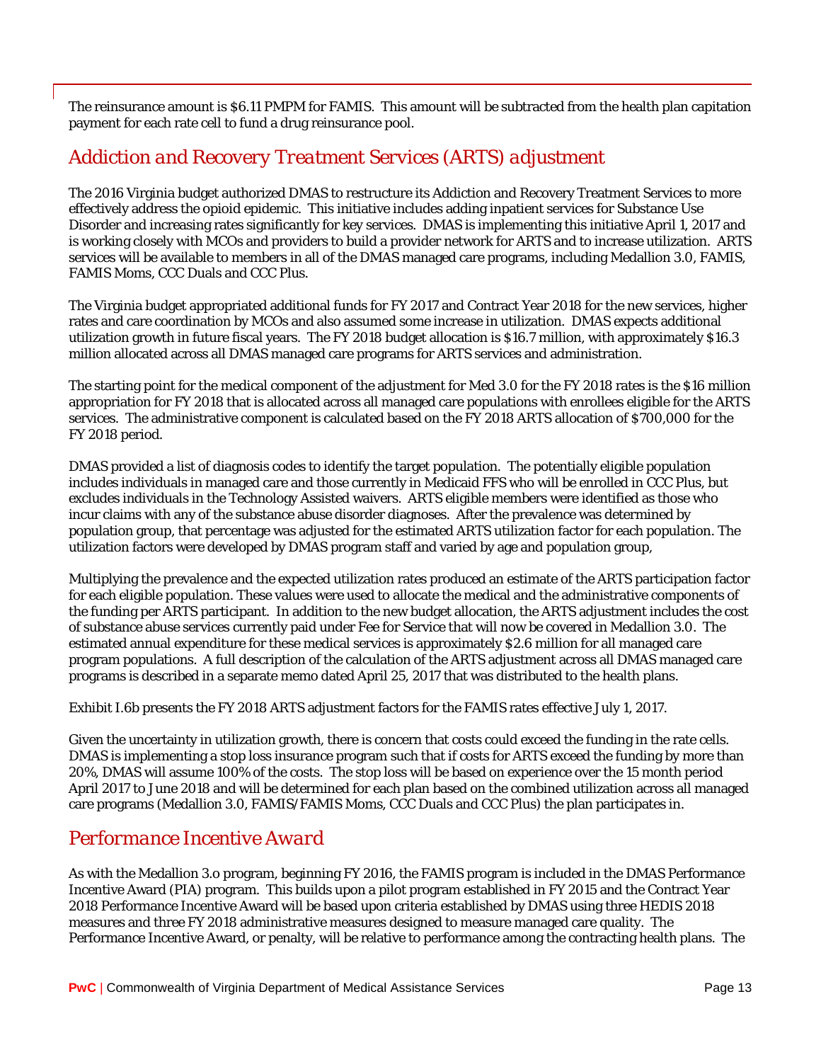The reinsurance amount is $6.11 PMPM for FAMIS. This amount will be subtracted from the health plan capitation payment for each rate cell to fund a drug reinsurance pool.

## *Addiction and Recovery Treatment Services (ARTS) adjustment*

The 2016 Virginia budget authorized DMAS to restructure its Addiction and Recovery Treatment Services to more effectively address the opioid epidemic. This initiative includes adding inpatient services for Substance Use Disorder and increasing rates significantly for key services. DMAS is implementing this initiative April 1, 2017 and is working closely with MCOs and providers to build a provider network for ARTS and to increase utilization. ARTS services will be available to members in all of the DMAS managed care programs, including Medallion 3.0, FAMIS, FAMIS Moms, CCC Duals and CCC Plus.

The Virginia budget appropriated additional funds for FY 2017 and Contract Year 2018 for the new services, higher rates and care coordination by MCOs and also assumed some increase in utilization. DMAS expects additional utilization growth in future fiscal years. The FY 2018 budget allocation is $16.7 million, with approximately $16.3 million allocated across all DMAS managed care programs for ARTS services and administration.

The starting point for the medical component of the adjustment for Med 3.0 for the FY 2018 rates is the $16 million appropriation for FY 2018 that is allocated across all managed care populations with enrollees eligible for the ARTS services. The administrative component is calculated based on the FY 2018 ARTS allocation of $700,000 for the FY 2018 period.

DMAS provided a list of diagnosis codes to identify the target population. The potentially eligible population includes individuals in managed care and those currently in Medicaid FFS who will be enrolled in CCC Plus, but excludes individuals in the Technology Assisted waivers. ARTS eligible members were identified as those who incur claims with any of the substance abuse disorder diagnoses. After the prevalence was determined by population group, that percentage was adjusted for the estimated ARTS utilization factor for each population. The utilization factors were developed by DMAS program staff and varied by age and population group,

Multiplying the prevalence and the expected utilization rates produced an estimate of the ARTS participation factor for each eligible population. These values were used to allocate the medical and the administrative components of the funding per ARTS participant. In addition to the new budget allocation, the ARTS adjustment includes the cost of substance abuse services currently paid under Fee for Service that will now be covered in Medallion 3.0. The estimated annual expenditure for these medical services is approximately $2.6 million for all managed care program populations. A full description of the calculation of the ARTS adjustment across all DMAS managed care programs is described in a separate memo dated April 25, 2017 that was distributed to the health plans.

Exhibit I.6b presents the FY 2018 ARTS adjustment factors for the FAMIS rates effective July 1, 2017.

Given the uncertainty in utilization growth, there is concern that costs could exceed the funding in the rate cells. DMAS is implementing a stop loss insurance program such that if costs for ARTS exceed the funding by more than 20%, DMAS will assume 100% of the costs. The stop loss will be based on experience over the 15 month period April 2017 to June 2018 and will be determined for each plan based on the combined utilization across all managed care programs (Medallion 3.0, FAMIS/FAMIS Moms, CCC Duals and CCC Plus) the plan participates in.

## *Performance Incentive Award*

As with the Medallion 3.o program, beginning FY 2016, the FAMIS program is included in the DMAS Performance Incentive Award (PIA) program. This builds upon a pilot program established in FY 2015 and the Contract Year 2018 Performance Incentive Award will be based upon criteria established by DMAS using three HEDIS 2018 measures and three FY 2018 administrative measures designed to measure managed care quality. The Performance Incentive Award, or penalty, will be relative to performance among the contracting health plans. The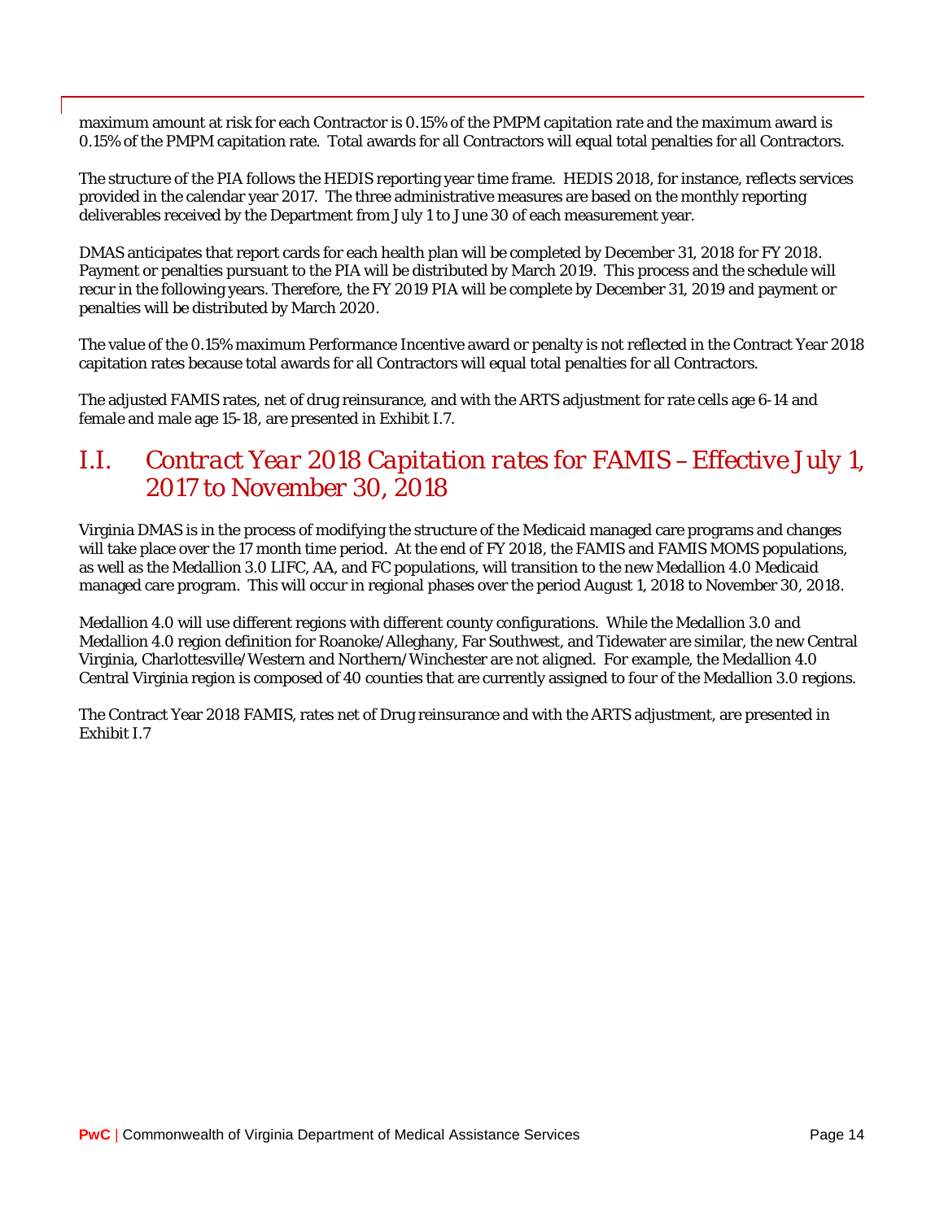maximum amount at risk for each Contractor is 0.15% of the PMPM capitation rate and the maximum award is 0.15% of the PMPM capitation rate. Total awards for all Contractors will equal total penalties for all Contractors.

The structure of the PIA follows the HEDIS reporting year time frame. HEDIS 2018, for instance, reflects services provided in the calendar year 2017. The three administrative measures are based on the monthly reporting deliverables received by the Department from July 1 to June 30 of each measurement year.

DMAS anticipates that report cards for each health plan will be completed by December 31, 2018 for FY 2018. Payment or penalties pursuant to the PIA will be distributed by March 2019. This process and the schedule will recur in the following years. Therefore, the FY 2019 PIA will be complete by December 31, 2019 and payment or penalties will be distributed by March 2020.

The value of the 0.15% maximum Performance Incentive award or penalty is not reflected in the Contract Year 2018 capitation rates because total awards for all Contractors will equal total penalties for all Contractors.

The adjusted FAMIS rates, net of drug reinsurance, and with the ARTS adjustment for rate cells age 6-14 and female and male age 15-18, are presented in Exhibit I.7.

## I.I. *Contract Year 2018 Capitation rates for FAMIS – Effective July 1, 2017 to November 30, 2018*

Virginia DMAS is in the process of modifying the structure of the Medicaid managed care programs and changes will take place over the 17 month time period. At the end of FY 2018, the FAMIS and FAMIS MOMS populations, as well as the Medallion 3.0 LIFC, AA, and FC populations, will transition to the new Medallion 4.0 Medicaid managed care program. This will occur in regional phases over the period August 1, 2018 to November 30, 2018.

Medallion 4.0 will use different regions with different county configurations. While the Medallion 3.0 and Medallion 4.0 region definition for Roanoke/Alleghany, Far Southwest, and Tidewater are similar, the new Central Virginia, Charlottesville/Western and Northern/Winchester are not aligned. For example, the Medallion 4.0 Central Virginia region is composed of 40 counties that are currently assigned to four of the Medallion 3.0 regions.

The Contract Year 2018 FAMIS, rates net of Drug reinsurance and with the ARTS adjustment, are presented in Exhibit I.7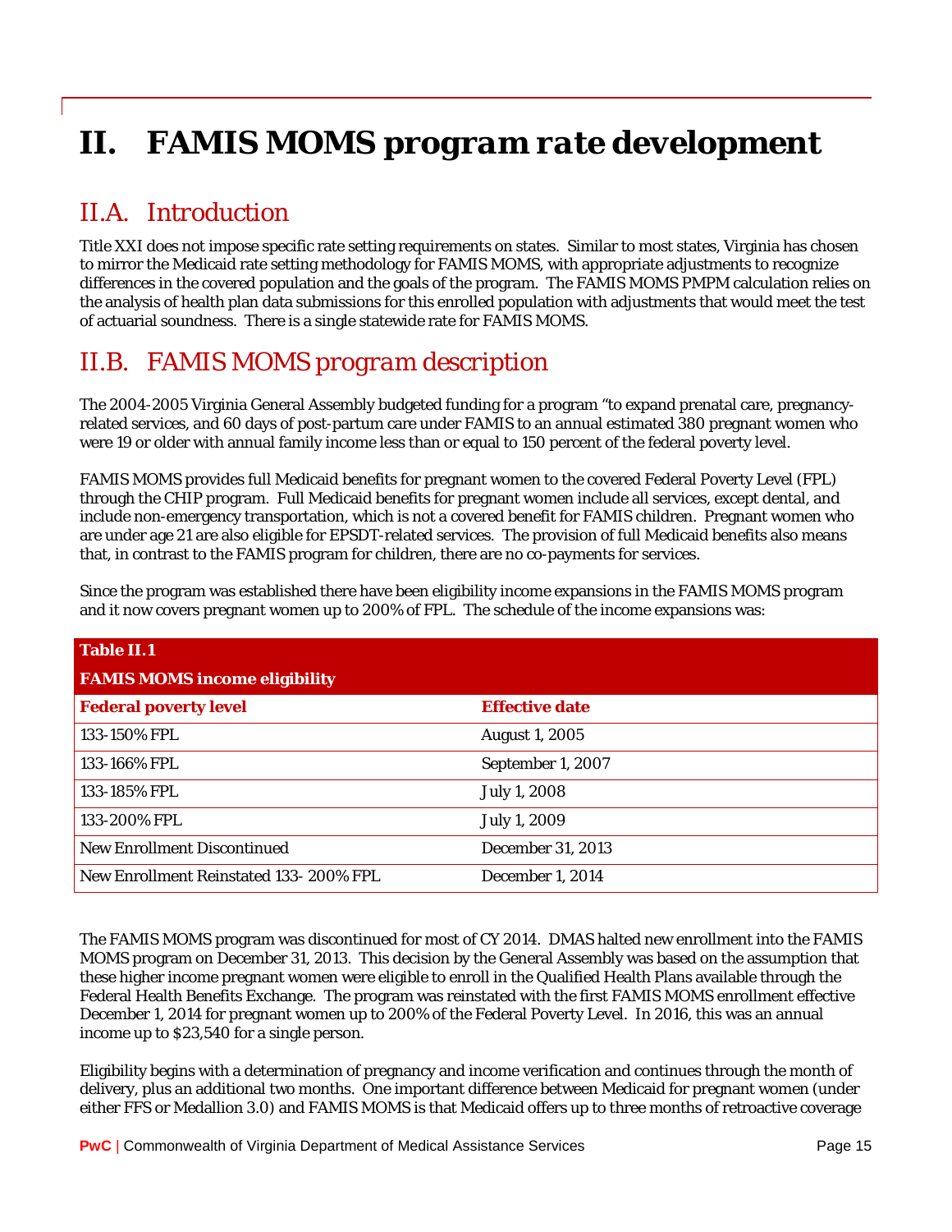# II. FAMIS MOMS program rate development

## II.A. Introduction

Title XXI does not impose specific rate setting requirements on states. Similar to most states, Virginia has chosen to mirror the Medicaid rate setting methodology for FAMIS MOMS, with appropriate adjustments to recognize differences in the covered population and the goals of the program. The FAMIS MOMS PMPM calculation relies on the analysis of health plan data submissions for this enrolled population with adjustments that would meet the test of actuarial soundness. There is a single statewide rate for FAMIS MOMS.

## II.B. FAMIS MOMS program description

The 2004-2005 Virginia General Assembly budgeted funding for a program "to expand prenatal care, pregnancy-related services, and 60 days of post-partum care under FAMIS to an annual estimated 380 pregnant women who were 19 or older with annual family income less than or equal to 150 percent of the federal poverty level.

FAMIS MOMS provides full Medicaid benefits for pregnant women to the covered Federal Poverty Level (FPL) through the CHIP program. Full Medicaid benefits for pregnant women include all services, except dental, and include non-emergency transportation, which is not a covered benefit for FAMIS children. Pregnant women who are under age 21 are also eligible for EPSDT-related services. The provision of full Medicaid benefits also means that, in contrast to the FAMIS program for children, there are no co-payments for services.

Since the program was established there have been eligibility income expansions in the FAMIS MOMS program and it now covers pregnant women up to 200% of FPL. The schedule of the income expansions was:

**Table II.1**

**FAMIS MOMS income eligibility**

| Federal poverty level | Effective date |
|---|---|
| 133-150% FPL | August 1, 2005 |
| 133-166% FPL | September 1, 2007 |
| 133-185% FPL | July 1, 2008 |
| 133-200% FPL | July 1, 2009 |
| New Enrollment Discontinued | December 31, 2013 |
| New Enrollment Reinstated 133- 200% FPL | December 1, 2014 |

The FAMIS MOMS program was discontinued for most of CY 2014. DMAS halted new enrollment into the FAMIS MOMS program on December 31, 2013. This decision by the General Assembly was based on the assumption that these higher income pregnant women were eligible to enroll in the Qualified Health Plans available through the Federal Health Benefits Exchange. The program was reinstated with the first FAMIS MOMS enrollment effective December 1, 2014 for pregnant women up to 200% of the Federal Poverty Level. In 2016, this was an annual income up to $23,540 for a single person.

Eligibility begins with a determination of pregnancy and income verification and continues through the month of delivery, plus an additional two months. One important difference between Medicaid for pregnant women (under either FFS or Medallion 3.0) and FAMIS MOMS is that Medicaid offers up to three months of retroactive coverage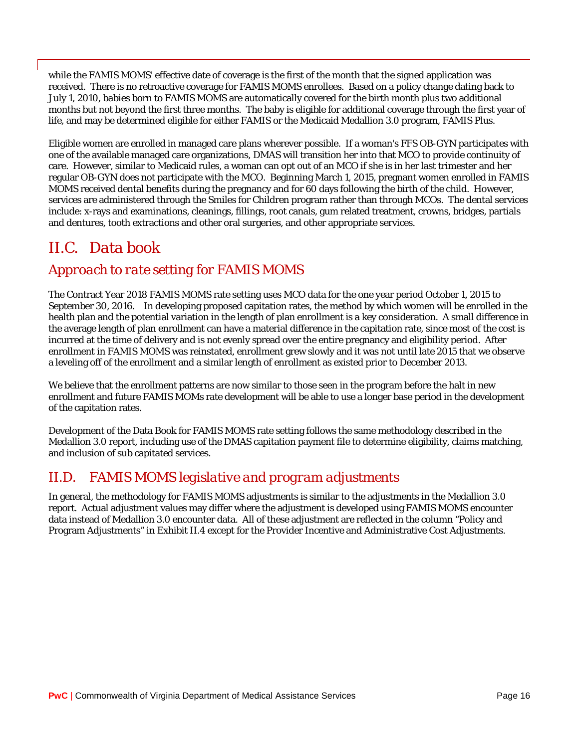while the FAMIS MOMS' effective date of coverage is the first of the month that the signed application was received. There is no retroactive coverage for FAMIS MOMS enrollees. Based on a policy change dating back to July 1, 2010, babies born to FAMIS MOMS are automatically covered for the birth month plus two additional months but not beyond the first three months. The baby is eligible for additional coverage through the first year of life, and may be determined eligible for either FAMIS or the Medicaid Medallion 3.0 program, FAMIS Plus.

Eligible women are enrolled in managed care plans wherever possible. If a woman's FFS OB-GYN participates with one of the available managed care organizations, DMAS will transition her into that MCO to provide continuity of care. However, similar to Medicaid rules, a woman can opt out of an MCO if she is in her last trimester and her regular OB-GYN does not participate with the MCO. Beginning March 1, 2015, pregnant women enrolled in FAMIS MOMS received dental benefits during the pregnancy and for 60 days following the birth of the child. However, services are administered through the Smiles for Children program rather than through MCOs. The dental services include: x-rays and examinations, cleanings, fillings, root canals, gum related treatment, crowns, bridges, partials and dentures, tooth extractions and other oral surgeries, and other appropriate services.

# II.C. Data book

## Approach to rate setting for FAMIS MOMS

The Contract Year 2018 FAMIS MOMS rate setting uses MCO data for the one year period October 1, 2015 to September 30, 2016. In developing proposed capitation rates, the method by which women will be enrolled in the health plan and the potential variation in the length of plan enrollment is a key consideration. A small difference in the average length of plan enrollment can have a material difference in the capitation rate, since most of the cost is incurred at the time of delivery and is not evenly spread over the entire pregnancy and eligibility period. After enrollment in FAMIS MOMS was reinstated, enrollment grew slowly and it was not until late 2015 that we observe a leveling off of the enrollment and a similar length of enrollment as existed prior to December 2013.

We believe that the enrollment patterns are now similar to those seen in the program before the halt in new enrollment and future FAMIS MOMs rate development will be able to use a longer base period in the development of the capitation rates.

Development of the Data Book for FAMIS MOMS rate setting follows the same methodology described in the Medallion 3.0 report, including use of the DMAS capitation payment file to determine eligibility, claims matching, and inclusion of sub capitated services.

# II.D. FAMIS MOMS legislative and program adjustments

In general, the methodology for FAMIS MOMS adjustments is similar to the adjustments in the Medallion 3.0 report. Actual adjustment values may differ where the adjustment is developed using FAMIS MOMS encounter data instead of Medallion 3.0 encounter data. All of these adjustment are reflected in the column "Policy and Program Adjustments" in Exhibit II.4 except for the Provider Incentive and Administrative Cost Adjustments.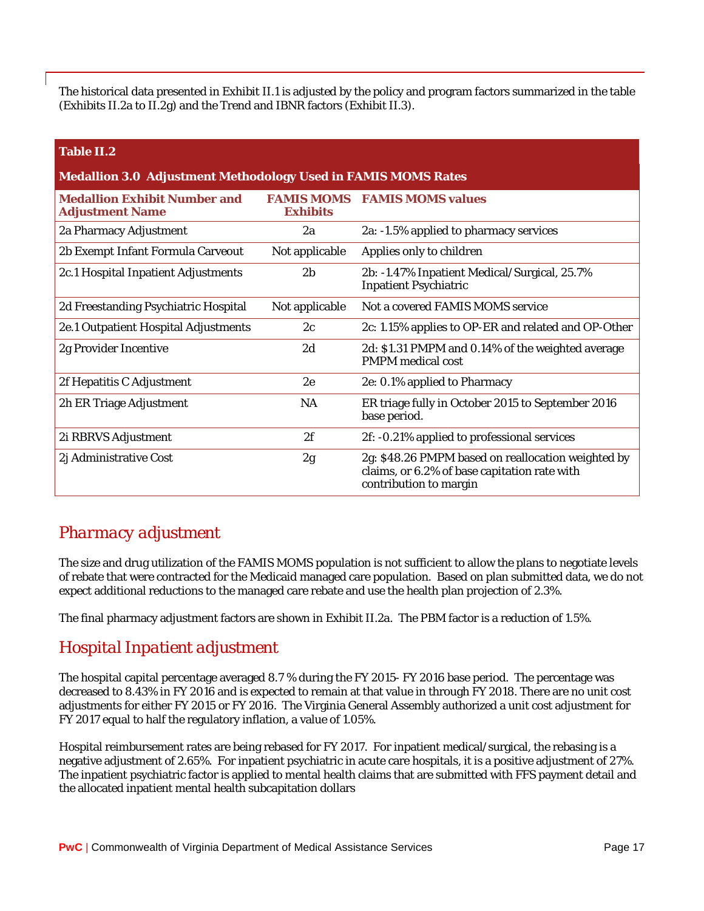The historical data presented in Exhibit II.1 is adjusted by the policy and program factors summarized in the table (Exhibits II.2a to II.2g) and the Trend and IBNR factors (Exhibit II.3).

**Table II.2**

**Medallion 3.0 Adjustment Methodology Used in FAMIS MOMS Rates**

| Medallion Exhibit Number and Adjustment Name | FAMIS MOMS Exhibits | FAMIS MOMS values |
|---|---|---|
| 2a Pharmacy Adjustment | 2a | 2a: -1.5% applied to pharmacy services |
| 2b Exempt Infant Formula Carveout | Not applicable | Applies only to children |
| 2c.1 Hospital Inpatient Adjustments | 2b | 2b: -1.47% Inpatient Medical/Surgical, 25.7% Inpatient Psychiatric |
| 2d Freestanding Psychiatric Hospital | Not applicable | Not a covered FAMIS MOMS service |
| 2e.1 Outpatient Hospital Adjustments | 2c | 2c: 1.15% applies to OP-ER and related and OP-Other |
| 2g Provider Incentive | 2d | 2d: $1.31 PMPM and 0.14% of the weighted average PMPM medical cost |
| 2f Hepatitis C Adjustment | 2e | 2e: 0.1% applied to Pharmacy |
| 2h ER Triage Adjustment | NA | ER triage fully in October 2015 to September 2016 base period. |
| 2i RBRVS Adjustment | 2f | 2f: -0.21% applied to professional services |
| 2j Administrative Cost | 2g | 2g: $48.26 PMPM based on reallocation weighted by claims, or 6.2% of base capitation rate with contribution to margin |

## *Pharmacy adjustment*

The size and drug utilization of the FAMIS MOMS population is not sufficient to allow the plans to negotiate levels of rebate that were contracted for the Medicaid managed care population. Based on plan submitted data, we do not expect additional reductions to the managed care rebate and use the health plan projection of 2.3%.

The final pharmacy adjustment factors are shown in Exhibit II.2a. The PBM factor is a reduction of 1.5%.

## *Hospital Inpatient adjustment*

The hospital capital percentage averaged 8.7 % during the FY 2015- FY 2016 base period. The percentage was decreased to 8.43% in FY 2016 and is expected to remain at that value in through FY 2018. There are no unit cost adjustments for either FY 2015 or FY 2016. The Virginia General Assembly authorized a unit cost adjustment for FY 2017 equal to half the regulatory inflation, a value of 1.05%.

Hospital reimbursement rates are being rebased for FY 2017. For inpatient medical/surgical, the rebasing is a negative adjustment of 2.65%. For inpatient psychiatric in acute care hospitals, it is a positive adjustment of 27%. The inpatient psychiatric factor is applied to mental health claims that are submitted with FFS payment detail and the allocated inpatient mental health subcapitation dollars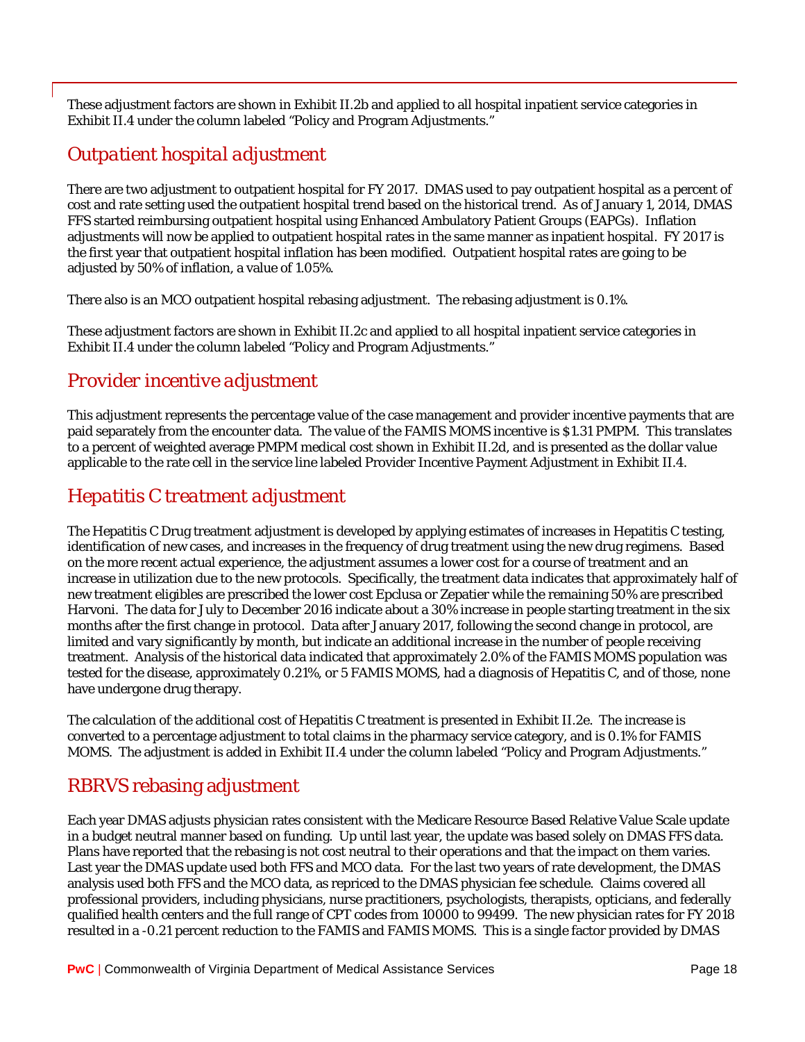These adjustment factors are shown in Exhibit II.2b and applied to all hospital inpatient service categories in Exhibit II.4 under the column labeled "Policy and Program Adjustments."

## *Outpatient hospital adjustment*

There are two adjustment to outpatient hospital for FY 2017. DMAS used to pay outpatient hospital as a percent of cost and rate setting used the outpatient hospital trend based on the historical trend. As of January 1, 2014, DMAS FFS started reimbursing outpatient hospital using Enhanced Ambulatory Patient Groups (EAPGs). Inflation adjustments will now be applied to outpatient hospital rates in the same manner as inpatient hospital. FY 2017 is the first year that outpatient hospital inflation has been modified. Outpatient hospital rates are going to be adjusted by 50% of inflation, a value of 1.05%.

There also is an MCO outpatient hospital rebasing adjustment. The rebasing adjustment is 0.1%.

These adjustment factors are shown in Exhibit II.2c and applied to all hospital inpatient service categories in Exhibit II.4 under the column labeled "Policy and Program Adjustments."

## *Provider incentive adjustment*

This adjustment represents the percentage value of the case management and provider incentive payments that are paid separately from the encounter data. The value of the FAMIS MOMS incentive is $1.31 PMPM. This translates to a percent of weighted average PMPM medical cost shown in Exhibit II.2d, and is presented as the dollar value applicable to the rate cell in the service line labeled Provider Incentive Payment Adjustment in Exhibit II.4.

## *Hepatitis C treatment adjustment*

The Hepatitis C Drug treatment adjustment is developed by applying estimates of increases in Hepatitis C testing, identification of new cases, and increases in the frequency of drug treatment using the new drug regimens. Based on the more recent actual experience, the adjustment assumes a lower cost for a course of treatment and an increase in utilization due to the new protocols. Specifically, the treatment data indicates that approximately half of new treatment eligibles are prescribed the lower cost Epclusa or Zepatier while the remaining 50% are prescribed Harvoni. The data for July to December 2016 indicate about a 30% increase in people starting treatment in the six months after the first change in protocol. Data after January 2017, following the second change in protocol, are limited and vary significantly by month, but indicate an additional increase in the number of people receiving treatment. Analysis of the historical data indicated that approximately 2.0% of the FAMIS MOMS population was tested for the disease, approximately 0.21%, or 5 FAMIS MOMS, had a diagnosis of Hepatitis C, and of those, none have undergone drug therapy.

The calculation of the additional cost of Hepatitis C treatment is presented in Exhibit II.2e. The increase is converted to a percentage adjustment to total claims in the pharmacy service category, and is 0.1% for FAMIS MOMS. The adjustment is added in Exhibit II.4 under the column labeled "Policy and Program Adjustments."

## *RBRVS rebasing adjustment*

Each year DMAS adjusts physician rates consistent with the Medicare Resource Based Relative Value Scale update in a budget neutral manner based on funding. Up until last year, the update was based solely on DMAS FFS data. Plans have reported that the rebasing is not cost neutral to their operations and that the impact on them varies. Last year the DMAS update used both FFS and MCO data. For the last two years of rate development, the DMAS analysis used both FFS and the MCO data, as repriced to the DMAS physician fee schedule. Claims covered all professional providers, including physicians, nurse practitioners, psychologists, therapists, opticians, and federally qualified health centers and the full range of CPT codes from 10000 to 99499. The new physician rates for FY 2018 resulted in a -0.21 percent reduction to the FAMIS and FAMIS MOMS. This is a single factor provided by DMAS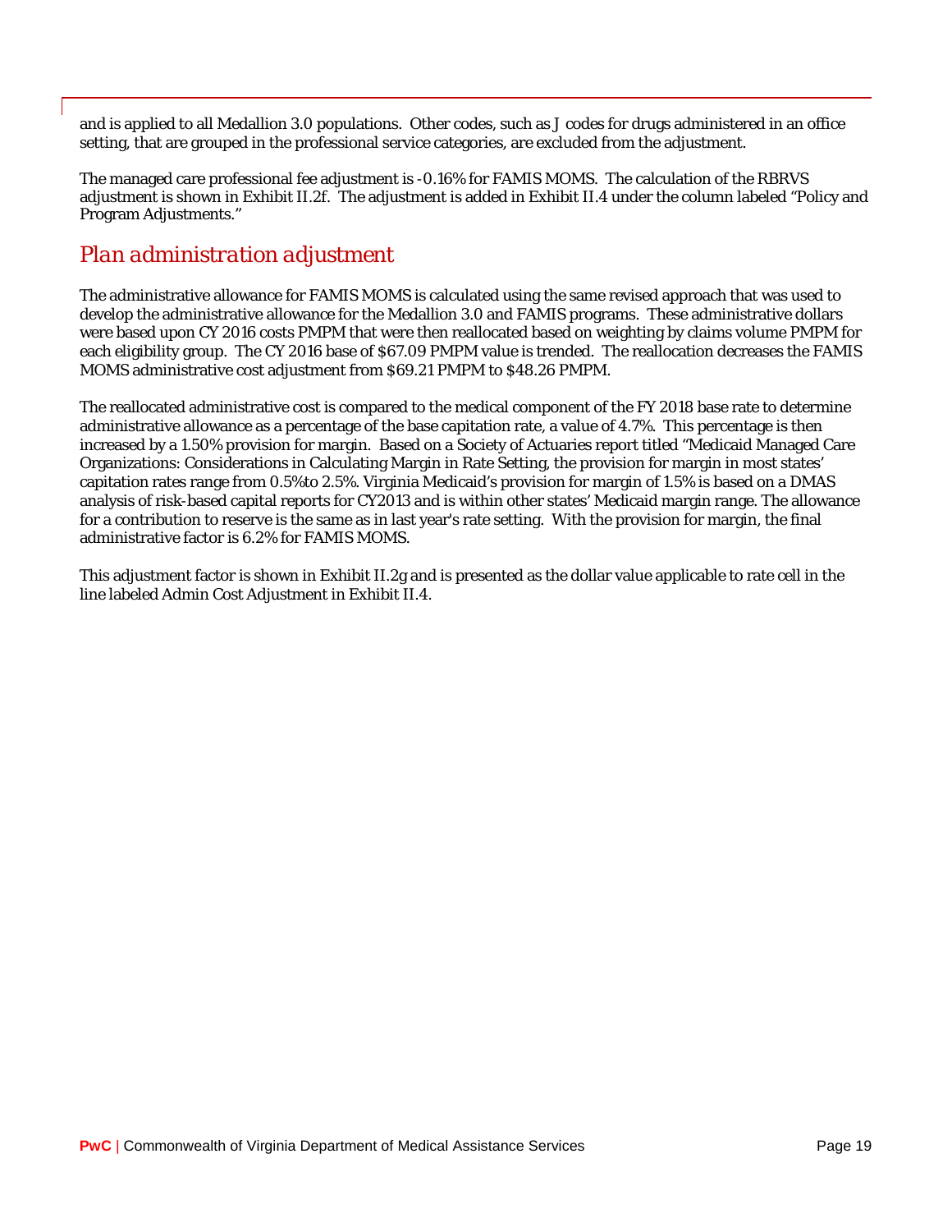and is applied to all Medallion 3.0 populations. Other codes, such as J codes for drugs administered in an office setting, that are grouped in the professional service categories, are excluded from the adjustment.

The managed care professional fee adjustment is -0.16% for FAMIS MOMS. The calculation of the RBRVS adjustment is shown in Exhibit II.2f. The adjustment is added in Exhibit II.4 under the column labeled "Policy and Program Adjustments."

## *Plan administration adjustment*

The administrative allowance for FAMIS MOMS is calculated using the same revised approach that was used to develop the administrative allowance for the Medallion 3.0 and FAMIS programs. These administrative dollars were based upon CY 2016 costs PMPM that were then reallocated based on weighting by claims volume PMPM for each eligibility group. The CY 2016 base of $67.09 PMPM value is trended. The reallocation decreases the FAMIS MOMS administrative cost adjustment from $69.21 PMPM to $48.26 PMPM.

The reallocated administrative cost is compared to the medical component of the FY 2018 base rate to determine administrative allowance as a percentage of the base capitation rate, a value of 4.7%. This percentage is then increased by a 1.50% provision for margin. Based on a Society of Actuaries report titled "Medicaid Managed Care Organizations: Considerations in Calculating Margin in Rate Setting, the provision for margin in most states' capitation rates range from 0.5%to 2.5%. Virginia Medicaid's provision for margin of 1.5% is based on a DMAS analysis of risk-based capital reports for CY2013 and is within other states' Medicaid margin range. The allowance for a contribution to reserve is the same as in last year's rate setting. With the provision for margin, the final administrative factor is 6.2% for FAMIS MOMS.

This adjustment factor is shown in Exhibit II.2g and is presented as the dollar value applicable to rate cell in the line labeled Admin Cost Adjustment in Exhibit II.4.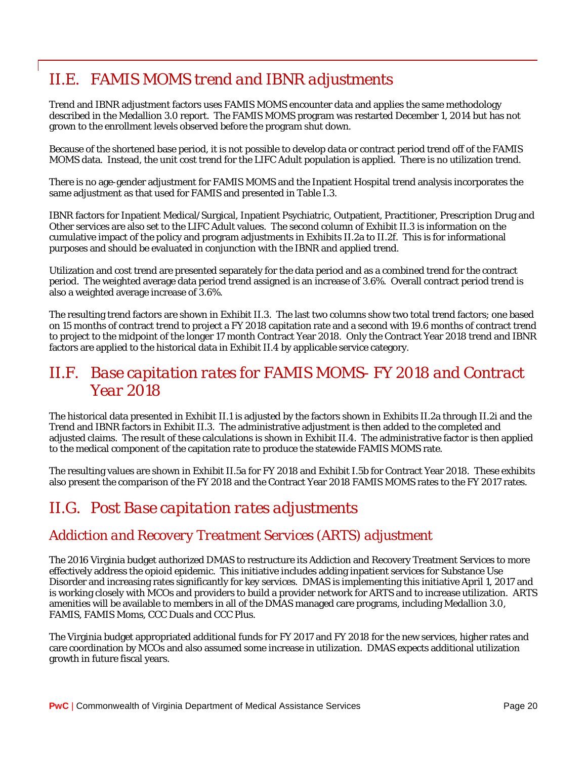## II.E. FAMIS MOMS trend and IBNR adjustments

Trend and IBNR adjustment factors uses FAMIS MOMS encounter data and applies the same methodology described in the Medallion 3.0 report. The FAMIS MOMS program was restarted December 1, 2014 but has not grown to the enrollment levels observed before the program shut down.

Because of the shortened base period, it is not possible to develop data or contract period trend off of the FAMIS MOMS data. Instead, the unit cost trend for the LIFC Adult population is applied. There is no utilization trend.

There is no age-gender adjustment for FAMIS MOMS and the Inpatient Hospital trend analysis incorporates the same adjustment as that used for FAMIS and presented in Table I.3.

IBNR factors for Inpatient Medical/Surgical, Inpatient Psychiatric, Outpatient, Practitioner, Prescription Drug and Other services are also set to the LIFC Adult values. The second column of Exhibit II.3 is information on the cumulative impact of the policy and program adjustments in Exhibits II.2a to II.2f. This is for informational purposes and should be evaluated in conjunction with the IBNR and applied trend.

Utilization and cost trend are presented separately for the data period and as a combined trend for the contract period. The weighted average data period trend assigned is an increase of 3.6%. Overall contract period trend is also a weighted average increase of 3.6%.

The resulting trend factors are shown in Exhibit II.3. The last two columns show two total trend factors; one based on 15 months of contract trend to project a FY 2018 capitation rate and a second with 19.6 months of contract trend to project to the midpoint of the longer 17 month Contract Year 2018. Only the Contract Year 2018 trend and IBNR factors are applied to the historical data in Exhibit II.4 by applicable service category.

## II.F. Base capitation rates for FAMIS MOMS- FY 2018 and Contract Year 2018

The historical data presented in Exhibit II.1 is adjusted by the factors shown in Exhibits II.2a through II.2i and the Trend and IBNR factors in Exhibit II.3. The administrative adjustment is then added to the completed and adjusted claims. The result of these calculations is shown in Exhibit II.4. The administrative factor is then applied to the medical component of the capitation rate to produce the statewide FAMIS MOMS rate.

The resulting values are shown in Exhibit II.5a for FY 2018 and Exhibit I.5b for Contract Year 2018. These exhibits also present the comparison of the FY 2018 and the Contract Year 2018 FAMIS MOMS rates to the FY 2017 rates.

## II.G. Post Base capitation rates adjustments

### Addiction and Recovery Treatment Services (ARTS) adjustment

The 2016 Virginia budget authorized DMAS to restructure its Addiction and Recovery Treatment Services to more effectively address the opioid epidemic. This initiative includes adding inpatient services for Substance Use Disorder and increasing rates significantly for key services. DMAS is implementing this initiative April 1, 2017 and is working closely with MCOs and providers to build a provider network for ARTS and to increase utilization. ARTS amenities will be available to members in all of the DMAS managed care programs, including Medallion 3.0, FAMIS, FAMIS Moms, CCC Duals and CCC Plus.

The Virginia budget appropriated additional funds for FY 2017 and FY 2018 for the new services, higher rates and care coordination by MCOs and also assumed some increase in utilization. DMAS expects additional utilization growth in future fiscal years.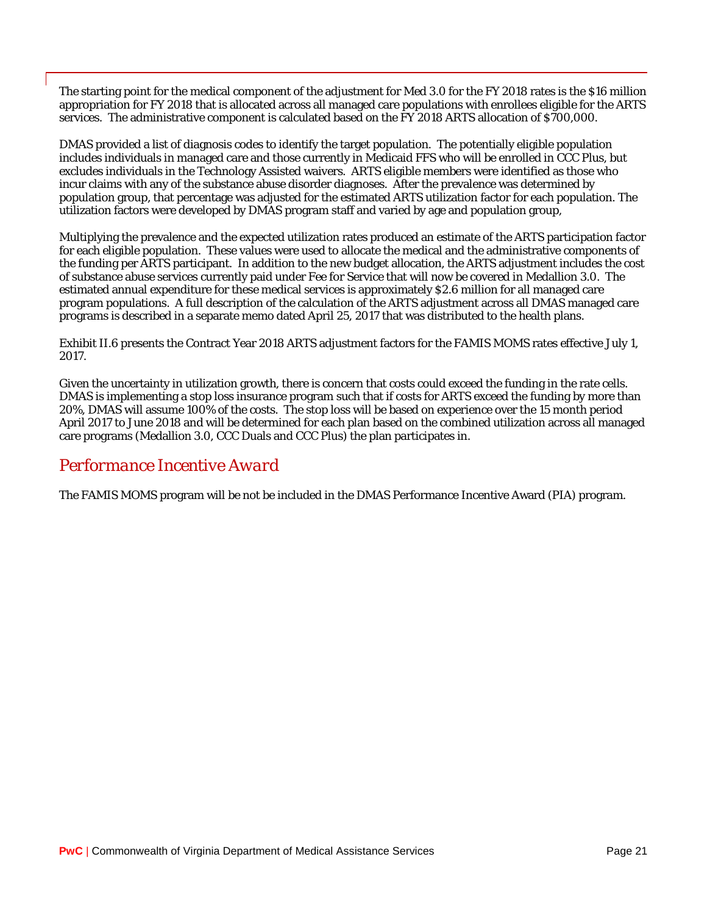The starting point for the medical component of the adjustment for Med 3.0 for the FY 2018 rates is the $16 million appropriation for FY 2018 that is allocated across all managed care populations with enrollees eligible for the ARTS services. The administrative component is calculated based on the FY 2018 ARTS allocation of $700,000.

DMAS provided a list of diagnosis codes to identify the target population. The potentially eligible population includes individuals in managed care and those currently in Medicaid FFS who will be enrolled in CCC Plus, but excludes individuals in the Technology Assisted waivers. ARTS eligible members were identified as those who incur claims with any of the substance abuse disorder diagnoses. After the prevalence was determined by population group, that percentage was adjusted for the estimated ARTS utilization factor for each population. The utilization factors were developed by DMAS program staff and varied by age and population group,

Multiplying the prevalence and the expected utilization rates produced an estimate of the ARTS participation factor for each eligible population. These values were used to allocate the medical and the administrative components of the funding per ARTS participant. In addition to the new budget allocation, the ARTS adjustment includes the cost of substance abuse services currently paid under Fee for Service that will now be covered in Medallion 3.0. The estimated annual expenditure for these medical services is approximately $2.6 million for all managed care program populations. A full description of the calculation of the ARTS adjustment across all DMAS managed care programs is described in a separate memo dated April 25, 2017 that was distributed to the health plans.

Exhibit II.6 presents the Contract Year 2018 ARTS adjustment factors for the FAMIS MOMS rates effective July 1, 2017.

Given the uncertainty in utilization growth, there is concern that costs could exceed the funding in the rate cells. DMAS is implementing a stop loss insurance program such that if costs for ARTS exceed the funding by more than 20%, DMAS will assume 100% of the costs. The stop loss will be based on experience over the 15 month period April 2017 to June 2018 and will be determined for each plan based on the combined utilization across all managed care programs (Medallion 3.0, CCC Duals and CCC Plus) the plan participates in.

## *Performance Incentive Award*

The FAMIS MOMS program will be not be included in the DMAS Performance Incentive Award (PIA) program.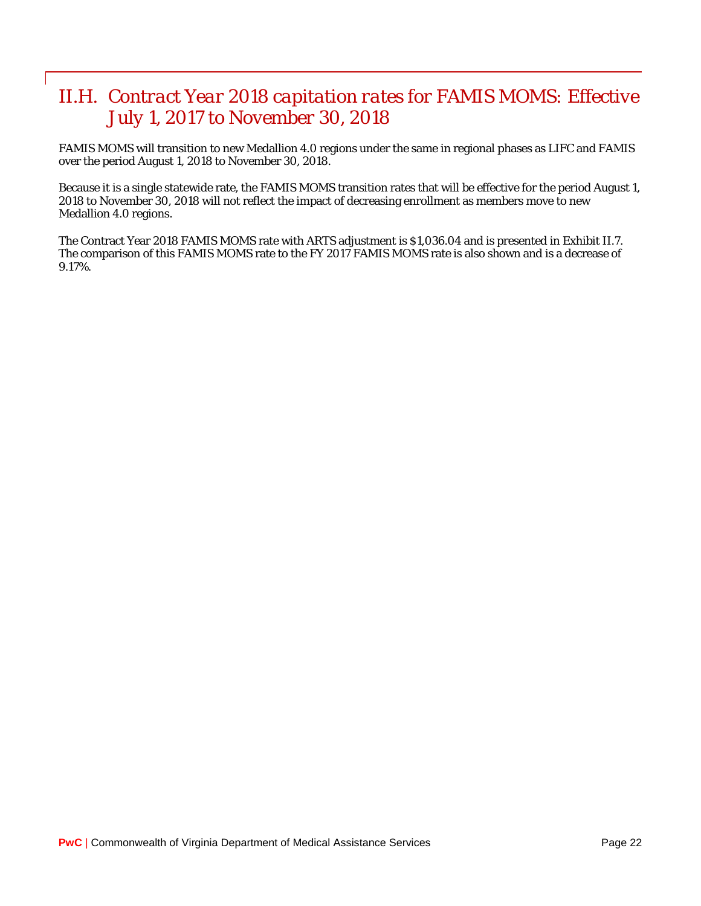## II.H. Contract Year 2018 capitation rates for FAMIS MOMS: Effective July 1, 2017 to November 30, 2018

FAMIS MOMS will transition to new Medallion 4.0 regions under the same in regional phases as LIFC and FAMIS over the period August 1, 2018 to November 30, 2018.

Because it is a single statewide rate, the FAMIS MOMS transition rates that will be effective for the period August 1, 2018 to November 30, 2018 will not reflect the impact of decreasing enrollment as members move to new Medallion 4.0 regions.

The Contract Year 2018 FAMIS MOMS rate with ARTS adjustment is $1,036.04 and is presented in Exhibit II.7. The comparison of this FAMIS MOMS rate to the FY 2017 FAMIS MOMS rate is also shown and is a decrease of 9.17%.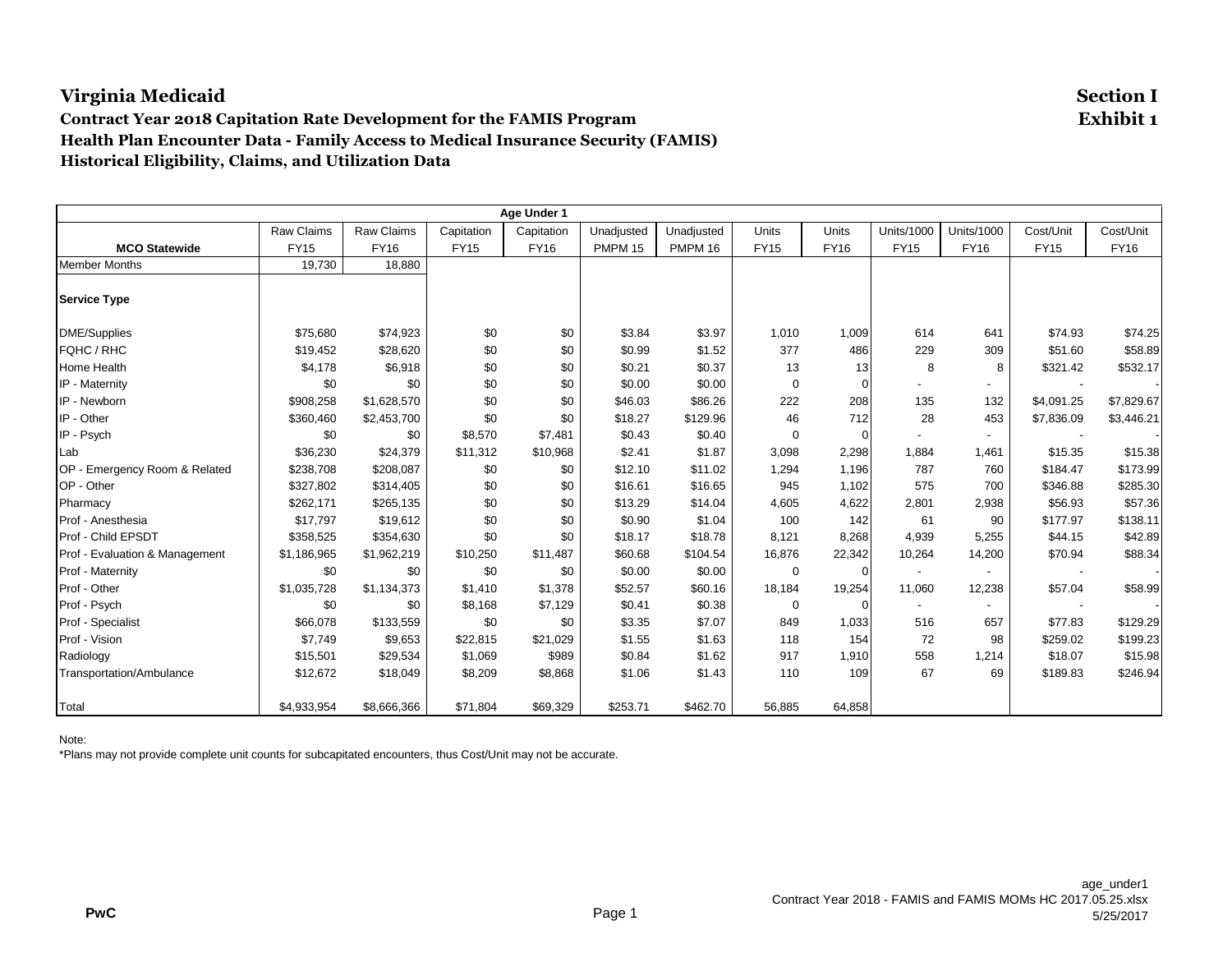# Virginia Medicaid

**Section I**
**Exhibit 1**

## Contract Year 2018 Capitation Rate Development for the FAMIS Program
### Health Plan Encounter Data - Family Access to Medical Insurance Security (FAMIS)
### Historical Eligibility, Claims, and Utilization Data

| Age Under 1 | | | | | | | | | | | | |
|---|---|---|---|---|---|---|---|---|---|---|---|---|
| **MCO Statewide** | Raw Claims FY15 | Raw Claims FY16 | Capitation FY15 | Capitation FY16 | Unadjusted PMPM 15 | Unadjusted PMPM 16 | Units FY15 | Units FY16 | Units/1000 FY15 | Units/1000 FY16 | Cost/Unit FY15 | Cost/Unit FY16 |
| Member Months | 19,730 | 18,880 | | | | | | | | | | |
| **Service Type** | | | | | | | | | | | | |
| DME/Supplies | $75,680 | $74,923 | $0 | $0 | $3.84 | $3.97 | 1,010 | 1,009 | 614 | 641 | $74.93 | $74.25 |
| FQHC / RHC | $19,452 | $28,620 | $0 | $0 | $0.99 | $1.52 | 377 | 486 | 229 | 309 | $51.60 | $58.89 |
| Home Health | $4,178 | $6,918 | $0 | $0 | $0.21 | $0.37 | 13 | 13 | 8 | 8 | $321.42 | $532.17 |
| IP - Maternity | $0 | $0 | $0 | $0 | $0.00 | $0.00 | 0 | 0 | - | - | - | - |
| IP - Newborn | $908,258 | $1,628,570 | $0 | $0 | $46.03 | $86.26 | 222 | 208 | 135 | 132 | $4,091.25 | $7,829.67 |
| IP - Other | $360,460 | $2,453,700 | $0 | $0 | $18.27 | $129.96 | 46 | 712 | 28 | 453 | $7,836.09 | $3,446.21 |
| IP - Psych | $0 | $0 | $8,570 | $7,481 | $0.43 | $0.40 | 0 | 0 | - | - | - | - |
| Lab | $36,230 | $24,379 | $11,312 | $10,968 | $2.41 | $1.87 | 3,098 | 2,298 | 1,884 | 1,461 | $15.35 | $15.38 |
| OP - Emergency Room & Related | $238,708 | $208,087 | $0 | $0 | $12.10 | $11.02 | 1,294 | 1,196 | 787 | 760 | $184.47 | $173.99 |
| OP - Other | $327,802 | $314,405 | $0 | $0 | $16.61 | $16.65 | 945 | 1,102 | 575 | 700 | $346.88 | $285.30 |
| Pharmacy | $262,171 | $265,135 | $0 | $0 | $13.29 | $14.04 | 4,605 | 4,622 | 2,801 | 2,938 | $56.93 | $57.36 |
| Prof - Anesthesia | $17,797 | $19,612 | $0 | $0 | $0.90 | $1.04 | 100 | 142 | 61 | 90 | $177.97 | $138.11 |
| Prof - Child EPSDT | $358,525 | $354,630 | $0 | $0 | $18.17 | $18.78 | 8,121 | 8,268 | 4,939 | 5,255 | $44.15 | $42.89 |
| Prof - Evaluation & Management | $1,186,965 | $1,962,219 | $10,250 | $11,487 | $60.68 | $104.54 | 16,876 | 22,342 | 10,264 | 14,200 | $70.94 | $88.34 |
| Prof - Maternity | $0 | $0 | $0 | $0 | $0.00 | $0.00 | 0 | 0 | - | - | - | - |
| Prof - Other | $1,035,728 | $1,134,373 | $1,410 | $1,378 | $52.57 | $60.16 | 18,184 | 19,254 | 11,060 | 12,238 | $57.04 | $58.99 |
| Prof - Psych | $0 | $0 | $8,168 | $7,129 | $0.41 | $0.38 | 0 | 0 | - | - | - | - |
| Prof - Specialist | $66,078 | $133,559 | $0 | $0 | $3.35 | $7.07 | 849 | 1,033 | 516 | 657 | $77.83 | $129.29 |
| Prof - Vision | $7,749 | $9,653 | $22,815 | $21,029 | $1.55 | $1.63 | 118 | 154 | 72 | 98 | $259.02 | $199.23 |
| Radiology | $15,501 | $29,534 | $1,069 | $989 | $0.84 | $1.62 | 917 | 1,910 | 558 | 1,214 | $18.07 | $15.98 |
| Transportation/Ambulance | $12,672 | $18,049 | $8,209 | $8,868 | $1.06 | $1.43 | 110 | 109 | 67 | 69 | $189.83 | $246.94 |
| Total | $4,933,954 | $8,666,366 | $71,804 | $69,329 | $253.71 | $462.70 | 56,885 | 64,858 | | | | |

Note:
*Plans may not provide complete unit counts for subcapitated encounters, thus Cost/Unit may not be accurate.

PwC

age_under1
Contract Year 2018 - FAMIS and FAMIS MOMs HC 2017.05.25.xlsx
5/25/2017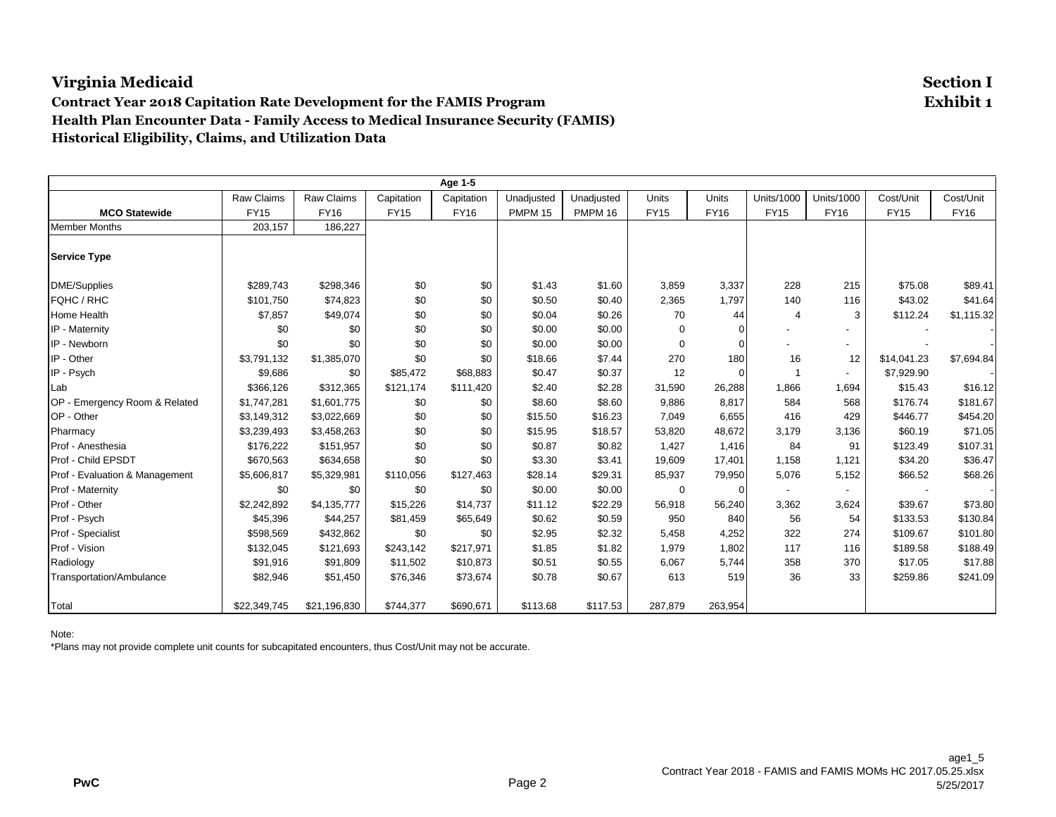# Virginia Medicaid

**Section I**
**Exhibit 1**

## Contract Year 2018 Capitation Rate Development for the FAMIS Program
### Health Plan Encounter Data - Family Access to Medical Insurance Security (FAMIS)
### Historical Eligibility, Claims, and Utilization Data

| Age 1-5 | | | | | | | | | | | | |
|---|---|---|---|---|---|---|---|---|---|---|---|---|
| **MCO Statewide** | Raw Claims FY15 | Raw Claims FY16 | Capitation FY15 | Capitation FY16 | Unadjusted PMPM 15 | Unadjusted PMPM 16 | Units FY15 | Units FY16 | Units/1000 FY15 | Units/1000 FY16 | Cost/Unit FY15 | Cost/Unit FY16 |
| Member Months | 203,157 | 186,227 | | | | | | | | | | |
| **Service Type** | | | | | | | | | | | | |
| DME/Supplies | $289,743 | $298,346 | $0 | $0 | $1.43 | $1.60 | 3,859 | 3,337 | 228 | 215 | $75.08 | $89.41 |
| FQHC / RHC | $101,750 | $74,823 | $0 | $0 | $0.50 | $0.40 | 2,365 | 1,797 | 140 | 116 | $43.02 | $41.64 |
| Home Health | $7,857 | $49,074 | $0 | $0 | $0.04 | $0.26 | 70 | 44 | 4 | 3 | $112.24 | $1,115.32 |
| IP - Maternity | $0 | $0 | $0 | $0 | $0.00 | $0.00 | 0 | 0 | - | - | - | - |
| IP - Newborn | $0 | $0 | $0 | $0 | $0.00 | $0.00 | 0 | 0 | - | - | - | - |
| IP - Other | $3,791,132 | $1,385,070 | $0 | $0 | $18.66 | $7.44 | 270 | 180 | 16 | 12 | $14,041.23 | $7,694.84 |
| IP - Psych | $9,686 | $0 | $85,472 | $68,883 | $0.47 | $0.37 | 12 | 0 | 1 | - | $7,929.90 | - |
| Lab | $366,126 | $312,365 | $121,174 | $111,420 | $2.40 | $2.28 | 31,590 | 26,288 | 1,866 | 1,694 | $15.43 | $16.12 |
| OP - Emergency Room & Related | $1,747,281 | $1,601,775 | $0 | $0 | $8.60 | $8.60 | 9,886 | 8,817 | 584 | 568 | $176.74 | $181.67 |
| OP - Other | $3,149,312 | $3,022,669 | $0 | $0 | $15.50 | $16.23 | 7,049 | 6,655 | 416 | 429 | $446.77 | $454.20 |
| Pharmacy | $3,239,493 | $3,458,263 | $0 | $0 | $15.95 | $18.57 | 53,820 | 48,672 | 3,179 | 3,136 | $60.19 | $71.05 |
| Prof - Anesthesia | $176,222 | $151,957 | $0 | $0 | $0.87 | $0.82 | 1,427 | 1,416 | 84 | 91 | $123.49 | $107.31 |
| Prof - Child EPSDT | $670,563 | $634,658 | $0 | $0 | $3.30 | $3.41 | 19,609 | 17,401 | 1,158 | 1,121 | $34.20 | $36.47 |
| Prof - Evaluation & Management | $5,606,817 | $5,329,981 | $110,056 | $127,463 | $28.14 | $29.31 | 85,937 | 79,950 | 5,076 | 5,152 | $66.52 | $68.26 |
| Prof - Maternity | $0 | $0 | $0 | $0 | $0.00 | $0.00 | 0 | 0 | - | - | - | - |
| Prof - Other | $2,242,892 | $4,135,777 | $15,226 | $14,737 | $11.12 | $22.29 | 56,918 | 56,240 | 3,362 | 3,624 | $39.67 | $73.80 |
| Prof - Psych | $45,396 | $44,257 | $81,459 | $65,649 | $0.62 | $0.59 | 950 | 840 | 56 | 54 | $133.53 | $130.84 |
| Prof - Specialist | $598,569 | $432,862 | $0 | $0 | $2.95 | $2.32 | 5,458 | 4,252 | 322 | 274 | $109.67 | $101.80 |
| Prof - Vision | $132,045 | $121,693 | $243,142 | $217,971 | $1.85 | $1.82 | 1,979 | 1,802 | 117 | 116 | $189.58 | $188.49 |
| Radiology | $91,916 | $91,809 | $11,502 | $10,873 | $0.51 | $0.55 | 6,067 | 5,744 | 358 | 370 | $17.05 | $17.88 |
| Transportation/Ambulance | $82,946 | $51,450 | $76,346 | $73,674 | $0.78 | $0.67 | 613 | 519 | 36 | 33 | $259.86 | $241.09 |
| Total | $22,349,745 | $21,196,830 | $744,377 | $690,671 | $113.68 | $117.53 | 287,879 | 263,954 | | | | |

Note:
*Plans may not provide complete unit counts for subcapitated encounters, thus Cost/Unit may not be accurate.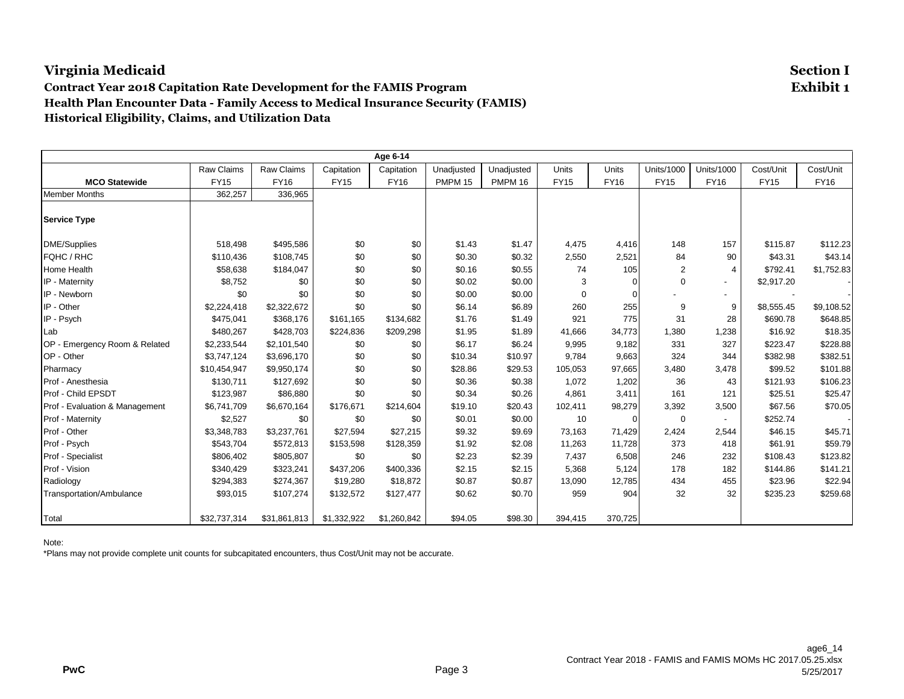# Virginia Medicaid

**Section I**
**Exhibit 1**

### Contract Year 2018 Capitation Rate Development for the FAMIS Program
### Health Plan Encounter Data - Family Access to Medical Insurance Security (FAMIS)
### Historical Eligibility, Claims, and Utilization Data

| Age 6-14 | | | | | | | | | | | | |
|---|---|---|---|---|---|---|---|---|---|---|---|---|
| **MCO Statewide** | Raw Claims FY15 | Raw Claims FY16 | Capitation FY15 | Capitation FY16 | Unadjusted PMPM 15 | Unadjusted PMPM 16 | Units FY15 | Units FY16 | Units/1000 FY15 | Units/1000 FY16 | Cost/Unit FY15 | Cost/Unit FY16 |
| Member Months | 362,257 | 336,965 | | | | | | | | | | |
| **Service Type** | | | | | | | | | | | | |
| DME/Supplies | 518,498 | $495,586 | $0 | $0 | $1.43 | $1.47 | 4,475 | 4,416 | 148 | 157 | $115.87 | $112.23 |
| FQHC / RHC | $110,436 | $108,745 | $0 | $0 | $0.30 | $0.32 | 2,550 | 2,521 | 84 | 90 | $43.31 | $43.14 |
| Home Health | $58,638 | $184,047 | $0 | $0 | $0.16 | $0.55 | 74 | 105 | 2 | 4 | $792.41 | $1,752.83 |
| IP - Maternity | $8,752 | $0 | $0 | $0 | $0.02 | $0.00 | 3 | 0 | 0 | - | $2,917.20 | - |
| IP - Newborn | $0 | $0 | $0 | $0 | $0.00 | $0.00 | 0 | 0 | - | - | - | - |
| IP - Other | $2,224,418 | $2,322,672 | $0 | $0 | $6.14 | $6.89 | 260 | 255 | 9 | 9 | $8,555.45 | $9,108.52 |
| IP - Psych | $475,041 | $368,176 | $161,165 | $134,682 | $1.76 | $1.49 | 921 | 775 | 31 | 28 | $690.78 | $648.85 |
| Lab | $480,267 | $428,703 | $224,836 | $209,298 | $1.95 | $1.89 | 41,666 | 34,773 | 1,380 | 1,238 | $16.92 | $18.35 |
| OP - Emergency Room & Related | $2,233,544 | $2,101,540 | $0 | $0 | $6.17 | $6.24 | 9,995 | 9,182 | 331 | 327 | $223.47 | $228.88 |
| OP - Other | $3,747,124 | $3,696,170 | $0 | $0 | $10.34 | $10.97 | 9,784 | 9,663 | 324 | 344 | $382.98 | $382.51 |
| Pharmacy | $10,454,947 | $9,950,174 | $0 | $0 | $28.86 | $29.53 | 105,053 | 97,665 | 3,480 | 3,478 | $99.52 | $101.88 |
| Prof - Anesthesia | $130,711 | $127,692 | $0 | $0 | $0.36 | $0.38 | 1,072 | 1,202 | 36 | 43 | $121.93 | $106.23 |
| Prof - Child EPSDT | $123,987 | $86,880 | $0 | $0 | $0.34 | $0.26 | 4,861 | 3,411 | 161 | 121 | $25.51 | $25.47 |
| Prof - Evaluation & Management | $6,741,709 | $6,670,164 | $176,671 | $214,604 | $19.10 | $20.43 | 102,411 | 98,279 | 3,392 | 3,500 | $67.56 | $70.05 |
| Prof - Maternity | $2,527 | $0 | $0 | $0 | $0.01 | $0.00 | 10 | 0 | 0 | - | $252.74 | - |
| Prof - Other | $3,348,783 | $3,237,761 | $27,594 | $27,215 | $9.32 | $9.69 | 73,163 | 71,429 | 2,424 | 2,544 | $46.15 | $45.71 |
| Prof - Psych | $543,704 | $572,813 | $153,598 | $128,359 | $1.92 | $2.08 | 11,263 | 11,728 | 373 | 418 | $61.91 | $59.79 |
| Prof - Specialist | $806,402 | $805,807 | $0 | $0 | $2.23 | $2.39 | 7,437 | 6,508 | 246 | 232 | $108.43 | $123.82 |
| Prof - Vision | $340,429 | $323,241 | $437,206 | $400,336 | $2.15 | $2.15 | 5,368 | 5,124 | 178 | 182 | $144.86 | $141.21 |
| Radiology | $294,383 | $274,367 | $19,280 | $18,872 | $0.87 | $0.87 | 13,090 | 12,785 | 434 | 455 | $23.96 | $22.94 |
| Transportation/Ambulance | $93,015 | $107,274 | $132,572 | $127,477 | $0.62 | $0.70 | 959 | 904 | 32 | 32 | $235.23 | $259.68 |
| Total | $32,737,314 | $31,861,813 | $1,332,922 | $1,260,842 | $94.05 | $98.30 | 394,415 | 370,725 | | | | |

Note:
*Plans may not provide complete unit counts for subcapitated encounters, thus Cost/Unit may not be accurate.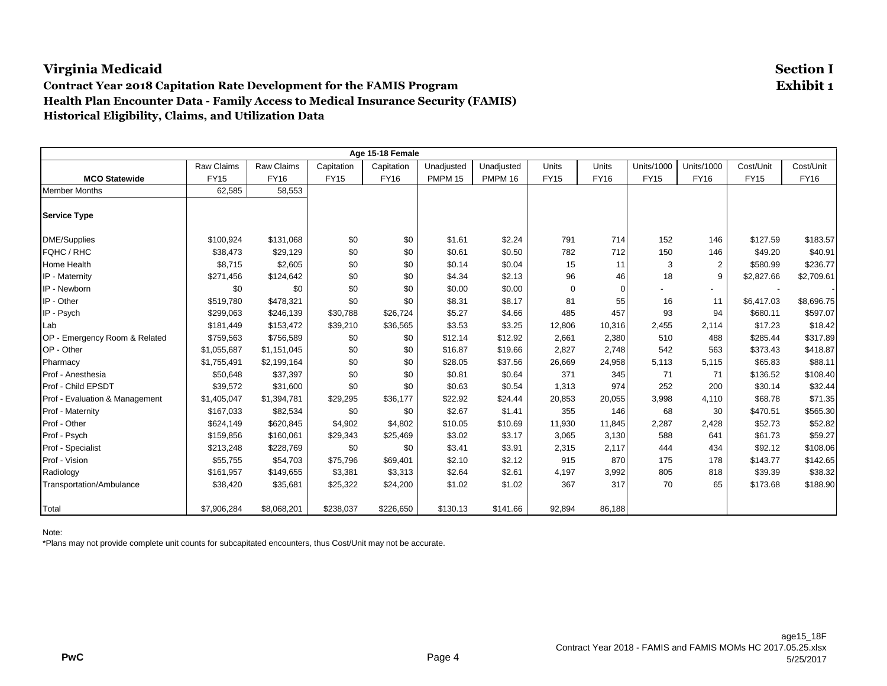# Virginia Medicaid

**Section I**
**Exhibit 1**

**Contract Year 2018 Capitation Rate Development for the FAMIS Program**
**Health Plan Encounter Data - Family Access to Medical Insurance Security (FAMIS)**
**Historical Eligibility, Claims, and Utilization Data**

| Age 15-18 Female | | | | | | | | | | | | |
|---|---|---|---|---|---|---|---|---|---|---|---|---|
| | Raw Claims | Raw Claims | Capitation | Capitation | Unadjusted | Unadjusted | Units | Units | Units/1000 | Units/1000 | Cost/Unit | Cost/Unit |
| **MCO Statewide** | FY15 | FY16 | FY15 | FY16 | PMPM 15 | PMPM 16 | FY15 | FY16 | FY15 | FY16 | FY15 | FY16 |
| Member Months | 62,585 | 58,553 | | | | | | | | | | |
| **Service Type** | | | | | | | | | | | | |
| DME/Supplies | $100,924 | $131,068 | $0 | $0 | $1.61 | $2.24 | 791 | 714 | 152 | 146 | $127.59 | $183.57 |
| FQHC / RHC | $38,473 | $29,129 | $0 | $0 | $0.61 | $0.50 | 782 | 712 | 150 | 146 | $49.20 | $40.91 |
| Home Health | $8,715 | $2,605 | $0 | $0 | $0.14 | $0.04 | 15 | 11 | 3 | 2 | $580.99 | $236.77 |
| IP - Maternity | $271,456 | $124,642 | $0 | $0 | $4.34 | $2.13 | 96 | 46 | 18 | 9 | $2,827.66 | $2,709.61 |
| IP - Newborn | $0 | $0 | $0 | $0 | $0.00 | $0.00 | 0 | 0 | - | - | - | - |
| IP - Other | $519,780 | $478,321 | $0 | $0 | $8.31 | $8.17 | 81 | 55 | 16 | 11 | $6,417.03 | $8,696.75 |
| IP - Psych | $299,063 | $246,139 | $30,788 | $26,724 | $5.27 | $4.66 | 485 | 457 | 93 | 94 | $680.11 | $597.07 |
| Lab | $181,449 | $153,472 | $39,210 | $36,565 | $3.53 | $3.25 | 12,806 | 10,316 | 2,455 | 2,114 | $17.23 | $18.42 |
| OP - Emergency Room & Related | $759,563 | $756,589 | $0 | $0 | $12.14 | $12.92 | 2,661 | 2,380 | 510 | 488 | $285.44 | $317.89 |
| OP - Other | $1,055,687 | $1,151,045 | $0 | $0 | $16.87 | $19.66 | 2,827 | 2,748 | 542 | 563 | $373.43 | $418.87 |
| Pharmacy | $1,755,491 | $2,199,164 | $0 | $0 | $28.05 | $37.56 | 26,669 | 24,958 | 5,113 | 5,115 | $65.83 | $88.11 |
| Prof - Anesthesia | $50,648 | $37,397 | $0 | $0 | $0.81 | $0.64 | 371 | 345 | 71 | 71 | $136.52 | $108.40 |
| Prof - Child EPSDT | $39,572 | $31,600 | $0 | $0 | $0.63 | $0.54 | 1,313 | 974 | 252 | 200 | $30.14 | $32.44 |
| Prof - Evaluation & Management | $1,405,047 | $1,394,781 | $29,295 | $36,177 | $22.92 | $24.44 | 20,853 | 20,055 | 3,998 | 4,110 | $68.78 | $71.35 |
| Prof - Maternity | $167,033 | $82,534 | $0 | $0 | $2.67 | $1.41 | 355 | 146 | 68 | 30 | $470.51 | $565.30 |
| Prof - Other | $624,149 | $620,845 | $4,902 | $4,802 | $10.05 | $10.69 | 11,930 | 11,845 | 2,287 | 2,428 | $52.73 | $52.82 |
| Prof - Psych | $159,856 | $160,061 | $29,343 | $25,469 | $3.02 | $3.17 | 3,065 | 3,130 | 588 | 641 | $61.73 | $59.27 |
| Prof - Specialist | $213,248 | $228,769 | $0 | $0 | $3.41 | $3.91 | 2,315 | 2,117 | 444 | 434 | $92.12 | $108.06 |
| Prof - Vision | $55,755 | $54,703 | $75,796 | $69,401 | $2.10 | $2.12 | 915 | 870 | 175 | 178 | $143.77 | $142.65 |
| Radiology | $161,957 | $149,655 | $3,381 | $3,313 | $2.64 | $2.61 | 4,197 | 3,992 | 805 | 818 | $39.39 | $38.32 |
| Transportation/Ambulance | $38,420 | $35,681 | $25,322 | $24,200 | $1.02 | $1.02 | 367 | 317 | 70 | 65 | $173.68 | $188.90 |
| Total | $7,906,284 | $8,068,201 | $238,037 | $226,650 | $130.13 | $141.66 | 92,894 | 86,188 | | | | |

Note:
*Plans may not provide complete unit counts for subcapitated encounters, thus Cost/Unit may not be accurate.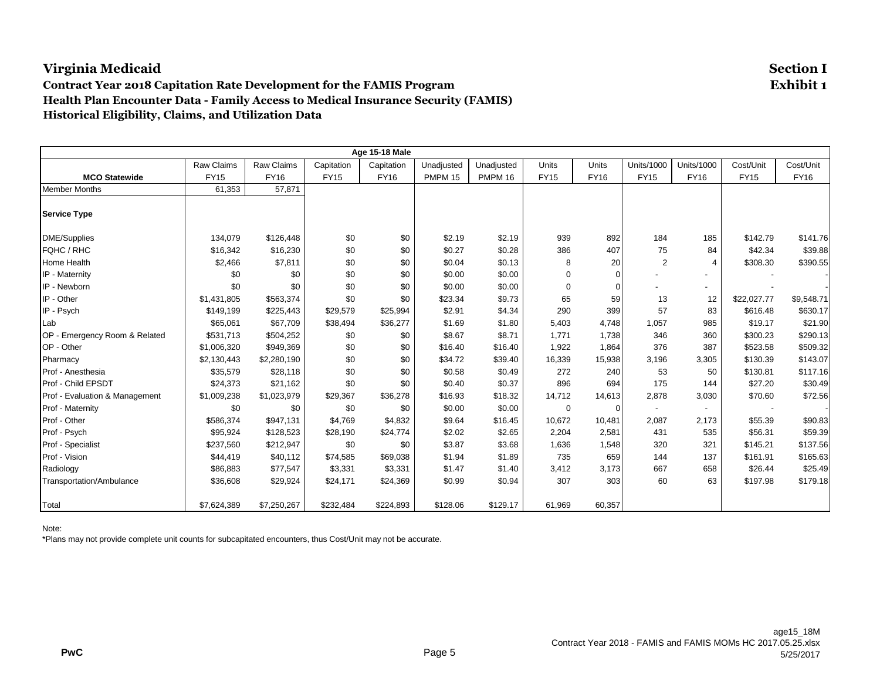# Virginia Medicaid

**Section I**
**Exhibit 1**

**Contract Year 2018 Capitation Rate Development for the FAMIS Program**
**Health Plan Encounter Data - Family Access to Medical Insurance Security (FAMIS)**
**Historical Eligibility, Claims, and Utilization Data**

| Age 15-18 Male | | | | | | | | | | | | |
|---|---|---|---|---|---|---|---|---|---|---|---|---|
| **MCO Statewide** | Raw Claims FY15 | Raw Claims FY16 | Capitation FY15 | Capitation FY16 | Unadjusted PMPM 15 | Unadjusted PMPM 16 | Units FY15 | Units FY16 | Units/1000 FY15 | Units/1000 FY16 | Cost/Unit FY15 | Cost/Unit FY16 |
| Member Months | 61,353 | 57,871 | | | | | | | | | | |
| **Service Type** | | | | | | | | | | | | |
| DME/Supplies | 134,079 | $126,448 | $0 | $0 | $2.19 | $2.19 | 939 | 892 | 184 | 185 | $142.79 | $141.76 |
| FQHC / RHC | $16,342 | $16,230 | $0 | $0 | $0.27 | $0.28 | 386 | 407 | 75 | 84 | $42.34 | $39.88 |
| Home Health | $2,466 | $7,811 | $0 | $0 | $0.04 | $0.13 | 8 | 20 | 2 | 4 | $308.30 | $390.55 |
| IP - Maternity | $0 | $0 | $0 | $0 | $0.00 | $0.00 | 0 | 0 | - | - | - | - |
| IP - Newborn | $0 | $0 | $0 | $0 | $0.00 | $0.00 | 0 | 0 | - | - | - | - |
| IP - Other | $1,431,805 | $563,374 | $0 | $0 | $23.34 | $9.73 | 65 | 59 | 13 | 12 | $22,027.77 | $9,548.71 |
| IP - Psych | $149,199 | $225,443 | $29,579 | $25,994 | $2.91 | $4.34 | 290 | 399 | 57 | 83 | $616.48 | $630.17 |
| Lab | $65,061 | $67,709 | $38,494 | $36,277 | $1.69 | $1.80 | 5,403 | 4,748 | 1,057 | 985 | $19.17 | $21.90 |
| OP - Emergency Room & Related | $531,713 | $504,252 | $0 | $0 | $8.67 | $8.71 | 1,771 | 1,738 | 346 | 360 | $300.23 | $290.13 |
| OP - Other | $1,006,320 | $949,369 | $0 | $0 | $16.40 | $16.40 | 1,922 | 1,864 | 376 | 387 | $523.58 | $509.32 |
| Pharmacy | $2,130,443 | $2,280,190 | $0 | $0 | $34.72 | $39.40 | 16,339 | 15,938 | 3,196 | 3,305 | $130.39 | $143.07 |
| Prof - Anesthesia | $35,579 | $28,118 | $0 | $0 | $0.58 | $0.49 | 272 | 240 | 53 | 50 | $130.81 | $117.16 |
| Prof - Child EPSDT | $24,373 | $21,162 | $0 | $0 | $0.40 | $0.37 | 896 | 694 | 175 | 144 | $27.20 | $30.49 |
| Prof - Evaluation & Management | $1,009,238 | $1,023,979 | $29,367 | $36,278 | $16.93 | $18.32 | 14,712 | 14,613 | 2,878 | 3,030 | $70.60 | $72.56 |
| Prof - Maternity | $0 | $0 | $0 | $0 | $0.00 | $0.00 | 0 | 0 | - | - | - | - |
| Prof - Other | $586,374 | $947,131 | $4,769 | $4,832 | $9.64 | $16.45 | 10,672 | 10,481 | 2,087 | 2,173 | $55.39 | $90.83 |
| Prof - Psych | $95,924 | $128,523 | $28,190 | $24,774 | $2.02 | $2.65 | 2,204 | 2,581 | 431 | 535 | $56.31 | $59.39 |
| Prof - Specialist | $237,560 | $212,947 | $0 | $0 | $3.87 | $3.68 | 1,636 | 1,548 | 320 | 321 | $145.21 | $137.56 |
| Prof - Vision | $44,419 | $40,112 | $74,585 | $69,038 | $1.94 | $1.89 | 735 | 659 | 144 | 137 | $161.91 | $165.63 |
| Radiology | $86,883 | $77,547 | $3,331 | $3,331 | $1.47 | $1.40 | 3,412 | 3,173 | 667 | 658 | $26.44 | $25.49 |
| Transportation/Ambulance | $36,608 | $29,924 | $24,171 | $24,369 | $0.99 | $0.94 | 307 | 303 | 60 | 63 | $197.98 | $179.18 |
| Total | $7,624,389 | $7,250,267 | $232,484 | $224,893 | $128.06 | $129.17 | 61,969 | 60,357 | | | | |

Note:
*Plans may not provide complete unit counts for subcapitated encounters, thus Cost/Unit may not be accurate.

age15_18M
Contract Year 2018 - FAMIS and FAMIS MOMs HC 2017.05.25.xlsx
5/25/2017

PwC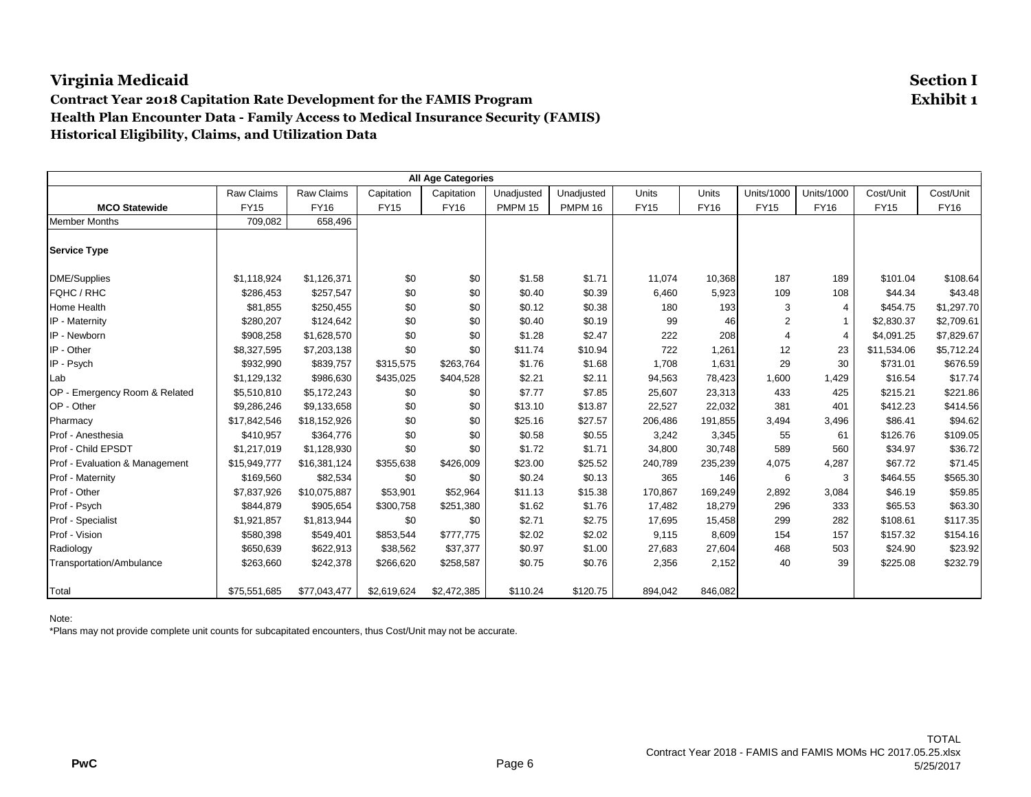# Virginia Medicaid

**Section I**
**Exhibit 1**

**Contract Year 2018 Capitation Rate Development for the FAMIS Program**
**Health Plan Encounter Data - Family Access to Medical Insurance Security (FAMIS)**
**Historical Eligibility, Claims, and Utilization Data**

| All Age Categories | | | | | | | | | | | | |
|---|---|---|---|---|---|---|---|---|---|---|---|---|
| **MCO Statewide** | Raw Claims FY15 | Raw Claims FY16 | Capitation FY15 | Capitation FY16 | Unadjusted PMPM 15 | Unadjusted PMPM 16 | Units FY15 | Units FY16 | Units/1000 FY15 | Units/1000 FY16 | Cost/Unit FY15 | Cost/Unit FY16 |
| Member Months | 709,082 | 658,496 | | | | | | | | | | |
| **Service Type** | | | | | | | | | | | | |
| DME/Supplies | $1,118,924 | $1,126,371 | $0 | $0 | $1.58 | $1.71 | 11,074 | 10,368 | 187 | 189 | $101.04 | $108.64 |
| FQHC / RHC | $286,453 | $257,547 | $0 | $0 | $0.40 | $0.39 | 6,460 | 5,923 | 109 | 108 | $44.34 | $43.48 |
| Home Health | $81,855 | $250,455 | $0 | $0 | $0.12 | $0.38 | 180 | 193 | 3 | 4 | $454.75 | $1,297.70 |
| IP - Maternity | $280,207 | $124,642 | $0 | $0 | $0.40 | $0.19 | 99 | 46 | 2 | 1 | $2,830.37 | $2,709.61 |
| IP - Newborn | $908,258 | $1,628,570 | $0 | $0 | $1.28 | $2.47 | 222 | 208 | 4 | 4 | $4,091.25 | $7,829.67 |
| IP - Other | $8,327,595 | $7,203,138 | $0 | $0 | $11.74 | $10.94 | 722 | 1,261 | 12 | 23 | $11,534.06 | $5,712.24 |
| IP - Psych | $932,990 | $839,757 | $315,575 | $263,764 | $1.76 | $1.68 | 1,708 | 1,631 | 29 | 30 | $731.01 | $676.59 |
| Lab | $1,129,132 | $986,630 | $435,025 | $404,528 | $2.21 | $2.11 | 94,563 | 78,423 | 1,600 | 1,429 | $16.54 | $17.74 |
| OP - Emergency Room & Related | $5,510,810 | $5,172,243 | $0 | $0 | $7.77 | $7.85 | 25,607 | 23,313 | 433 | 425 | $215.21 | $221.86 |
| OP - Other | $9,286,246 | $9,133,658 | $0 | $0 | $13.10 | $13.87 | 22,527 | 22,032 | 381 | 401 | $412.23 | $414.56 |
| Pharmacy | $17,842,546 | $18,152,926 | $0 | $0 | $25.16 | $27.57 | 206,486 | 191,855 | 3,494 | 3,496 | $86.41 | $94.62 |
| Prof - Anesthesia | $410,957 | $364,776 | $0 | $0 | $0.58 | $0.55 | 3,242 | 3,345 | 55 | 61 | $126.76 | $109.05 |
| Prof - Child EPSDT | $1,217,019 | $1,128,930 | $0 | $0 | $1.72 | $1.71 | 34,800 | 30,748 | 589 | 560 | $34.97 | $36.72 |
| Prof - Evaluation & Management | $15,949,777 | $16,381,124 | $355,638 | $426,009 | $23.00 | $25.52 | 240,789 | 235,239 | 4,075 | 4,287 | $67.72 | $71.45 |
| Prof - Maternity | $169,560 | $82,534 | $0 | $0 | $0.24 | $0.13 | 365 | 146 | 6 | 3 | $464.55 | $565.30 |
| Prof - Other | $7,837,926 | $10,075,887 | $53,901 | $52,964 | $11.13 | $15.38 | 170,867 | 169,249 | 2,892 | 3,084 | $46.19 | $59.85 |
| Prof - Psych | $844,879 | $905,654 | $300,758 | $251,380 | $1.62 | $1.76 | 17,482 | 18,279 | 296 | 333 | $65.53 | $63.30 |
| Prof - Specialist | $1,921,857 | $1,813,944 | $0 | $0 | $2.71 | $2.75 | 17,695 | 15,458 | 299 | 282 | $108.61 | $117.35 |
| Prof - Vision | $580,398 | $549,401 | $853,544 | $777,775 | $2.02 | $2.02 | 9,115 | 8,609 | 154 | 157 | $157.32 | $154.16 |
| Radiology | $650,639 | $622,913 | $38,562 | $37,377 | $0.97 | $1.00 | 27,683 | 27,604 | 468 | 503 | $24.90 | $23.92 |
| Transportation/Ambulance | $263,660 | $242,378 | $266,620 | $258,587 | $0.75 | $0.76 | 2,356 | 2,152 | 40 | 39 | $225.08 | $232.79 |
| Total | $75,551,685 | $77,043,477 | $2,619,624 | $2,472,385 | $110.24 | $120.75 | 894,042 | 846,082 | | | | |

Note:
*Plans may not provide complete unit counts for subcapitated encounters, thus Cost/Unit may not be accurate.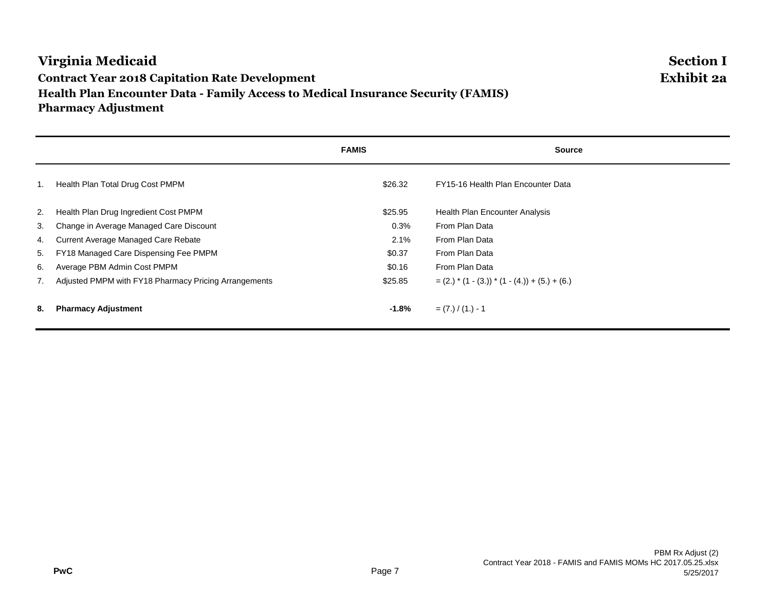# Virginia Medicaid

**Section I**
**Exhibit 2a**

## Contract Year 2018 Capitation Rate Development
## Health Plan Encounter Data - Family Access to Medical Insurance Security (FAMIS)
## Pharmacy Adjustment

| | | FAMIS | Source |
|---|---|---|---|
| 1. | Health Plan Total Drug Cost PMPM | $26.32 | FY15-16 Health Plan Encounter Data |
| 2. | Health Plan Drug Ingredient Cost PMPM | $25.95 | Health Plan Encounter Analysis |
| 3. | Change in Average Managed Care Discount | 0.3% | From Plan Data |
| 4. | Current Average Managed Care Rebate | 2.1% | From Plan Data |
| 5. | FY18 Managed Care Dispensing Fee PMPM | $0.37 | From Plan Data |
| 6. | Average PBM Admin Cost PMPM | $0.16 | From Plan Data |
| 7. | Adjusted PMPM with FY18 Pharmacy Pricing Arrangements | $25.85 | = (2.) * (1 - (3.)) * (1 - (4.)) + (5.) + (6.) |
| **8.** | **Pharmacy Adjustment** | **-1.8%** | = (7.) / (1.) - 1 |

PwC

PBM Rx Adjust (2)
Contract Year 2018 - FAMIS and FAMIS MOMs HC 2017.05.25.xlsx
5/25/2017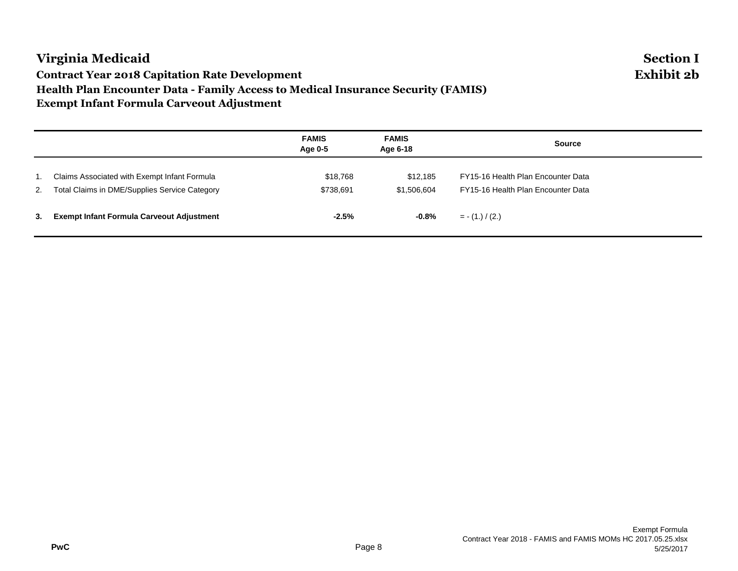# Virginia Medicaid

**Section I**
**Exhibit 2b**

### Contract Year 2018 Capitation Rate Development
### Health Plan Encounter Data - Family Access to Medical Insurance Security (FAMIS)
### Exempt Infant Formula Carveout Adjustment

| | | FAMIS Age 0-5 | FAMIS Age 6-18 | Source |
|---|---|---|---|---|
| 1. | Claims Associated with Exempt Infant Formula | $18,768 | $12,185 | FY15-16 Health Plan Encounter Data |
| 2. | Total Claims in DME/Supplies Service Category | $738,691 | $1,506,604 | FY15-16 Health Plan Encounter Data |
| **3.** | **Exempt Infant Formula Carveout Adjustment** | **-2.5%** | **-0.8%** | = - (1.) / (2.) |

Exempt Formula
Contract Year 2018 - FAMIS and FAMIS MOMs HC 2017.05.25.xlsx
5/25/2017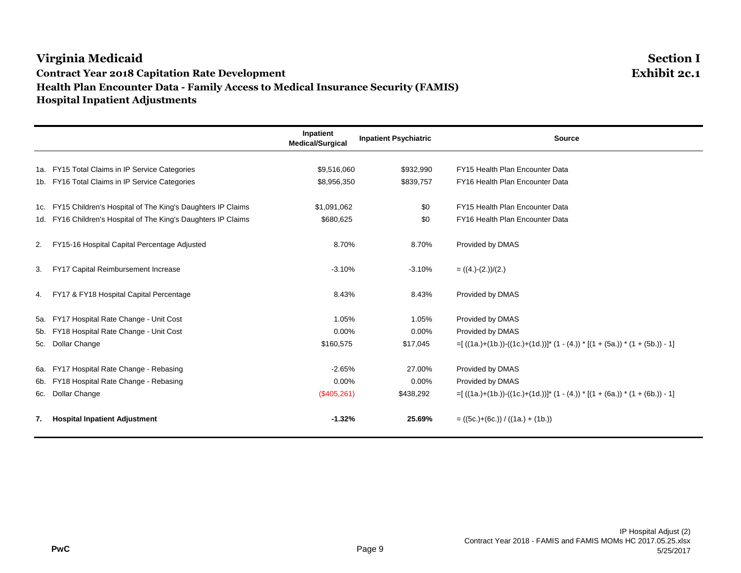# Virginia Medicaid

**Section I**
**Exhibit 2c.1**

## Contract Year 2018 Capitation Rate Development
## Health Plan Encounter Data - Family Access to Medical Insurance Security (FAMIS)
## Hospital Inpatient Adjustments

| | | Inpatient Medical/Surgical | Inpatient Psychiatric | Source |
|---|---|---|---|---|
| 1a. | FY15 Total Claims in IP Service Categories | $9,516,060 | $932,990 | FY15 Health Plan Encounter Data |
| 1b. | FY16 Total Claims in IP Service Categories | $8,956,350 | $839,757 | FY16 Health Plan Encounter Data |
| 1c. | FY15 Children's Hospital of The King's Daughters IP Claims | $1,091,062 | $0 | FY15 Health Plan Encounter Data |
| 1d. | FY16 Children's Hospital of The King's Daughters IP Claims | $680,625 | $0 | FY16 Health Plan Encounter Data |
| 2. | FY15-16 Hospital Capital Percentage Adjusted | 8.70% | 8.70% | Provided by DMAS |
| 3. | FY17 Capital Reimbursement Increase | -3.10% | -3.10% | = ((4.)-(2.))/(2.) |
| 4. | FY17 & FY18 Hospital Capital Percentage | 8.43% | 8.43% | Provided by DMAS |
| 5a. | FY17 Hospital Rate Change - Unit Cost | 1.05% | 1.05% | Provided by DMAS |
| 5b. | FY18 Hospital Rate Change - Unit Cost | 0.00% | 0.00% | Provided by DMAS |
| 5c. | Dollar Change | $160,575 | $17,045 | =[ ((1a.)+(1b.))-((1c.)+(1d.))]* (1 - (4.)) * [(1 + (5a.)) * (1 + (5b.)) - 1] |
| 6a. | FY17 Hospital Rate Change - Rebasing | -2.65% | 27.00% | Provided by DMAS |
| 6b. | FY18 Hospital Rate Change - Rebasing | 0.00% | 0.00% | Provided by DMAS |
| 6c. | Dollar Change | ($405,261) | $438,292 | =[ ((1a.)+(1b.))-((1c.)+(1d.))]* (1 - (4.)) * [(1 + (6a.)) * (1 + (6b.)) - 1] |
| **7.** | **Hospital Inpatient Adjustment** | **-1.32%** | **25.69%** | = ((5c.)+(6c.)) / ((1a.) + (1b.)) |

IP Hospital Adjust (2)
Contract Year 2018 - FAMIS and FAMIS MOMs HC 2017.05.25.xlsx
5/25/2017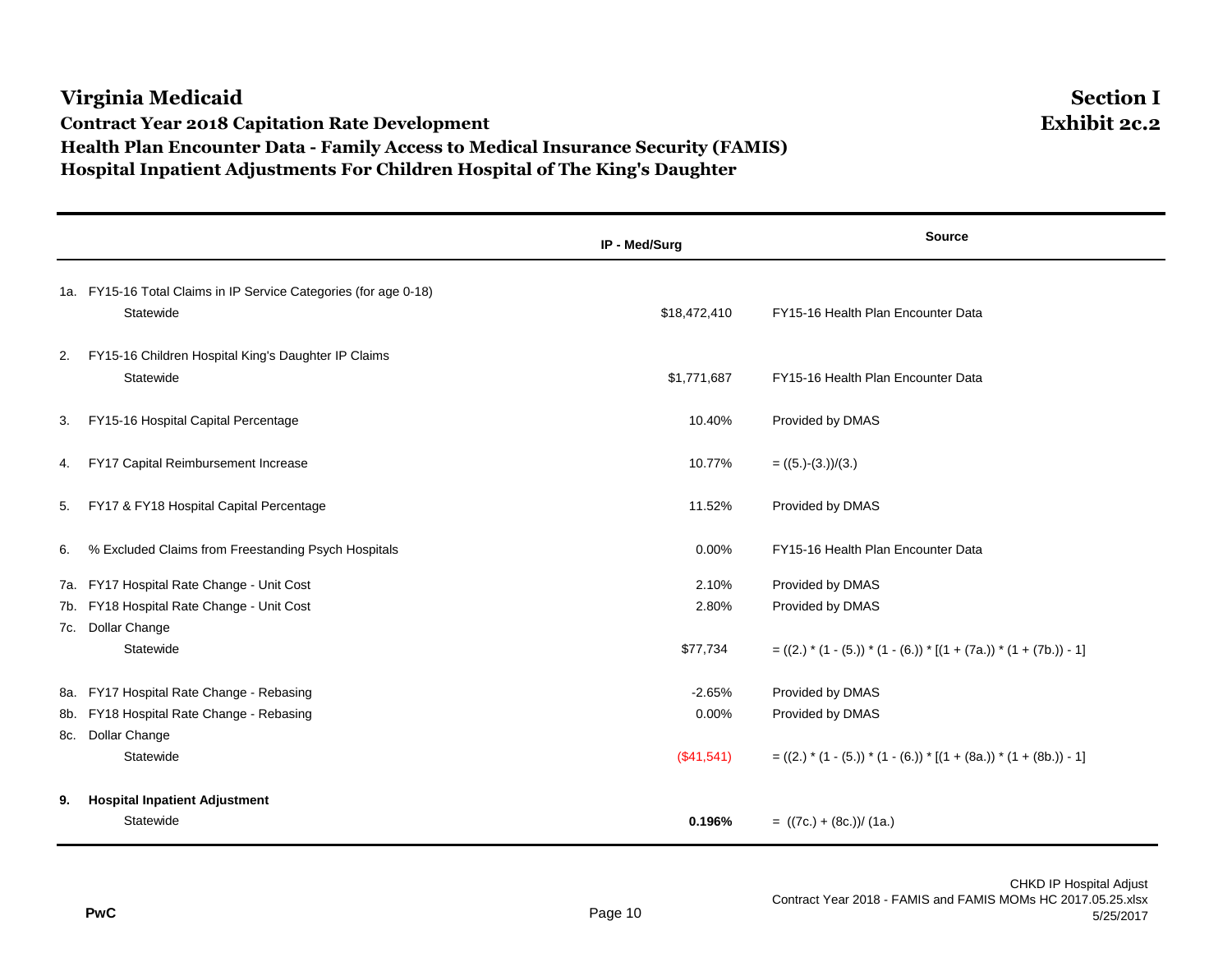# Virginia Medicaid

**Section I**
**Exhibit 2c.2**

## Contract Year 2018 Capitation Rate Development
## Health Plan Encounter Data - Family Access to Medical Insurance Security (FAMIS)
## Hospital Inpatient Adjustments For Children Hospital of The King's Daughter

| | | IP - Med/Surg | Source |
|---|---|---|---|
| 1a. | FY15-16 Total Claims in IP Service Categories (for age 0-18) | | |
| | Statewide | $18,472,410 | FY15-16 Health Plan Encounter Data |
| 2. | FY15-16 Children Hospital King's Daughter IP Claims | | |
| | Statewide | $1,771,687 | FY15-16 Health Plan Encounter Data |
| 3. | FY15-16 Hospital Capital Percentage | 10.40% | Provided by DMAS |
| 4. | FY17 Capital Reimbursement Increase | 10.77% | = ((5.)-(3.))/(3.) |
| 5. | FY17 & FY18 Hospital Capital Percentage | 11.52% | Provided by DMAS |
| 6. | % Excluded Claims from Freestanding Psych Hospitals | 0.00% | FY15-16 Health Plan Encounter Data |
| 7a. | FY17 Hospital Rate Change - Unit Cost | 2.10% | Provided by DMAS |
| 7b. | FY18 Hospital Rate Change - Unit Cost | 2.80% | Provided by DMAS |
| 7c. | Dollar Change | | |
| | Statewide | $77,734 | = ((2.) * (1 - (5.)) * (1 - (6.)) * [(1 + (7a.)) * (1 + (7b.)) - 1] |
| 8a. | FY17 Hospital Rate Change - Rebasing | -2.65% | Provided by DMAS |
| 8b. | FY18 Hospital Rate Change - Rebasing | 0.00% | Provided by DMAS |
| 8c. | Dollar Change | | |
| | Statewide | ($41,541) | = ((2.) * (1 - (5.)) * (1 - (6.)) * [(1 + (8a.)) * (1 + (8b.)) - 1] |
| **9.** | **Hospital Inpatient Adjustment** | | |
| | Statewide | **0.196%** | = ((7c.) + (8c.))/ (1a.) |

PwC

CHKD IP Hospital Adjust
Contract Year 2018 - FAMIS and FAMIS MOMs HC 2017.05.25.xlsx
5/25/2017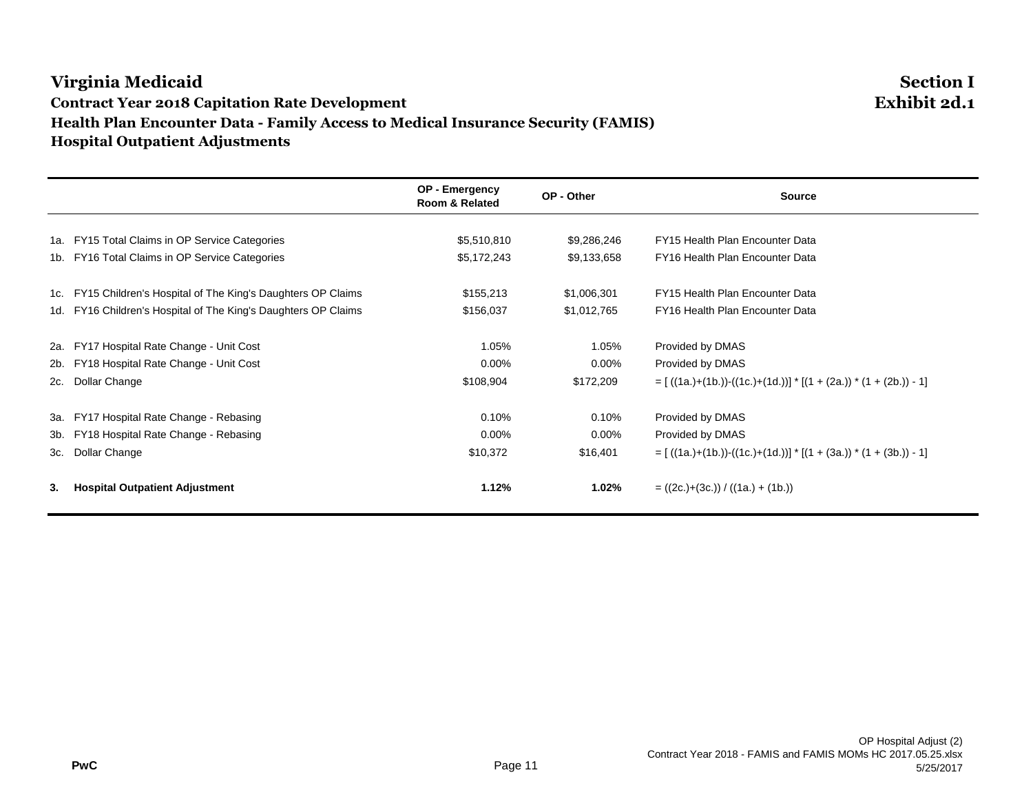# Virginia Medicaid

**Section I**
**Exhibit 2d.1**

### Contract Year 2018 Capitation Rate Development
### Health Plan Encounter Data - Family Access to Medical Insurance Security (FAMIS)
### Hospital Outpatient Adjustments

| | OP - Emergency Room & Related | OP - Other | Source |
|---|---|---|---|
| 1a. FY15 Total Claims in OP Service Categories | $5,510,810 | $9,286,246 | FY15 Health Plan Encounter Data |
| 1b. FY16 Total Claims in OP Service Categories | $5,172,243 | $9,133,658 | FY16 Health Plan Encounter Data |
| 1c. FY15 Children's Hospital of The King's Daughters OP Claims | $155,213 | $1,006,301 | FY15 Health Plan Encounter Data |
| 1d. FY16 Children's Hospital of The King's Daughters OP Claims | $156,037 | $1,012,765 | FY16 Health Plan Encounter Data |
| 2a. FY17 Hospital Rate Change - Unit Cost | 1.05% | 1.05% | Provided by DMAS |
| 2b. FY18 Hospital Rate Change - Unit Cost | 0.00% | 0.00% | Provided by DMAS |
| 2c. Dollar Change | $108,904 | $172,209 | = [ ((1a.)+(1b.))-((1c.)+(1d.))] * [(1 + (2a.)) * (1 + (2b.)) - 1] |
| 3a. FY17 Hospital Rate Change - Rebasing | 0.10% | 0.10% | Provided by DMAS |
| 3b. FY18 Hospital Rate Change - Rebasing | 0.00% | 0.00% | Provided by DMAS |
| 3c. Dollar Change | $10,372 | $16,401 | = [ ((1a.)+(1b.))-((1c.)+(1d.))] * [(1 + (3a.)) * (1 + (3b.)) - 1] |
| **3. Hospital Outpatient Adjustment** | **1.12%** | **1.02%** | = ((2c.)+(3c.)) / ((1a.) + (1b.)) |

PwC

OP Hospital Adjust (2)
Contract Year 2018 - FAMIS and FAMIS MOMs HC 2017.05.25.xlsx
5/25/2017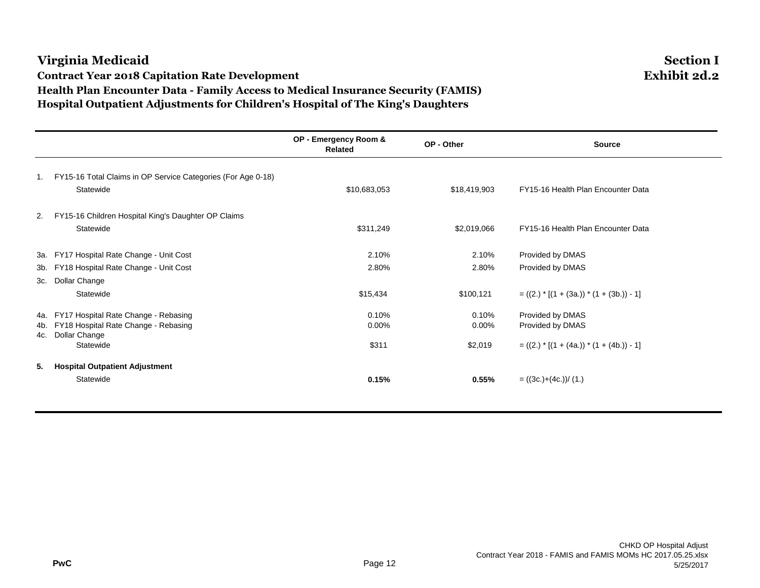# Virginia Medicaid

## Section I
## Exhibit 2d.2

### Contract Year 2018 Capitation Rate Development
### Health Plan Encounter Data - Family Access to Medical Insurance Security (FAMIS)
### Hospital Outpatient Adjustments for Children's Hospital of The King's Daughters

| | | OP - Emergency Room & Related | OP - Other | Source |
|---|---|---|---|---|
| 1. | FY15-16 Total Claims in OP Service Categories (For Age 0-18) | | | |
| | Statewide | $10,683,053 | $18,419,903 | FY15-16 Health Plan Encounter Data |
| 2. | FY15-16 Children Hospital King's Daughter OP Claims | | | |
| | Statewide | $311,249 | $2,019,066 | FY15-16 Health Plan Encounter Data |
| 3a. | FY17 Hospital Rate Change - Unit Cost | 2.10% | 2.10% | Provided by DMAS |
| 3b. | FY18 Hospital Rate Change - Unit Cost | 2.80% | 2.80% | Provided by DMAS |
| 3c. | Dollar Change | | | |
| | Statewide | $15,434 | $100,121 | = ((2.) * [(1 + (3a.)) * (1 + (3b.)) - 1] |
| 4a. | FY17 Hospital Rate Change - Rebasing | 0.10% | 0.10% | Provided by DMAS |
| 4b. | FY18 Hospital Rate Change - Rebasing | 0.00% | 0.00% | Provided by DMAS |
| 4c. | Dollar Change | | | |
| | Statewide | $311 | $2,019 | = ((2.) * [(1 + (4a.)) * (1 + (4b.)) - 1] |
| **5.** | **Hospital Outpatient Adjustment** | | | |
| | Statewide | **0.15%** | **0.55%** | = ((3c.)+(4c.))/ (1.) |

PwC

CHKD OP Hospital Adjust
Contract Year 2018 - FAMIS and FAMIS MOMs HC 2017.05.25.xlsx
5/25/2017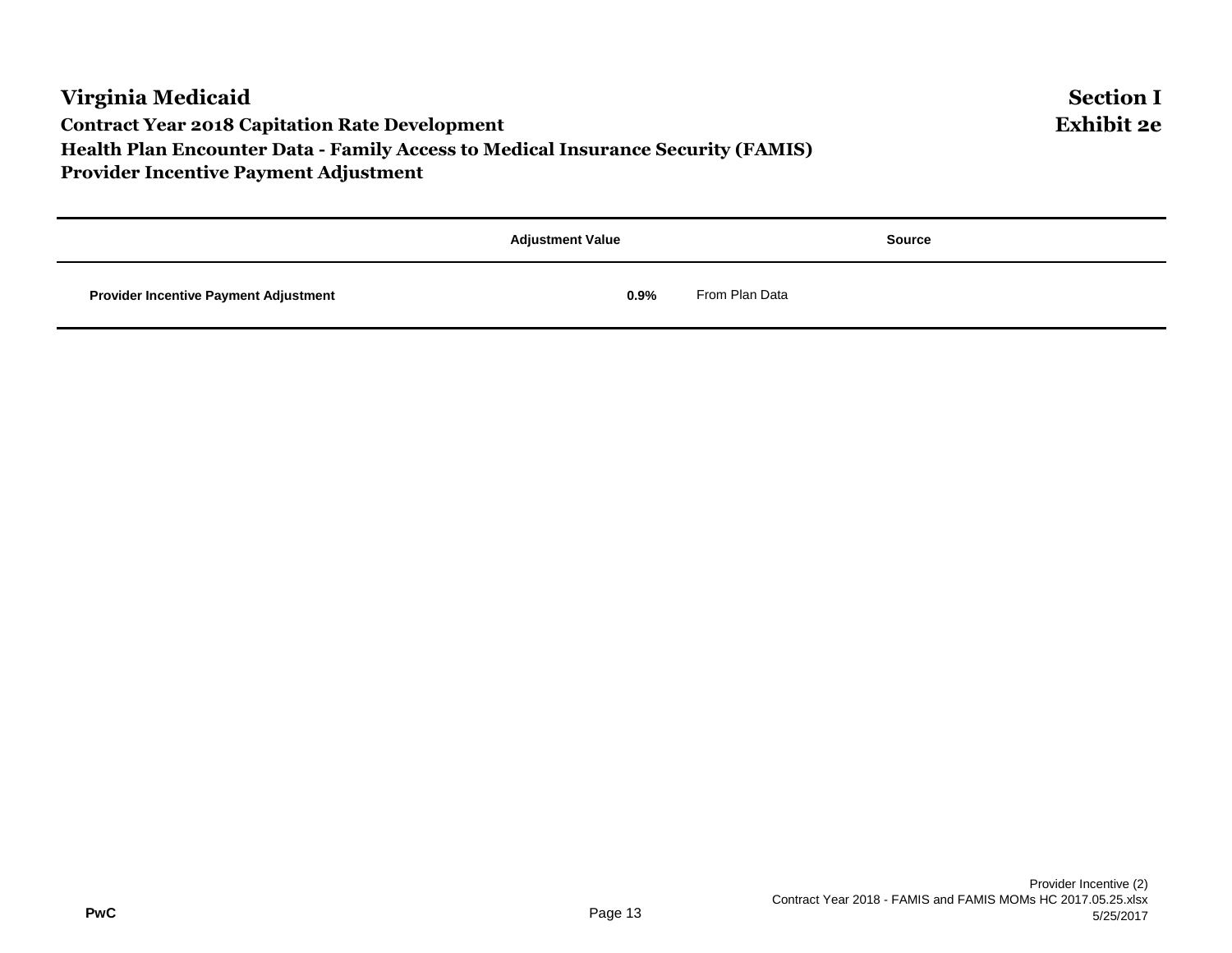# Virginia Medicaid

## Contract Year 2018 Capitation Rate Development
## Health Plan Encounter Data - Family Access to Medical Insurance Security (FAMIS)
## Provider Incentive Payment Adjustment

**Section I**
**Exhibit 2e**

| | Adjustment Value | Source |
|---|---|---|
| **Provider Incentive Payment Adjustment** | **0.9%** | From Plan Data |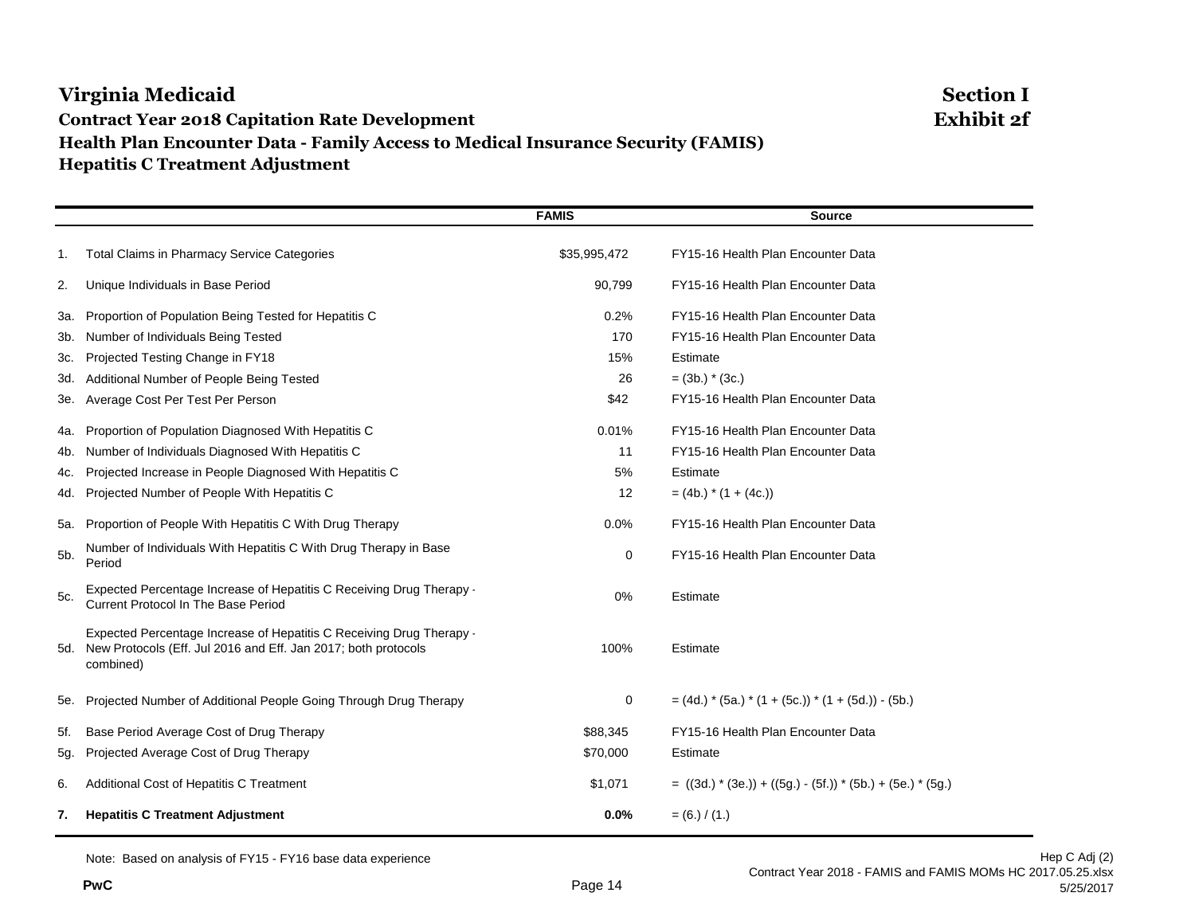# Virginia Medicaid

**Section I**
**Exhibit 2f**

## Contract Year 2018 Capitation Rate Development

## Health Plan Encounter Data - Family Access to Medical Insurance Security (FAMIS)

## Hepatitis C Treatment Adjustment

| | | FAMIS | Source |
|---|---|---|---|
| 1. | Total Claims in Pharmacy Service Categories | $35,995,472 | FY15-16 Health Plan Encounter Data |
| 2. | Unique Individuals in Base Period | 90,799 | FY15-16 Health Plan Encounter Data |
| 3a. | Proportion of Population Being Tested for Hepatitis C | 0.2% | FY15-16 Health Plan Encounter Data |
| 3b. | Number of Individuals Being Tested | 170 | FY15-16 Health Plan Encounter Data |
| 3c. | Projected Testing Change in FY18 | 15% | Estimate |
| 3d. | Additional Number of People Being Tested | 26 | = (3b.) * (3c.) |
| 3e. | Average Cost Per Test Per Person | $42 | FY15-16 Health Plan Encounter Data |
| 4a. | Proportion of Population Diagnosed With Hepatitis C | 0.01% | FY15-16 Health Plan Encounter Data |
| 4b. | Number of Individuals Diagnosed With Hepatitis C | 11 | FY15-16 Health Plan Encounter Data |
| 4c. | Projected Increase in People Diagnosed With Hepatitis C | 5% | Estimate |
| 4d. | Projected Number of People With Hepatitis C | 12 | = (4b.) * (1 + (4c.)) |
| 5a. | Proportion of People With Hepatitis C With Drug Therapy | 0.0% | FY15-16 Health Plan Encounter Data |
| 5b. | Number of Individuals With Hepatitis C With Drug Therapy in Base Period | 0 | FY15-16 Health Plan Encounter Data |
| 5c. | Expected Percentage Increase of Hepatitis C Receiving Drug Therapy - Current Protocol In The Base Period | 0% | Estimate |
| 5d. | Expected Percentage Increase of Hepatitis C Receiving Drug Therapy - New Protocols (Eff. Jul 2016 and Eff. Jan 2017; both protocols combined) | 100% | Estimate |
| 5e. | Projected Number of Additional People Going Through Drug Therapy | 0 | = (4d.) * (5a.) * (1 + (5c.)) * (1 + (5d.)) - (5b.) |
| 5f. | Base Period Average Cost of Drug Therapy | $88,345 | FY15-16 Health Plan Encounter Data |
| 5g. | Projected Average Cost of Drug Therapy | $70,000 | Estimate |
| 6. | Additional Cost of Hepatitis C Treatment | $1,071 | = ((3d.) * (3e.)) + ((5g.) - (5f.)) * (5b.) + (5e.) * (5g.) |
| **7.** | **Hepatitis C Treatment Adjustment** | **0.0%** | = (6.) / (1.) |

Note: Based on analysis of FY15 - FY16 base data experience

Hep C Adj (2)
Contract Year 2018 - FAMIS and FAMIS MOMs HC 2017.05.25.xlsx
5/25/2017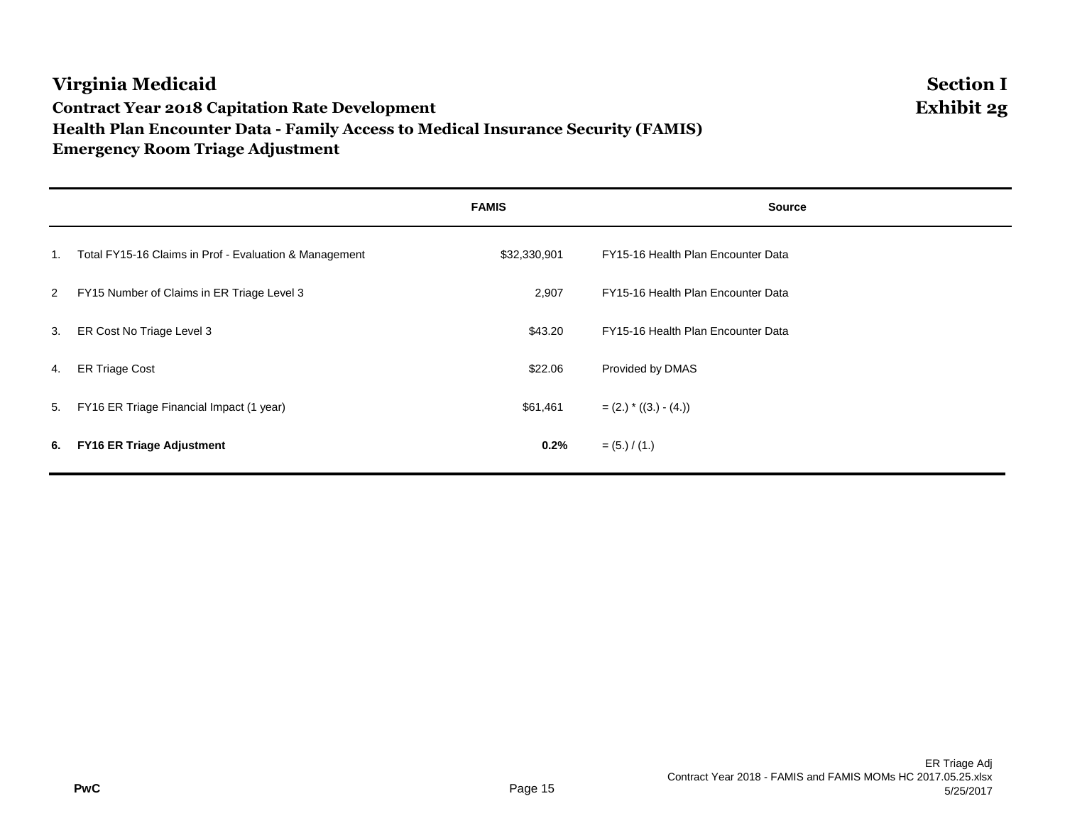# Virginia Medicaid

**Section I**
**Exhibit 2g**

## Contract Year 2018 Capitation Rate Development
## Health Plan Encounter Data - Family Access to Medical Insurance Security (FAMIS)
## Emergency Room Triage Adjustment

| | | FAMIS | Source |
|---|---|---|---|
| 1. | Total FY15-16 Claims in Prof - Evaluation & Management | $32,330,901 | FY15-16 Health Plan Encounter Data |
| 2 | FY15 Number of Claims in ER Triage Level 3 | 2,907 | FY15-16 Health Plan Encounter Data |
| 3. | ER Cost No Triage Level 3 | $43.20 | FY15-16 Health Plan Encounter Data |
| 4. | ER Triage Cost | $22.06 | Provided by DMAS |
| 5. | FY16 ER Triage Financial Impact (1 year) | $61,461 | = (2.) * ((3.) - (4.)) |
| **6.** | **FY16 ER Triage Adjustment** | **0.2%** | = (5.) / (1.) |

PwC

ER Triage Adj
Contract Year 2018 - FAMIS and FAMIS MOMs HC 2017.05.25.xlsx
5/25/2017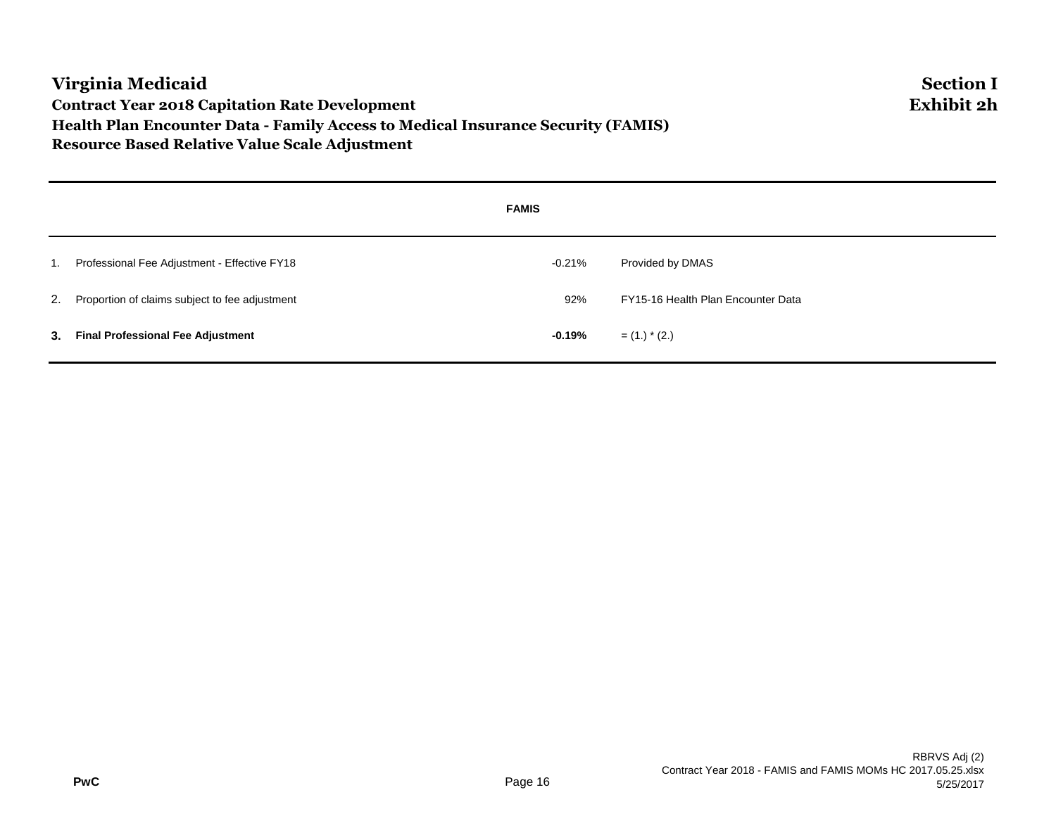# Virginia Medicaid

**Section I**
**Exhibit 2h**

### Contract Year 2018 Capitation Rate Development
### Health Plan Encounter Data - Family Access to Medical Insurance Security (FAMIS)
### Resource Based Relative Value Scale Adjustment

| | | FAMIS | |
|---|---|---|---|
| 1. | Professional Fee Adjustment - Effective FY18 | -0.21% | Provided by DMAS |
| 2. | Proportion of claims subject to fee adjustment | 92% | FY15-16 Health Plan Encounter Data |
| **3.** | **Final Professional Fee Adjustment** | **-0.19%** | = (1.) * (2.) |

PwC

RBRVS Adj (2)
Contract Year 2018 - FAMIS and FAMIS MOMs HC 2017.05.25.xlsx
5/25/2017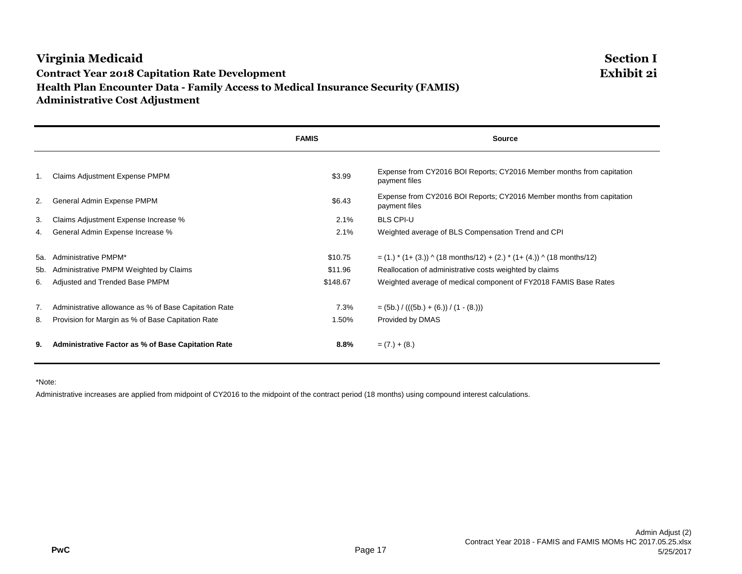# Virginia Medicaid

**Section I**
**Exhibit 2i**

## Contract Year 2018 Capitation Rate Development
## Health Plan Encounter Data - Family Access to Medical Insurance Security (FAMIS)
## Administrative Cost Adjustment

| | | FAMIS | Source |
|---|---|---|---|
| 1. | Claims Adjustment Expense PMPM | \$3.99 | Expense from CY2016 BOI Reports; CY2016 Member months from capitation payment files |
| 2. | General Admin Expense PMPM | \$6.43 | Expense from CY2016 BOI Reports; CY2016 Member months from capitation payment files |
| 3. | Claims Adjustment Expense Increase % | 2.1% | BLS CPI-U |
| 4. | General Admin Expense Increase % | 2.1% | Weighted average of BLS Compensation Trend and CPI |
| 5a. | Administrative PMPM* | \$10.75 | = (1.) * (1+ (3.)) ^ (18 months/12) + (2.) * (1+ (4.)) ^ (18 months/12) |
| 5b. | Administrative PMPM Weighted by Claims | \$11.96 | Reallocation of administrative costs weighted by claims |
| 6. | Adjusted and Trended Base PMPM | \$148.67 | Weighted average of medical component of FY2018 FAMIS Base Rates |
| 7. | Administrative allowance as % of Base Capitation Rate | 7.3% | = (5b.) / (((5b.) + (6.)) / (1 - (8.))) |
| 8. | Provision for Margin as % of Base Capitation Rate | 1.50% | Provided by DMAS |
| **9.** | **Administrative Factor as % of Base Capitation Rate** | **8.8%** | = (7.) + (8.) |

*Note:

Administrative increases are applied from midpoint of CY2016 to the midpoint of the contract period (18 months) using compound interest calculations.

Admin Adjust (2)
Contract Year 2018 - FAMIS and FAMIS MOMs HC 2017.05.25.xlsx
5/25/2017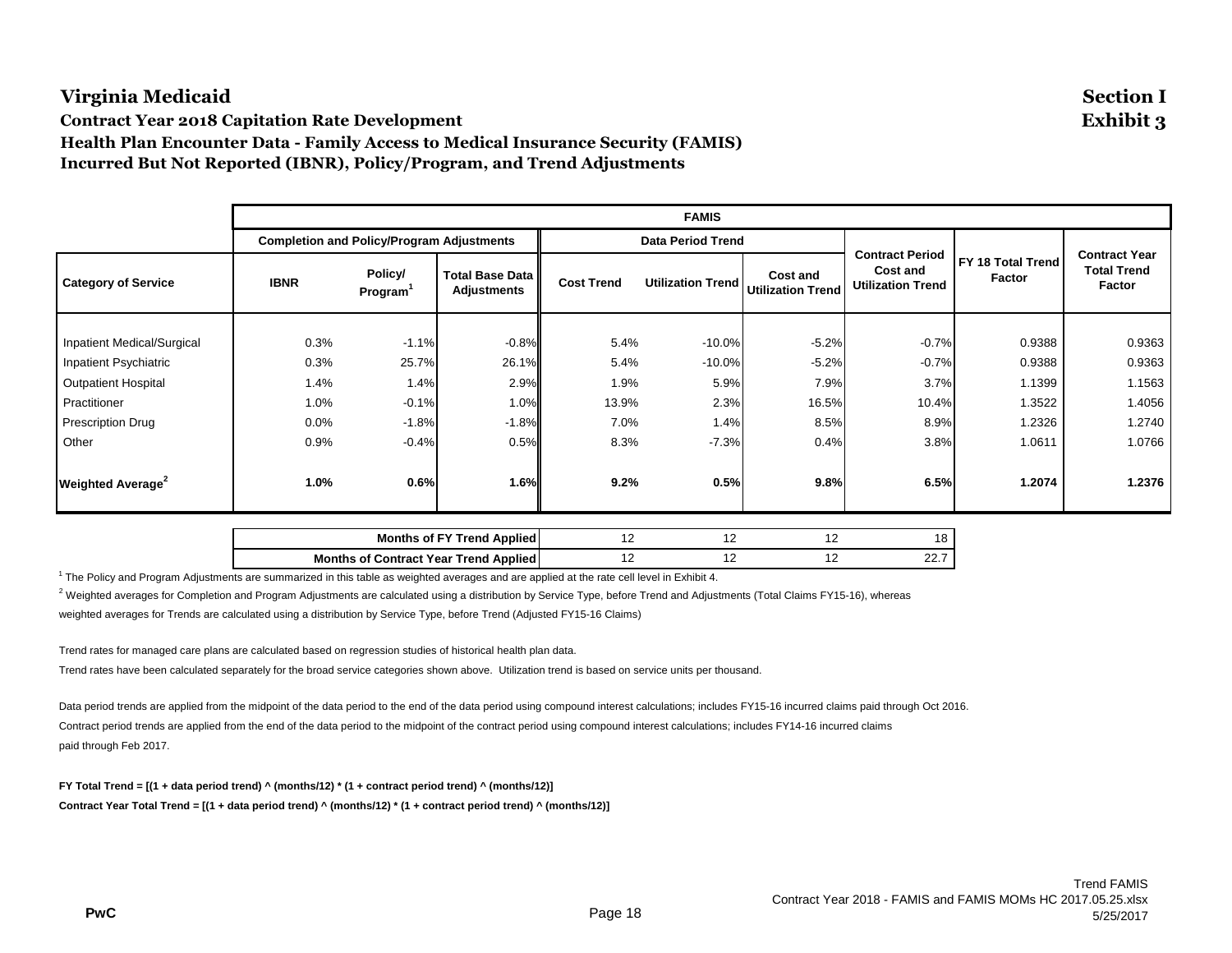# Virginia Medicaid

**Section I**
**Exhibit 3**

## Contract Year 2018 Capitation Rate Development
## Health Plan Encounter Data - Family Access to Medical Insurance Security (FAMIS)
## Incurred But Not Reported (IBNR), Policy/Program, and Trend Adjustments

| | FAMIS | | | | | | | | |
|---|---|---|---|---|---|---|---|---|---|
| | Completion and Policy/Program Adjustments | | | Data Period Trend | | | | | |
| Category of Service | IBNR | Policy/ Program[1] | Total Base Data Adjustments | Cost Trend | Utilization Trend | Cost and Utilization Trend | Contract Period Cost and Utilization Trend | FY 18 Total Trend Factor | Contract Year Total Trend Factor |
| Inpatient Medical/Surgical | 0.3% | -1.1% | -0.8% | 5.4% | -10.0% | -5.2% | -0.7% | 0.9388 | 0.9363 |
| Inpatient Psychiatric | 0.3% | 25.7% | 26.1% | 5.4% | -10.0% | -5.2% | -0.7% | 0.9388 | 0.9363 |
| Outpatient Hospital | 1.4% | 1.4% | 2.9% | 1.9% | 5.9% | 7.9% | 3.7% | 1.1399 | 1.1563 |
| Practitioner | 1.0% | -0.1% | 1.0% | 13.9% | 2.3% | 16.5% | 10.4% | 1.3522 | 1.4056 |
| Prescription Drug | 0.0% | -1.8% | -1.8% | 7.0% | 1.4% | 8.5% | 8.9% | 1.2326 | 1.2740 |
| Other | 0.9% | -0.4% | 0.5% | 8.3% | -7.3% | 0.4% | 3.8% | 1.0611 | 1.0766 |
| **Weighted Average[2]** | **1.0%** | **0.6%** | **1.6%** | **9.2%** | **0.5%** | **9.8%** | **6.5%** | **1.2074** | **1.2376** |

| | | | | |
|---|---|---|---|---|
| **Months of FY Trend Applied** | 12 | 12 | 12 | 18 |
| **Months of Contract Year Trend Applied** | 12 | 12 | 12 | 22.7 |

[1] The Policy and Program Adjustments are summarized in this table as weighted averages and are applied at the rate cell level in Exhibit 4.

[2] Weighted averages for Completion and Program Adjustments are calculated using a distribution by Service Type, before Trend and Adjustments (Total Claims FY15-16), whereas weighted averages for Trends are calculated using a distribution by Service Type, before Trend (Adjusted FY15-16 Claims)

Trend rates for managed care plans are calculated based on regression studies of historical health plan data.

Trend rates have been calculated separately for the broad service categories shown above. Utilization trend is based on service units per thousand.

Data period trends are applied from the midpoint of the data period to the end of the data period using compound interest calculations; includes FY15-16 incurred claims paid through Oct 2016.

Contract period trends are applied from the end of the data period to the midpoint of the contract period using compound interest calculations; includes FY14-16 incurred claims paid through Feb 2017.

**FY Total Trend = [(1 + data period trend) ^ (months/12) * (1 + contract period trend) ^ (months/12)]**

**Contract Year Total Trend = [(1 + data period trend) ^ (months/12) * (1 + contract period trend) ^ (months/12)]**

Trend FAMIS
Contract Year 2018 - FAMIS and FAMIS MOMs HC 2017.05.25.xlsx
5/25/2017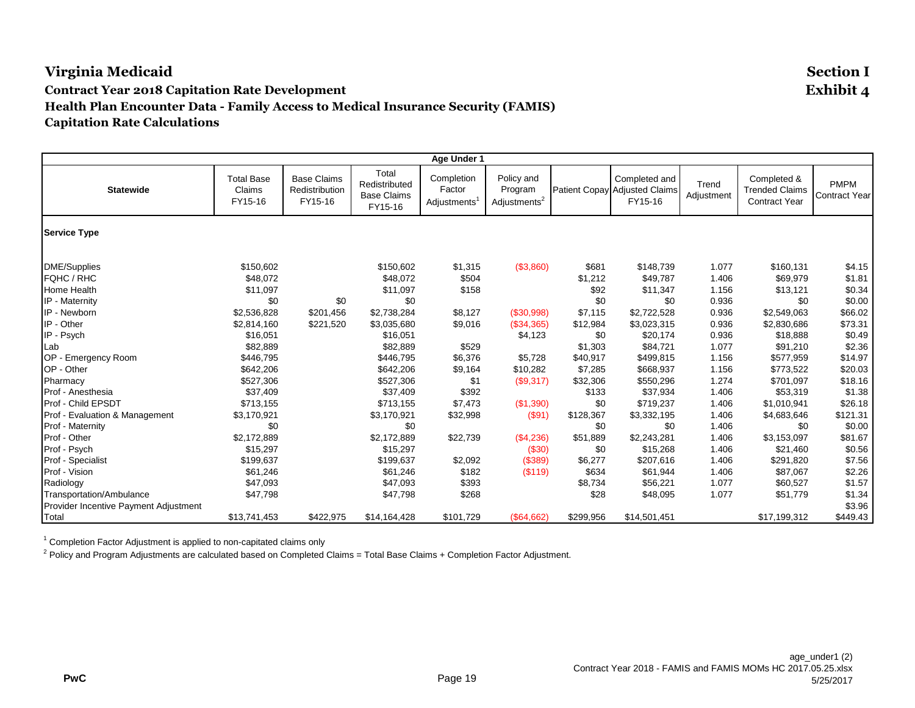# Virginia Medicaid

**Section I**
**Exhibit 4**

### Contract Year 2018 Capitation Rate Development
### Health Plan Encounter Data - Family Access to Medical Insurance Security (FAMIS)
### Capitation Rate Calculations

| Age Under 1 | | | | | | | | | | |
|---|---|---|---|---|---|---|---|---|---|---|
| **Statewide** | Total Base Claims FY15-16 | Base Claims Redistribution FY15-16 | Total Redistributed Base Claims FY15-16 | Completion Factor Adjustments[1] | Policy and Program Adjustments[2] | Patient Copay | Completed and Adjusted Claims FY15-16 | Trend Adjustment | Completed & Trended Claims Contract Year | PMPM Contract Year |
| **Service Type** | | | | | | | | | | |
| DME/Supplies | $150,602 | | $150,602 | $1,315 | ($3,860) | $681 | $148,739 | 1.077 | $160,131 | $4.15 |
| FQHC / RHC | $48,072 | | $48,072 | $504 | | $1,212 | $49,787 | 1.406 | $69,979 | $1.81 |
| Home Health | $11,097 | | $11,097 | $158 | | $92 | $11,347 | 1.156 | $13,121 | $0.34 |
| IP - Maternity | $0 | $0 | $0 | | | $0 | $0 | 0.936 | $0 | $0.00 |
| IP - Newborn | $2,536,828 | $201,456 | $2,738,284 | $8,127 | ($30,998) | $7,115 | $2,722,528 | 0.936 | $2,549,063 | $66.02 |
| IP - Other | $2,814,160 | $221,520 | $3,035,680 | $9,016 | ($34,365) | $12,984 | $3,023,315 | 0.936 | $2,830,686 | $73.31 |
| IP - Psych | $16,051 | | $16,051 | | $4,123 | $0 | $20,174 | 0.936 | $18,888 | $0.49 |
| Lab | $82,889 | | $82,889 | $529 | | $1,303 | $84,721 | 1.077 | $91,210 | $2.36 |
| OP - Emergency Room | $446,795 | | $446,795 | $6,376 | $5,728 | $40,917 | $499,815 | 1.156 | $577,959 | $14.97 |
| OP - Other | $642,206 | | $642,206 | $9,164 | $10,282 | $7,285 | $668,937 | 1.156 | $773,522 | $20.03 |
| Pharmacy | $527,306 | | $527,306 | $1 | ($9,317) | $32,306 | $550,296 | 1.274 | $701,097 | $18.16 |
| Prof - Anesthesia | $37,409 | | $37,409 | $392 | | $133 | $37,934 | 1.406 | $53,319 | $1.38 |
| Prof - Child EPSDT | $713,155 | | $713,155 | $7,473 | ($1,390) | $0 | $719,237 | 1.406 | $1,010,941 | $26.18 |
| Prof - Evaluation & Management | $3,170,921 | | $3,170,921 | $32,998 | ($91) | $128,367 | $3,332,195 | 1.406 | $4,683,646 | $121.31 |
| Prof - Maternity | $0 | | $0 | | | $0 | $0 | 1.406 | $0 | $0.00 |
| Prof - Other | $2,172,889 | | $2,172,889 | $22,739 | ($4,236) | $51,889 | $2,243,281 | 1.406 | $3,153,097 | $81.67 |
| Prof - Psych | $15,297 | | $15,297 | | ($30) | $0 | $15,268 | 1.406 | $21,460 | $0.56 |
| Prof - Specialist | $199,637 | | $199,637 | $2,092 | ($389) | $6,277 | $207,616 | 1.406 | $291,820 | $7.56 |
| Prof - Vision | $61,246 | | $61,246 | $182 | ($119) | $634 | $61,944 | 1.406 | $87,067 | $2.26 |
| Radiology | $47,093 | | $47,093 | $393 | | $8,734 | $56,221 | 1.077 | $60,527 | $1.57 |
| Transportation/Ambulance | $47,798 | | $47,798 | $268 | | $28 | $48,095 | 1.077 | $51,779 | $1.34 |
| Provider Incentive Payment Adjustment | | | | | | | | | | $3.96 |
| Total | $13,741,453 | $422,975 | $14,164,428 | $101,729 | ($64,662) | $299,956 | $14,501,451 | | $17,199,312 | $449.43 |

[1] Completion Factor Adjustment is applied to non-capitated claims only

[2] Policy and Program Adjustments are calculated based on Completed Claims = Total Base Claims + Completion Factor Adjustment.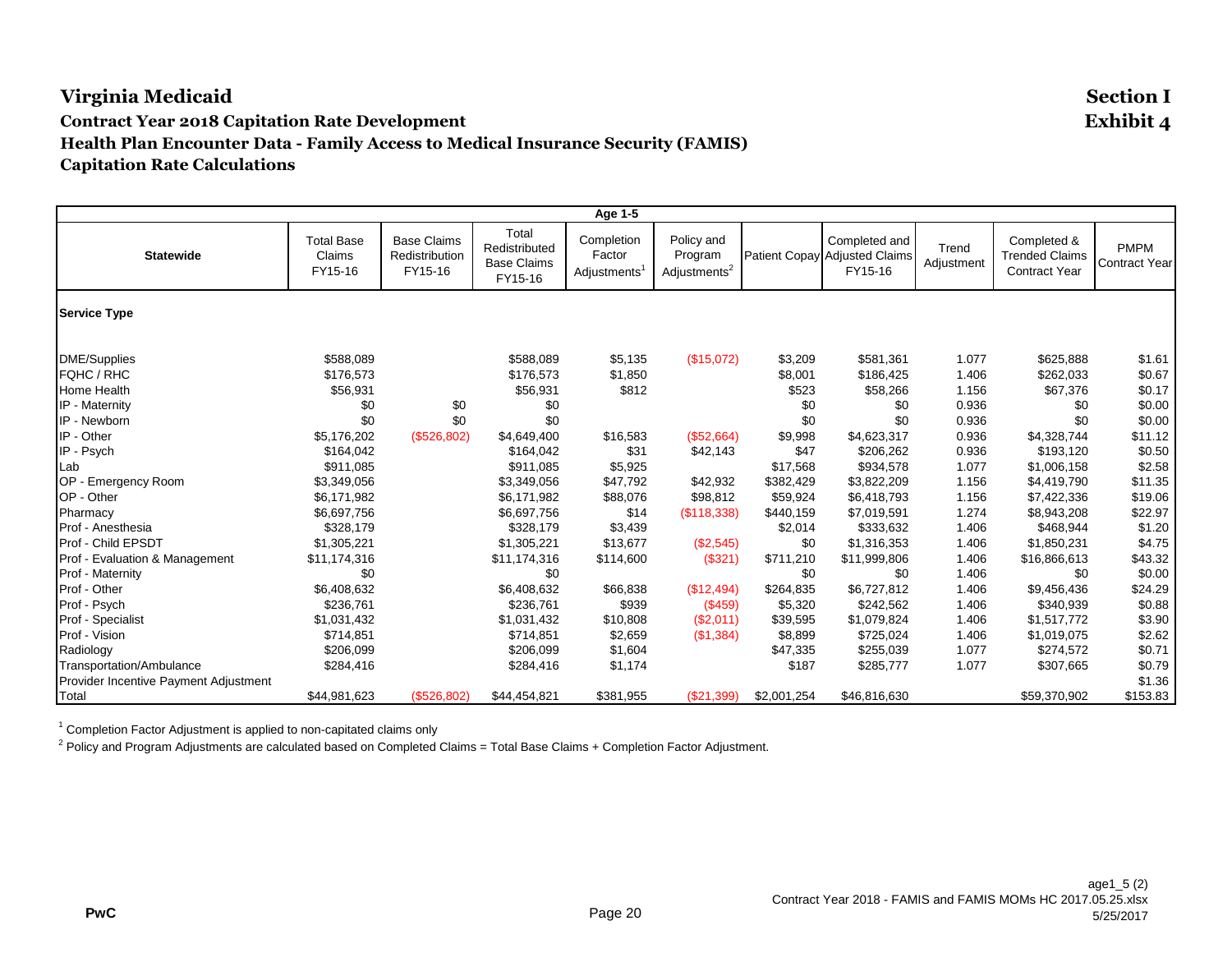# Virginia Medicaid

**Section I**
**Exhibit 4**

## Contract Year 2018 Capitation Rate Development

## Health Plan Encounter Data - Family Access to Medical Insurance Security (FAMIS)

## Capitation Rate Calculations

| Age 1-5 | | | | | | | | | | |
|---|---|---|---|---|---|---|---|---|---|---|
| **Statewide** | Total Base Claims FY15-16 | Base Claims Redistribution FY15-16 | Total Redistributed Base Claims FY15-16 | Completion Factor Adjustments[1] | Policy and Program Adjustments[2] | Patient Copay | Completed and Adjusted Claims FY15-16 | Trend Adjustment | Completed & Trended Claims Contract Year | PMPM Contract Year |
| **Service Type** | | | | | | | | | | |
| DME/Supplies | $588,089 | | $588,089 | $5,135 | ($15,072) | $3,209 | $581,361 | 1.077 | $625,888 | $1.61 |
| FQHC / RHC | $176,573 | | $176,573 | $1,850 | | $8,001 | $186,425 | 1.406 | $262,033 | $0.67 |
| Home Health | $56,931 | | $56,931 | $812 | | $523 | $58,266 | 1.156 | $67,376 | $0.17 |
| IP - Maternity | $0 | $0 | $0 | | | $0 | $0 | 0.936 | $0 | $0.00 |
| IP - Newborn | $0 | $0 | $0 | | | $0 | $0 | 0.936 | $0 | $0.00 |
| IP - Other | $5,176,202 | ($526,802) | $4,649,400 | $16,583 | ($52,664) | $9,998 | $4,623,317 | 0.936 | $4,328,744 | $11.12 |
| IP - Psych | $164,042 | | $164,042 | $31 | $42,143 | $47 | $206,262 | 0.936 | $193,120 | $0.50 |
| Lab | $911,085 | | $911,085 | $5,925 | | $17,568 | $934,578 | 1.077 | $1,006,158 | $2.58 |
| OP - Emergency Room | $3,349,056 | | $3,349,056 | $47,792 | $42,932 | $382,429 | $3,822,209 | 1.156 | $4,419,790 | $11.35 |
| OP - Other | $6,171,982 | | $6,171,982 | $88,076 | $98,812 | $59,924 | $6,418,793 | 1.156 | $7,422,336 | $19.06 |
| Pharmacy | $6,697,756 | | $6,697,756 | $14 | ($118,338) | $440,159 | $7,019,591 | 1.274 | $8,943,208 | $22.97 |
| Prof - Anesthesia | $328,179 | | $328,179 | $3,439 | | $2,014 | $333,632 | 1.406 | $468,944 | $1.20 |
| Prof - Child EPSDT | $1,305,221 | | $1,305,221 | $13,677 | ($2,545) | $0 | $1,316,353 | 1.406 | $1,850,231 | $4.75 |
| Prof - Evaluation & Management | $11,174,316 | | $11,174,316 | $114,600 | ($321) | $711,210 | $11,999,806 | 1.406 | $16,866,613 | $43.32 |
| Prof - Maternity | $0 | | $0 | | | $0 | $0 | 1.406 | $0 | $0.00 |
| Prof - Other | $6,408,632 | | $6,408,632 | $66,838 | ($12,494) | $264,835 | $6,727,812 | 1.406 | $9,456,436 | $24.29 |
| Prof - Psych | $236,761 | | $236,761 | $939 | ($459) | $5,320 | $242,562 | 1.406 | $340,939 | $0.88 |
| Prof - Specialist | $1,031,432 | | $1,031,432 | $10,808 | ($2,011) | $39,595 | $1,079,824 | 1.406 | $1,517,772 | $3.90 |
| Prof - Vision | $714,851 | | $714,851 | $2,659 | ($1,384) | $8,899 | $725,024 | 1.406 | $1,019,075 | $2.62 |
| Radiology | $206,099 | | $206,099 | $1,604 | | $47,335 | $255,039 | 1.077 | $274,572 | $0.71 |
| Transportation/Ambulance | $284,416 | | $284,416 | $1,174 | | $187 | $285,777 | 1.077 | $307,665 | $0.79 |
| Provider Incentive Payment Adjustment | | | | | | | | | | $1.36 |
| Total | $44,981,623 | ($526,802) | $44,454,821 | $381,955 | ($21,399) | $2,001,254 | $46,816,630 | | $59,370,902 | $153.83 |

[1] Completion Factor Adjustment is applied to non-capitated claims only

[2] Policy and Program Adjustments are calculated based on Completed Claims = Total Base Claims + Completion Factor Adjustment.

age1_5 (2)
Contract Year 2018 - FAMIS and FAMIS MOMs HC 2017.05.25.xlsx
5/25/2017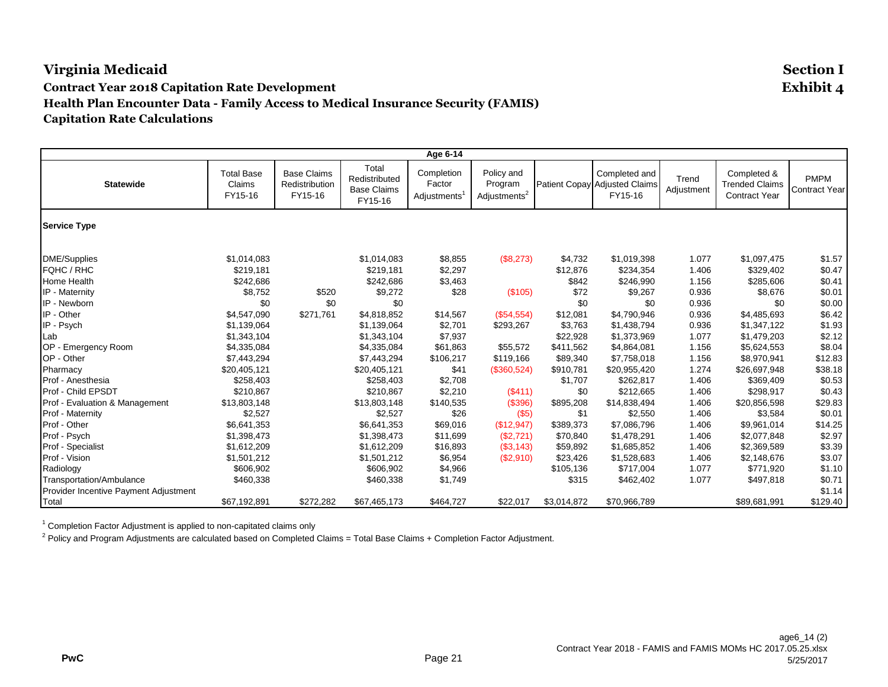# Virginia Medicaid

**Section I**
**Exhibit 4**

## Contract Year 2018 Capitation Rate Development
## Health Plan Encounter Data - Family Access to Medical Insurance Security (FAMIS)
## Capitation Rate Calculations

| Age 6-14 | | | | | | | | | | |
|---|---|---|---|---|---|---|---|---|---|---|
| **Statewide** | Total Base Claims FY15-16 | Base Claims Redistribution FY15-16 | Total Redistributed Base Claims FY15-16 | Completion Factor Adjustments[1] | Policy and Program Adjustments[2] | Patient Copay | Completed and Adjusted Claims FY15-16 | Trend Adjustment | Completed & Trended Claims Contract Year | PMPM Contract Year |
| **Service Type** | | | | | | | | | | |
| DME/Supplies | $1,014,083 | | $1,014,083 | $8,855 | ($8,273) | $4,732 | $1,019,398 | 1.077 | $1,097,475 | $1.57 |
| FQHC / RHC | $219,181 | | $219,181 | $2,297 | | $12,876 | $234,354 | 1.406 | $329,402 | $0.47 |
| Home Health | $242,686 | | $242,686 | $3,463 | | $842 | $246,990 | 1.156 | $285,606 | $0.41 |
| IP - Maternity | $8,752 | $520 | $9,272 | $28 | ($105) | $72 | $9,267 | 0.936 | $8,676 | $0.01 |
| IP - Newborn | $0 | $0 | $0 | | | $0 | $0 | 0.936 | $0 | $0.00 |
| IP - Other | $4,547,090 | $271,761 | $4,818,852 | $14,567 | ($54,554) | $12,081 | $4,790,946 | 0.936 | $4,485,693 | $6.42 |
| IP - Psych | $1,139,064 | | $1,139,064 | $2,701 | $293,267 | $3,763 | $1,438,794 | 0.936 | $1,347,122 | $1.93 |
| Lab | $1,343,104 | | $1,343,104 | $7,937 | | $22,928 | $1,373,969 | 1.077 | $1,479,203 | $2.12 |
| OP - Emergency Room | $4,335,084 | | $4,335,084 | $61,863 | $55,572 | $411,562 | $4,864,081 | 1.156 | $5,624,553 | $8.04 |
| OP - Other | $7,443,294 | | $7,443,294 | $106,217 | $119,166 | $89,340 | $7,758,018 | 1.156 | $8,970,941 | $12.83 |
| Pharmacy | $20,405,121 | | $20,405,121 | $41 | ($360,524) | $910,781 | $20,955,420 | 1.274 | $26,697,948 | $38.18 |
| Prof - Anesthesia | $258,403 | | $258,403 | $2,708 | | $1,707 | $262,817 | 1.406 | $369,409 | $0.53 |
| Prof - Child EPSDT | $210,867 | | $210,867 | $2,210 | ($411) | $0 | $212,665 | 1.406 | $298,917 | $0.43 |
| Prof - Evaluation & Management | $13,803,148 | | $13,803,148 | $140,535 | ($396) | $895,208 | $14,838,494 | 1.406 | $20,856,598 | $29.83 |
| Prof - Maternity | $2,527 | | $2,527 | $26 | ($5) | $1 | $2,550 | 1.406 | $3,584 | $0.01 |
| Prof - Other | $6,641,353 | | $6,641,353 | $69,016 | ($12,947) | $389,373 | $7,086,796 | 1.406 | $9,961,014 | $14.25 |
| Prof - Psych | $1,398,473 | | $1,398,473 | $11,699 | ($2,721) | $70,840 | $1,478,291 | 1.406 | $2,077,848 | $2.97 |
| Prof - Specialist | $1,612,209 | | $1,612,209 | $16,893 | ($3,143) | $59,892 | $1,685,852 | 1.406 | $2,369,589 | $3.39 |
| Prof - Vision | $1,501,212 | | $1,501,212 | $6,954 | ($2,910) | $23,426 | $1,528,683 | 1.406 | $2,148,676 | $3.07 |
| Radiology | $606,902 | | $606,902 | $4,966 | | $105,136 | $717,004 | 1.077 | $771,920 | $1.10 |
| Transportation/Ambulance | $460,338 | | $460,338 | $1,749 | | $315 | $462,402 | 1.077 | $497,818 | $0.71 |
| Provider Incentive Payment Adjustment | | | | | | | | | | $1.14 |
| Total | $67,192,891 | $272,282 | $67,465,173 | $464,727 | $22,017 | $3,014,872 | $70,966,789 | | $89,681,991 | $129.40 |

[1] Completion Factor Adjustment is applied to non-capitated claims only

[2] Policy and Program Adjustments are calculated based on Completed Claims = Total Base Claims + Completion Factor Adjustment.

PwC

age6_14 (2)
Contract Year 2018 - FAMIS and FAMIS MOMs HC 2017.05.25.xlsx
5/25/2017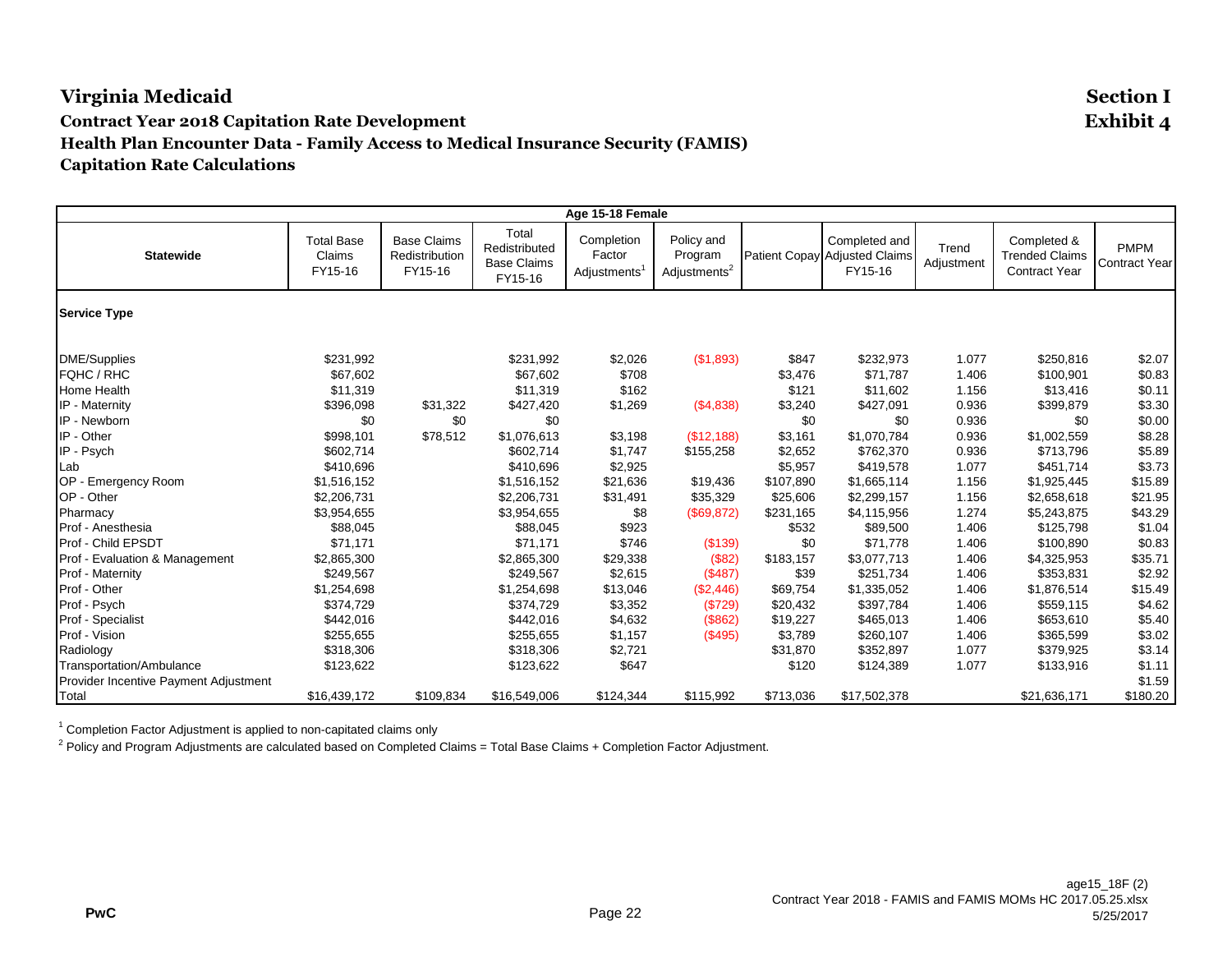# Virginia Medicaid

**Section I**
**Exhibit 4**

## Contract Year 2018 Capitation Rate Development

### Health Plan Encounter Data - Family Access to Medical Insurance Security (FAMIS)

### Capitation Rate Calculations

| Age 15-18 Female | | | | | | | | | | | |
|---|---|---|---|---|---|---|---|---|---|---|---|
| **Statewide** | Total Base Claims FY15-16 | Base Claims Redistribution FY15-16 | Total Redistributed Base Claims FY15-16 | Completion Factor Adjustments[1] | Policy and Program Adjustments[2] | Patient Copay | Completed and Adjusted Claims FY15-16 | Trend Adjustment | Completed & Trended Claims Contract Year | PMPM Contract Year |
| **Service Type** | | | | | | | | | | |
| DME/Supplies | $231,992 | | $231,992 | $2,026 | ($1,893) | $847 | $232,973 | 1.077 | $250,816 | $2.07 |
| FQHC / RHC | $67,602 | | $67,602 | $708 | | $3,476 | $71,787 | 1.406 | $100,901 | $0.83 |
| Home Health | $11,319 | | $11,319 | $162 | | $121 | $11,602 | 1.156 | $13,416 | $0.11 |
| IP - Maternity | $396,098 | $31,322 | $427,420 | $1,269 | ($4,838) | $3,240 | $427,091 | 0.936 | $399,879 | $3.30 |
| IP - Newborn | $0 | $0 | $0 | | | $0 | $0 | 0.936 | $0 | $0.00 |
| IP - Other | $998,101 | $78,512 | $1,076,613 | $3,198 | ($12,188) | $3,161 | $1,070,784 | 0.936 | $1,002,559 | $8.28 |
| IP - Psych | $602,714 | | $602,714 | $1,747 | $155,258 | $2,652 | $762,370 | 0.936 | $713,796 | $5.89 |
| Lab | $410,696 | | $410,696 | $2,925 | | $5,957 | $419,578 | 1.077 | $451,714 | $3.73 |
| OP - Emergency Room | $1,516,152 | | $1,516,152 | $21,636 | $19,436 | $107,890 | $1,665,114 | 1.156 | $1,925,445 | $15.89 |
| OP - Other | $2,206,731 | | $2,206,731 | $31,491 | $35,329 | $25,606 | $2,299,157 | 1.156 | $2,658,618 | $21.95 |
| Pharmacy | $3,954,655 | | $3,954,655 | $8 | ($69,872) | $231,165 | $4,115,956 | 1.274 | $5,243,875 | $43.29 |
| Prof - Anesthesia | $88,045 | | $88,045 | $923 | | $532 | $89,500 | 1.406 | $125,798 | $1.04 |
| Prof - Child EPSDT | $71,171 | | $71,171 | $746 | ($139) | $0 | $71,778 | 1.406 | $100,890 | $0.83 |
| Prof - Evaluation & Management | $2,865,300 | | $2,865,300 | $29,338 | ($82) | $183,157 | $3,077,713 | 1.406 | $4,325,953 | $35.71 |
| Prof - Maternity | $249,567 | | $249,567 | $2,615 | ($487) | $39 | $251,734 | 1.406 | $353,831 | $2.92 |
| Prof - Other | $1,254,698 | | $1,254,698 | $13,046 | ($2,446) | $69,754 | $1,335,052 | 1.406 | $1,876,514 | $15.49 |
| Prof - Psych | $374,729 | | $374,729 | $3,352 | ($729) | $20,432 | $397,784 | 1.406 | $559,115 | $4.62 |
| Prof - Specialist | $442,016 | | $442,016 | $4,632 | ($862) | $19,227 | $465,013 | 1.406 | $653,610 | $5.40 |
| Prof - Vision | $255,655 | | $255,655 | $1,157 | ($495) | $3,789 | $260,107 | 1.406 | $365,599 | $3.02 |
| Radiology | $318,306 | | $318,306 | $2,721 | | $31,870 | $352,897 | 1.077 | $379,925 | $3.14 |
| Transportation/Ambulance | $123,622 | | $123,622 | $647 | | $120 | $124,389 | 1.077 | $133,916 | $1.11 |
| Provider Incentive Payment Adjustment | | | | | | | | | | $1.59 |
| Total | $16,439,172 | $109,834 | $16,549,006 | $124,344 | $115,992 | $713,036 | $17,502,378 | | $21,636,171 | $180.20 |

[1] Completion Factor Adjustment is applied to non-capitated claims only

[2] Policy and Program Adjustments are calculated based on Completed Claims = Total Base Claims + Completion Factor Adjustment.

PwC

age15_18F (2)
Contract Year 2018 - FAMIS and FAMIS MOMs HC 2017.05.25.xlsx
5/25/2017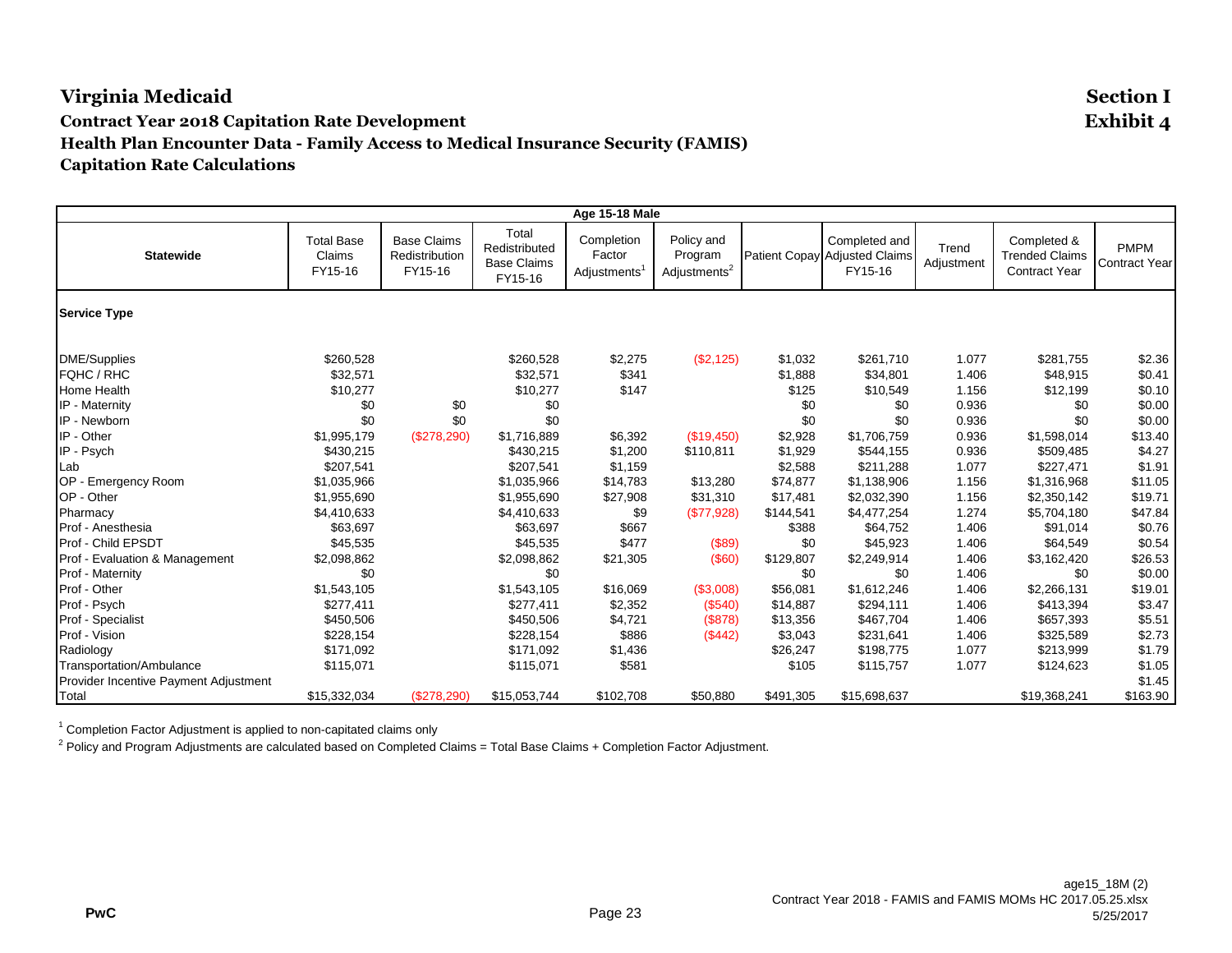# Virginia Medicaid

**Section I**
**Exhibit 4**

## Contract Year 2018 Capitation Rate Development

### Health Plan Encounter Data - Family Access to Medical Insurance Security (FAMIS)

### Capitation Rate Calculations

| Age 15-18 Male | | | | | | | | | | |
|---|---|---|---|---|---|---|---|---|---|---|
| Statewide | Total Base Claims FY15-16 | Base Claims Redistribution FY15-16 | Total Redistributed Base Claims FY15-16 | Completion Factor Adjustments[1] | Policy and Program Adjustments[2] | Patient Copay | Completed and Adjusted Claims FY15-16 | Trend Adjustment | Completed & Trended Claims Contract Year | PMPM Contract Year |
| **Service Type** | | | | | | | | | | |
| DME/Supplies | $260,528 | | $260,528 | $2,275 | ($2,125) | $1,032 | $261,710 | 1.077 | $281,755 | $2.36 |
| FQHC / RHC | $32,571 | | $32,571 | $341 | | $1,888 | $34,801 | 1.406 | $48,915 | $0.41 |
| Home Health | $10,277 | | $10,277 | $147 | | $125 | $10,549 | 1.156 | $12,199 | $0.10 |
| IP - Maternity | $0 | $0 | $0 | | | $0 | $0 | 0.936 | $0 | $0.00 |
| IP - Newborn | $0 | $0 | $0 | | | $0 | $0 | 0.936 | $0 | $0.00 |
| IP - Other | $1,995,179 | ($278,290) | $1,716,889 | $6,392 | ($19,450) | $2,928 | $1,706,759 | 0.936 | $1,598,014 | $13.40 |
| IP - Psych | $430,215 | | $430,215 | $1,200 | $110,811 | $1,929 | $544,155 | 0.936 | $509,485 | $4.27 |
| Lab | $207,541 | | $207,541 | $1,159 | | $2,588 | $211,288 | 1.077 | $227,471 | $1.91 |
| OP - Emergency Room | $1,035,966 | | $1,035,966 | $14,783 | $13,280 | $74,877 | $1,138,906 | 1.156 | $1,316,968 | $11.05 |
| OP - Other | $1,955,690 | | $1,955,690 | $27,908 | $31,310 | $17,481 | $2,032,390 | 1.156 | $2,350,142 | $19.71 |
| Pharmacy | $4,410,633 | | $4,410,633 | $9 | ($77,928) | $144,541 | $4,477,254 | 1.274 | $5,704,180 | $47.84 |
| Prof - Anesthesia | $63,697 | | $63,697 | $667 | | $388 | $64,752 | 1.406 | $91,014 | $0.76 |
| Prof - Child EPSDT | $45,535 | | $45,535 | $477 | ($89) | $0 | $45,923 | 1.406 | $64,549 | $0.54 |
| Prof - Evaluation & Management | $2,098,862 | | $2,098,862 | $21,305 | ($60) | $129,807 | $2,249,914 | 1.406 | $3,162,420 | $26.53 |
| Prof - Maternity | $0 | | $0 | | | $0 | $0 | 1.406 | $0 | $0.00 |
| Prof - Other | $1,543,105 | | $1,543,105 | $16,069 | ($3,008) | $56,081 | $1,612,246 | 1.406 | $2,266,131 | $19.01 |
| Prof - Psych | $277,411 | | $277,411 | $2,352 | ($540) | $14,887 | $294,111 | 1.406 | $413,394 | $3.47 |
| Prof - Specialist | $450,506 | | $450,506 | $4,721 | ($878) | $13,356 | $467,704 | 1.406 | $657,393 | $5.51 |
| Prof - Vision | $228,154 | | $228,154 | $886 | ($442) | $3,043 | $231,641 | 1.406 | $325,589 | $2.73 |
| Radiology | $171,092 | | $171,092 | $1,436 | | $26,247 | $198,775 | 1.077 | $213,999 | $1.79 |
| Transportation/Ambulance | $115,071 | | $115,071 | $581 | | $105 | $115,757 | 1.077 | $124,623 | $1.05 |
| Provider Incentive Payment Adjustment | | | | | | | | | | $1.45 |
| Total | $15,332,034 | ($278,290) | $15,053,744 | $102,708 | $50,880 | $491,305 | $15,698,637 | | $19,368,241 | $163.90 |

[1] Completion Factor Adjustment is applied to non-capitated claims only

[2] Policy and Program Adjustments are calculated based on Completed Claims = Total Base Claims + Completion Factor Adjustment.

PwC

age15_18M (2)
Contract Year 2018 - FAMIS and FAMIS MOMs HC 2017.05.25.xlsx
5/25/2017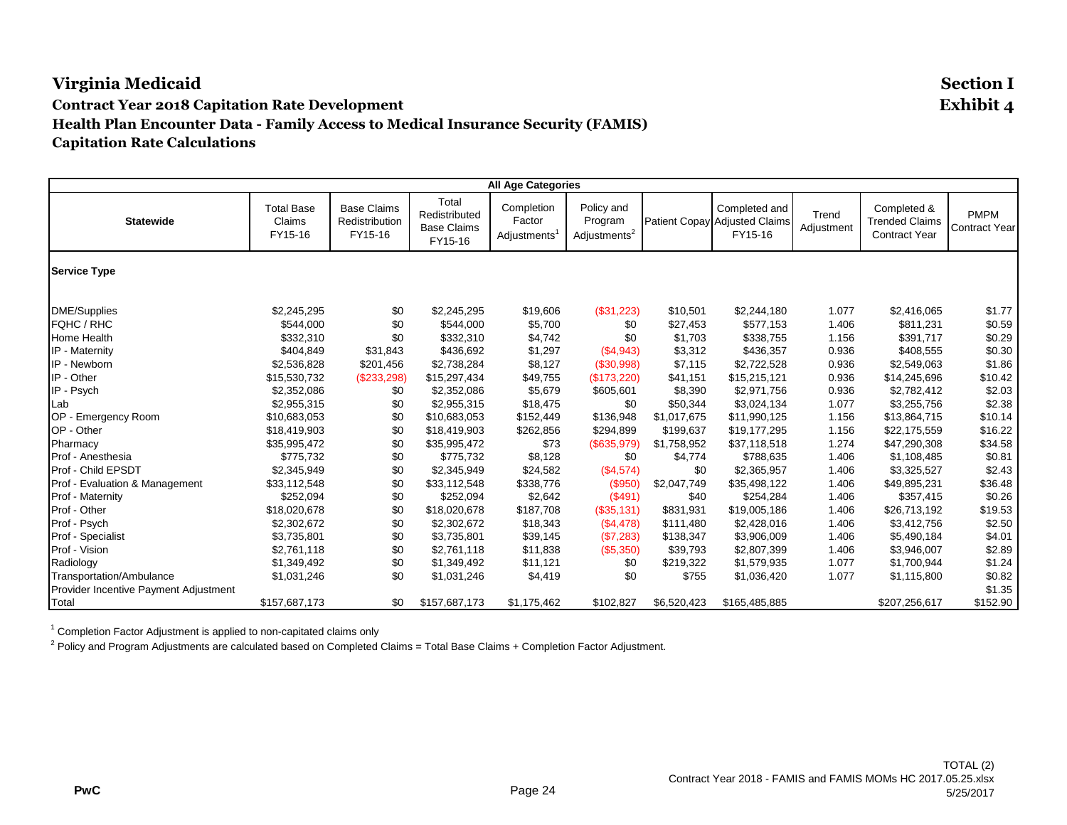# Virginia Medicaid

**Section I**
**Exhibit 4**

## Contract Year 2018 Capitation Rate Development
## Health Plan Encounter Data - Family Access to Medical Insurance Security (FAMIS)
## Capitation Rate Calculations

| All Age Categories | | | | | | | | | | |
|---|---|---|---|---|---|---|---|---|---|---|
| Statewide | Total Base Claims FY15-16 | Base Claims Redistribution FY15-16 | Total Redistributed Base Claims FY15-16 | Completion Factor Adjustments[1] | Policy and Program Adjustments[2] | Patient Copay | Completed and Adjusted Claims FY15-16 | Trend Adjustment | Completed & Trended Claims Contract Year | PMPM Contract Year |
| **Service Type** | | | | | | | | | | |
| DME/Supplies | $2,245,295 | $0 | $2,245,295 | $19,606 | ($31,223) | $10,501 | $2,244,180 | 1.077 | $2,416,065 | $1.77 |
| FQHC / RHC | $544,000 | $0 | $544,000 | $5,700 | $0 | $27,453 | $577,153 | 1.406 | $811,231 | $0.59 |
| Home Health | $332,310 | $0 | $332,310 | $4,742 | $0 | $1,703 | $338,755 | 1.156 | $391,717 | $0.29 |
| IP - Maternity | $404,849 | $31,843 | $436,692 | $1,297 | ($4,943) | $3,312 | $436,357 | 0.936 | $408,555 | $0.30 |
| IP - Newborn | $2,536,828 | $201,456 | $2,738,284 | $8,127 | ($30,998) | $7,115 | $2,722,528 | 0.936 | $2,549,063 | $1.86 |
| IP - Other | $15,530,732 | ($233,298) | $15,297,434 | $49,755 | ($173,220) | $41,151 | $15,215,121 | 0.936 | $14,245,696 | $10.42 |
| IP - Psych | $2,352,086 | $0 | $2,352,086 | $5,679 | $605,601 | $8,390 | $2,971,756 | 0.936 | $2,782,412 | $2.03 |
| Lab | $2,955,315 | $0 | $2,955,315 | $18,475 | $0 | $50,344 | $3,024,134 | 1.077 | $3,255,756 | $2.38 |
| OP - Emergency Room | $10,683,053 | $0 | $10,683,053 | $152,449 | $136,948 | $1,017,675 | $11,990,125 | 1.156 | $13,864,715 | $10.14 |
| OP - Other | $18,419,903 | $0 | $18,419,903 | $262,856 | $294,899 | $199,637 | $19,177,295 | 1.156 | $22,175,559 | $16.22 |
| Pharmacy | $35,995,472 | $0 | $35,995,472 | $73 | ($635,979) | $1,758,952 | $37,118,518 | 1.274 | $47,290,308 | $34.58 |
| Prof - Anesthesia | $775,732 | $0 | $775,732 | $8,128 | $0 | $4,774 | $788,635 | 1.406 | $1,108,485 | $0.81 |
| Prof - Child EPSDT | $2,345,949 | $0 | $2,345,949 | $24,582 | ($4,574) | $0 | $2,365,957 | 1.406 | $3,325,527 | $2.43 |
| Prof - Evaluation & Management | $33,112,548 | $0 | $33,112,548 | $338,776 | ($950) | $2,047,749 | $35,498,122 | 1.406 | $49,895,231 | $36.48 |
| Prof - Maternity | $252,094 | $0 | $252,094 | $2,642 | ($491) | $40 | $254,284 | 1.406 | $357,415 | $0.26 |
| Prof - Other | $18,020,678 | $0 | $18,020,678 | $187,708 | ($35,131) | $831,931 | $19,005,186 | 1.406 | $26,713,192 | $19.53 |
| Prof - Psych | $2,302,672 | $0 | $2,302,672 | $18,343 | ($4,478) | $111,480 | $2,428,016 | 1.406 | $3,412,756 | $2.50 |
| Prof - Specialist | $3,735,801 | $0 | $3,735,801 | $39,145 | ($7,283) | $138,347 | $3,906,009 | 1.406 | $5,490,184 | $4.01 |
| Prof - Vision | $2,761,118 | $0 | $2,761,118 | $11,838 | ($5,350) | $39,793 | $2,807,399 | 1.406 | $3,946,007 | $2.89 |
| Radiology | $1,349,492 | $0 | $1,349,492 | $11,121 | $0 | $219,322 | $1,579,935 | 1.077 | $1,700,944 | $1.24 |
| Transportation/Ambulance | $1,031,246 | $0 | $1,031,246 | $4,419 | $0 | $755 | $1,036,420 | 1.077 | $1,115,800 | $0.82 |
| Provider Incentive Payment Adjustment | | | | | | | | | | $1.35 |
| Total | $157,687,173 | $0 | $157,687,173 | $1,175,462 | $102,827 | $6,520,423 | $165,485,885 | | $207,256,617 | $152.90 |

[1] Completion Factor Adjustment is applied to non-capitated claims only

[2] Policy and Program Adjustments are calculated based on Completed Claims = Total Base Claims + Completion Factor Adjustment.

PwC

TOTAL (2)
Contract Year 2018 - FAMIS and FAMIS MOMs HC 2017.05.25.xlsx
5/25/2017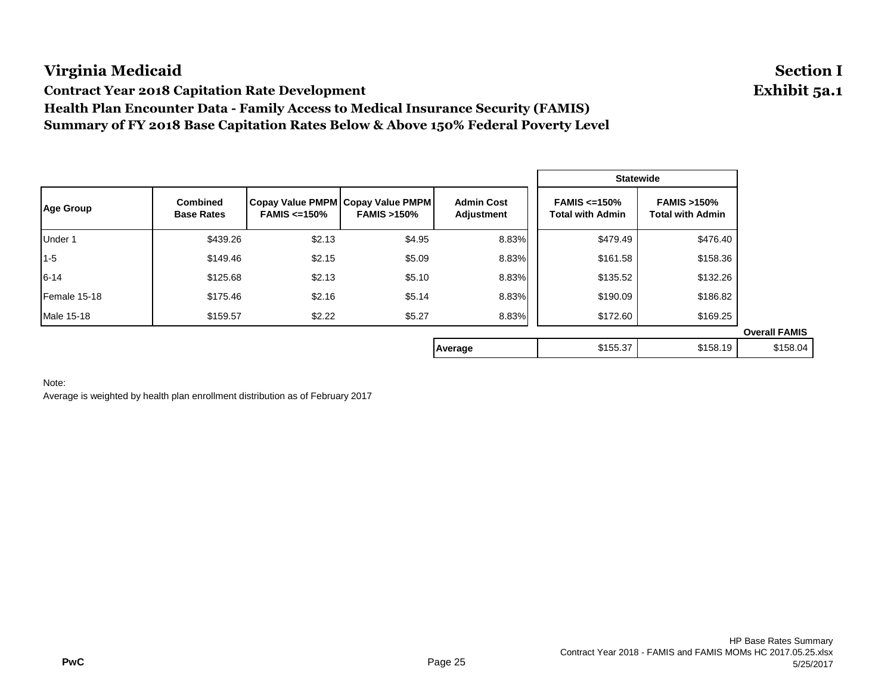# Virginia Medicaid

**Section I**
**Exhibit 5a.1**

### Contract Year 2018 Capitation Rate Development
### Health Plan Encounter Data - Family Access to Medical Insurance Security (FAMIS)
### Summary of FY 2018 Base Capitation Rates Below & Above 150% Federal Poverty Level

| | | | | | Statewide | | |
|---|---|---|---|---|---|---|---|
| **Age Group** | **Combined Base Rates** | **Copay Value PMPM FAMIS <=150%** | **Copay Value PMPM FAMIS >150%** | **Admin Cost Adjustment** | **FAMIS <=150% Total with Admin** | **FAMIS >150% Total with Admin** | |
| Under 1 | $439.26 | $2.13 | $4.95 | 8.83% | $479.49 | $476.40 | |
| 1-5 | $149.46 | $2.15 | $5.09 | 8.83% | $161.58 | $158.36 | |
| 6-14 | $125.68 | $2.13 | $5.10 | 8.83% | $135.52 | $132.26 | |
| Female 15-18 | $175.46 | $2.16 | $5.14 | 8.83% | $190.09 | $186.82 | |
| Male 15-18 | $159.57 | $2.22 | $5.27 | 8.83% | $172.60 | $169.25 | |
| | | | | | | | **Overall FAMIS** |
| | | | | **Average** | $155.37 | $158.19 | $158.04 |

Note:
Average is weighted by health plan enrollment distribution as of February 2017

PwC

HP Base Rates Summary
Contract Year 2018 - FAMIS and FAMIS MOMs HC 2017.05.25.xlsx
5/25/2017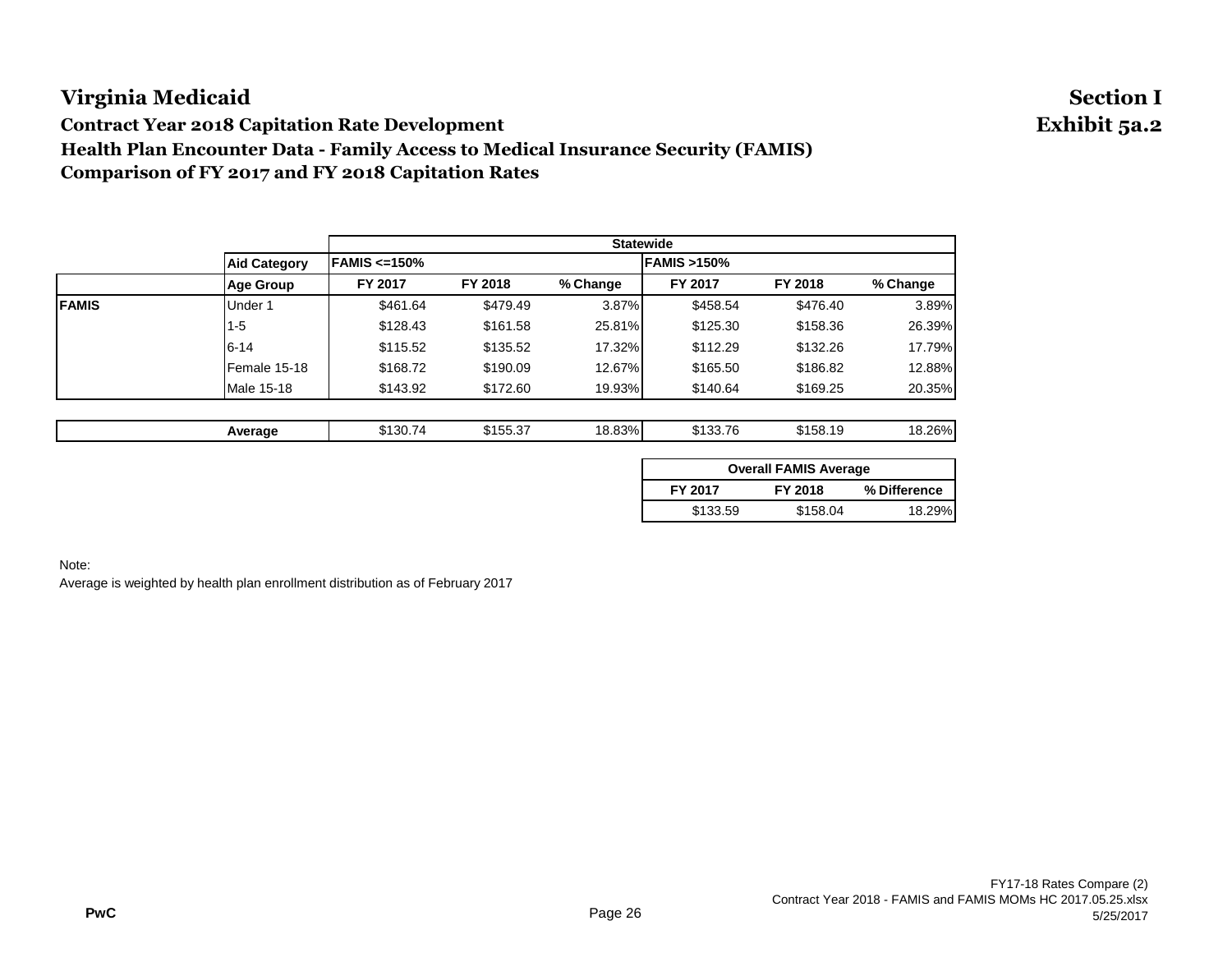# Virginia Medicaid

## Section I
## Exhibit 5a.2

### Contract Year 2018 Capitation Rate Development
### Health Plan Encounter Data - Family Access to Medical Insurance Security (FAMIS)
### Comparison of FY 2017 and FY 2018 Capitation Rates

| | | Statewide | | | | | |
|---|---|---|---|---|---|---|---|
| | **Aid Category** | **FAMIS <=150%** | | | **FAMIS >150%** | | |
| | **Age Group** | **FY 2017** | **FY 2018** | **% Change** | **FY 2017** | **FY 2018** | **% Change** |
| **FAMIS** | Under 1 | $461.64 | $479.49 | 3.87% | $458.54 | $476.40 | 3.89% |
| | 1-5 | $128.43 | $161.58 | 25.81% | $125.30 | $158.36 | 26.39% |
| | 6-14 | $115.52 | $135.52 | 17.32% | $112.29 | $132.26 | 17.79% |
| | Female 15-18 | $168.72 | $190.09 | 12.67% | $165.50 | $186.82 | 12.88% |
| | Male 15-18 | $143.92 | $172.60 | 19.93% | $140.64 | $169.25 | 20.35% |
| | **Average** | $130.74 | $155.37 | 18.83% | $133.76 | $158.19 | 18.26% |

| Overall FAMIS Average | | |
|---|---|---|
| **FY 2017** | **FY 2018** | **% Difference** |
| $133.59 | $158.04 | 18.29% |

Note:
Average is weighted by health plan enrollment distribution as of February 2017

FY17-18 Rates Compare (2)
Contract Year 2018 - FAMIS and FAMIS MOMs HC 2017.05.25.xlsx
5/25/2017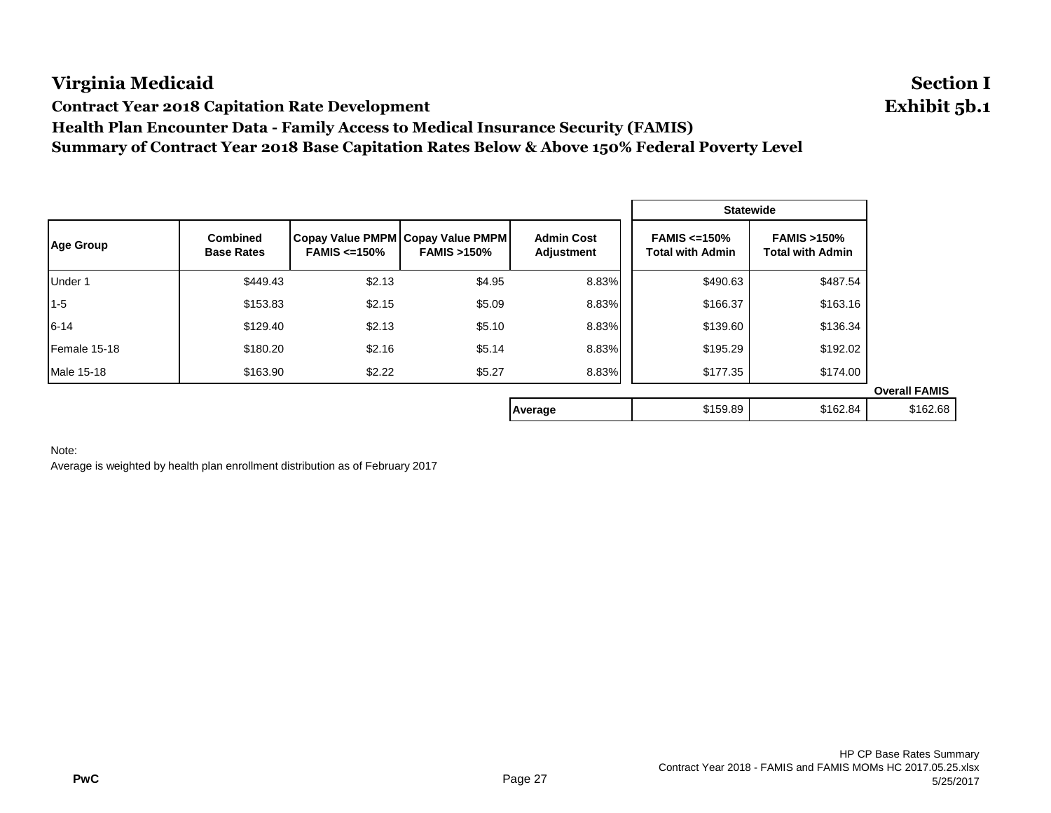# Virginia Medicaid

**Section I**
**Exhibit 5b.1**

### Contract Year 2018 Capitation Rate Development
### Health Plan Encounter Data - Family Access to Medical Insurance Security (FAMIS)
### Summary of Contract Year 2018 Base Capitation Rates Below & Above 150% Federal Poverty Level

| Age Group | Combined Base Rates | Copay Value PMPM FAMIS <=150% | Copay Value PMPM FAMIS >150% | Admin Cost Adjustment | Statewide | | |
|---|---|---|---|---|---|---|---|
| | | | | | FAMIS <=150% Total with Admin | FAMIS >150% Total with Admin | Overall FAMIS |
| Under 1 | $449.43 | $2.13 | $4.95 | 8.83% | $490.63 | $487.54 | |
| 1-5 | $153.83 | $2.15 | $5.09 | 8.83% | $166.37 | $163.16 | |
| 6-14 | $129.40 | $2.13 | $5.10 | 8.83% | $139.60 | $136.34 | |
| Female 15-18 | $180.20 | $2.16 | $5.14 | 8.83% | $195.29 | $192.02 | |
| Male 15-18 | $163.90 | $2.22 | $5.27 | 8.83% | $177.35 | $174.00 | |
| | | | | **Average** | $159.89 | $162.84 | $162.68 |

Note:
Average is weighted by health plan enrollment distribution as of February 2017

PwC

HP CP Base Rates Summary
Contract Year 2018 - FAMIS and FAMIS MOMs HC 2017.05.25.xlsx
5/25/2017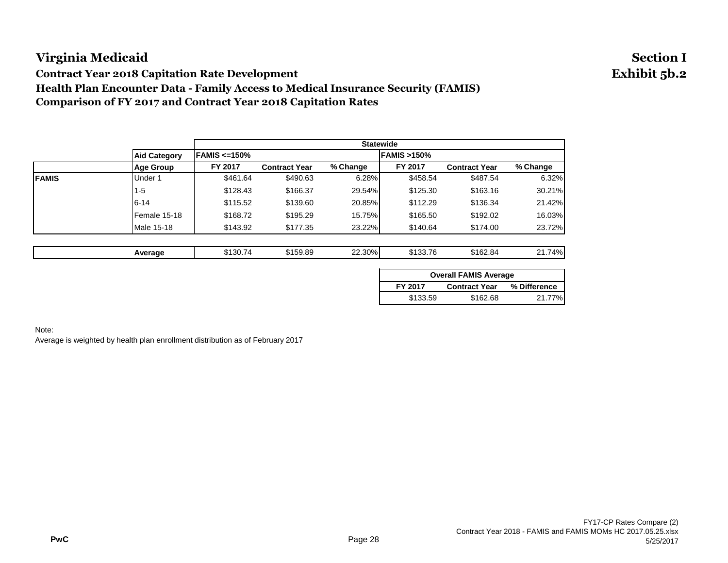# Virginia Medicaid

**Section I**
**Exhibit 5b.2**

### Contract Year 2018 Capitation Rate Development
### Health Plan Encounter Data - Family Access to Medical Insurance Security (FAMIS)
### Comparison of FY 2017 and Contract Year 2018 Capitation Rates

| | Aid Category | Statewide | | | | | |
|---|---|---|---|---|---|---|---|
| | | FAMIS <=150% | | | FAMIS >150% | | |
| | Age Group | FY 2017 | Contract Year | % Change | FY 2017 | Contract Year | % Change |
| **FAMIS** | Under 1 | $461.64 | $490.63 | 6.28% | $458.54 | $487.54 | 6.32% |
| | 1-5 | $128.43 | $166.37 | 29.54% | $125.30 | $163.16 | 30.21% |
| | 6-14 | $115.52 | $139.60 | 20.85% | $112.29 | $136.34 | 21.42% |
| | Female 15-18 | $168.72 | $195.29 | 15.75% | $165.50 | $192.02 | 16.03% |
| | Male 15-18 | $143.92 | $177.35 | 23.22% | $140.64 | $174.00 | 23.72% |
| | **Average** | $130.74 | $159.89 | 22.30% | $133.76 | $162.84 | 21.74% |

| Overall FAMIS Average | | |
|---|---|---|
| FY 2017 | Contract Year | % Difference |
| $133.59 | $162.68 | 21.77% |

Note:
Average is weighted by health plan enrollment distribution as of February 2017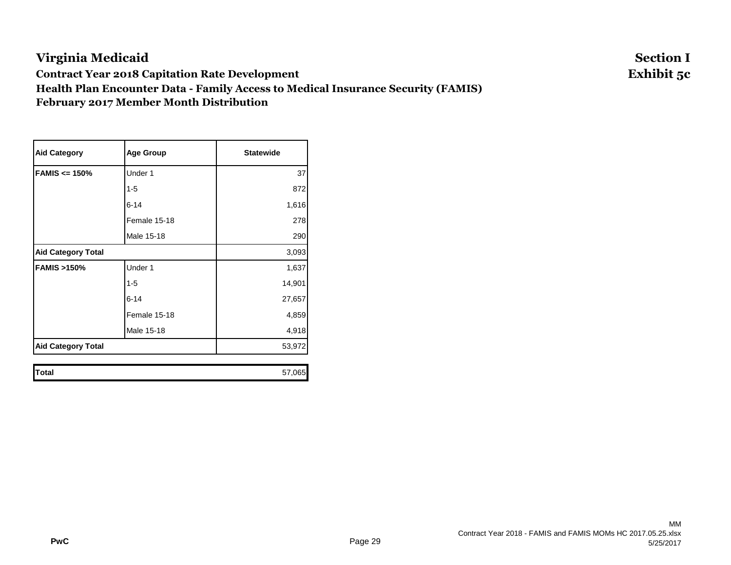# Virginia Medicaid

**Section I**
**Exhibit 5c**

## Contract Year 2018 Capitation Rate Development
## Health Plan Encounter Data - Family Access to Medical Insurance Security (FAMIS)
## February 2017 Member Month Distribution

| Aid Category | Age Group | Statewide |
|---|---|---|
| **FAMIS <= 150%** | Under 1 | 37 |
| | 1-5 | 872 |
| | 6-14 | 1,616 |
| | Female 15-18 | 278 |
| | Male 15-18 | 290 |
| **Aid Category Total** | | 3,093 |
| **FAMIS >150%** | Under 1 | 1,637 |
| | 1-5 | 14,901 |
| | 6-14 | 27,657 |
| | Female 15-18 | 4,859 |
| | Male 15-18 | 4,918 |
| **Aid Category Total** | | 53,972 |
| **Total** | | 57,065 |

PwC

MM
Contract Year 2018 - FAMIS and FAMIS MOMs HC 2017.05.25.xlsx
5/25/2017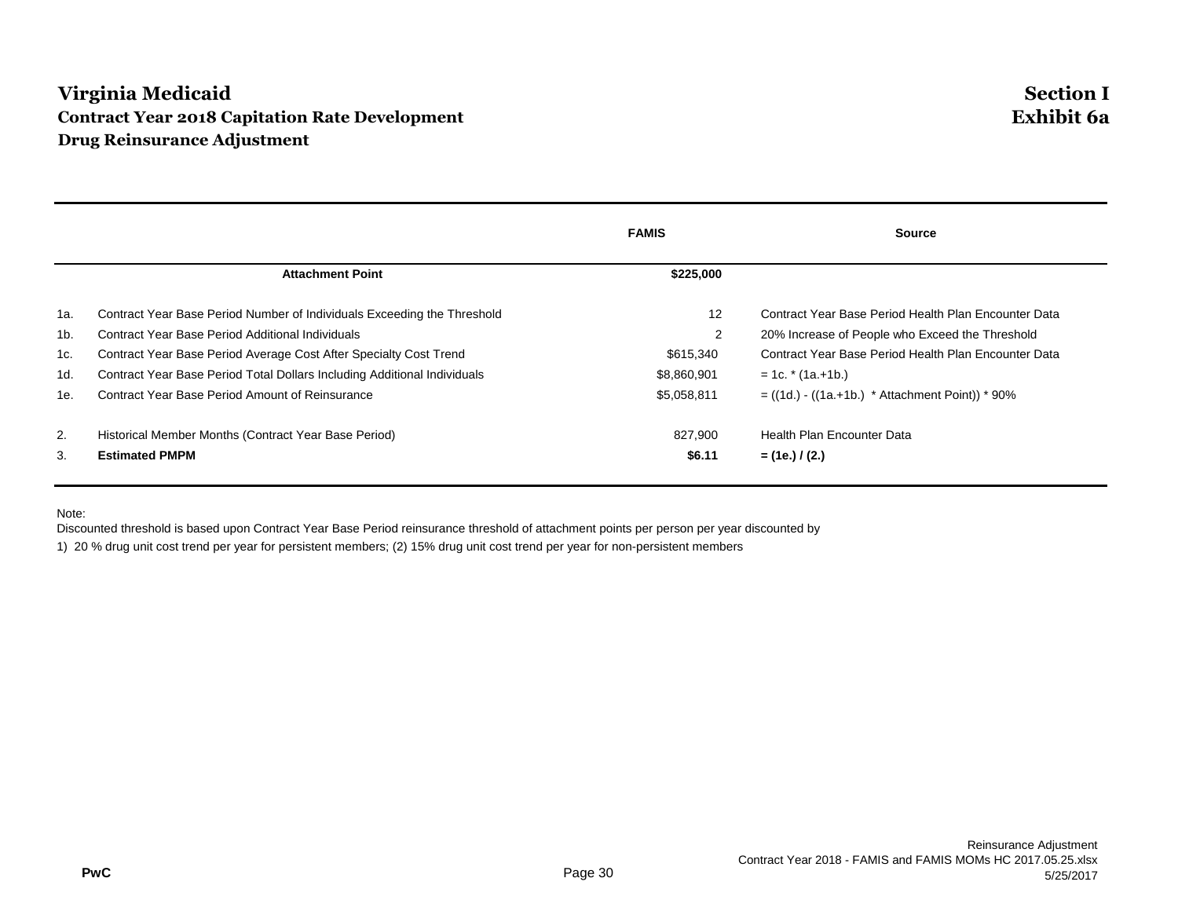# Virginia Medicaid

## Contract Year 2018 Capitation Rate Development

## Drug Reinsurance Adjustment

**Section I**
**Exhibit 6a**

| | | FAMIS | Source |
|---|---|---|---|
| | **Attachment Point** | **$225,000** | |
| 1a. | Contract Year Base Period Number of Individuals Exceeding the Threshold | 12 | Contract Year Base Period Health Plan Encounter Data |
| 1b. | Contract Year Base Period Additional Individuals | 2 | 20% Increase of People who Exceed the Threshold |
| 1c. | Contract Year Base Period Average Cost After Specialty Cost Trend | $615,340 | Contract Year Base Period Health Plan Encounter Data |
| 1d. | Contract Year Base Period Total Dollars Including Additional Individuals | $8,860,901 | = 1c. * (1a.+1b.) |
| 1e. | Contract Year Base Period Amount of Reinsurance | $5,058,811 | = ((1d.) - ((1a.+1b.) * Attachment Point)) * 90% |
| 2. | Historical Member Months (Contract Year Base Period) | 827,900 | Health Plan Encounter Data |
| 3. | **Estimated PMPM** | **$6.11** | **= (1e.) / (2.)** |

Note:
Discounted threshold is based upon Contract Year Base Period reinsurance threshold of attachment points per person per year discounted by
1) 20 % drug unit cost trend per year for persistent members; (2) 15% drug unit cost trend per year for non-persistent members

PwC

Reinsurance Adjustment
Contract Year 2018 - FAMIS and FAMIS MOMs HC 2017.05.25.xlsx
5/25/2017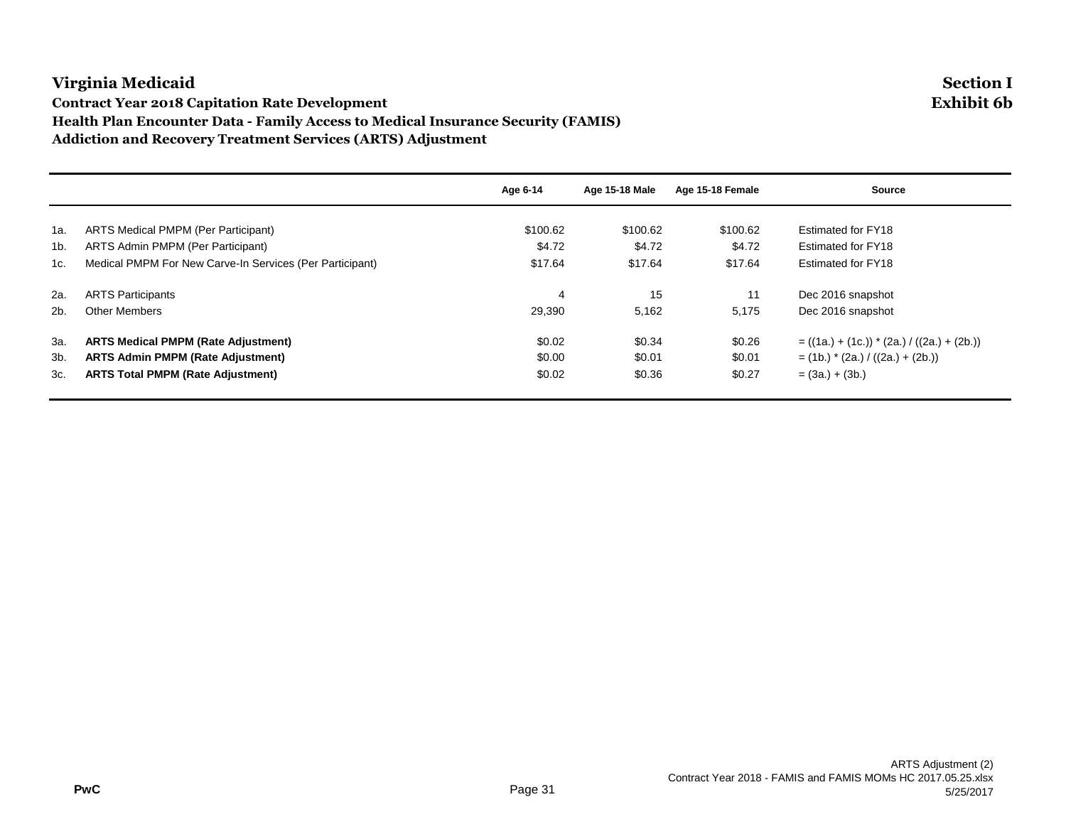# Virginia Medicaid

**Section I**
**Exhibit 6b**

**Contract Year 2018 Capitation Rate Development**
**Health Plan Encounter Data - Family Access to Medical Insurance Security (FAMIS)**
**Addiction and Recovery Treatment Services (ARTS) Adjustment**

| | | Age 6-14 | Age 15-18 Male | Age 15-18 Female | Source |
|---|---|---|---|---|---|
| 1a. | ARTS Medical PMPM (Per Participant) | $100.62 | $100.62 | $100.62 | Estimated for FY18 |
| 1b. | ARTS Admin PMPM (Per Participant) | $4.72 | $4.72 | $4.72 | Estimated for FY18 |
| 1c. | Medical PMPM For New Carve-In Services (Per Participant) | $17.64 | $17.64 | $17.64 | Estimated for FY18 |
| 2a. | ARTS Participants | 4 | 15 | 11 | Dec 2016 snapshot |
| 2b. | Other Members | 29,390 | 5,162 | 5,175 | Dec 2016 snapshot |
| 3a. | **ARTS Medical PMPM (Rate Adjustment)** | $0.02 | $0.34 | $0.26 | = ((1a.) + (1c.)) * (2a.) / ((2a.) + (2b.)) |
| 3b. | **ARTS Admin PMPM (Rate Adjustment)** | $0.00 | $0.01 | $0.01 | = (1b.) * (2a.) / ((2a.) + (2b.)) |
| 3c. | **ARTS Total PMPM (Rate Adjustment)** | $0.02 | $0.36 | $0.27 | = (3a.) + (3b.) |

PwC

ARTS Adjustment (2)
Contract Year 2018 - FAMIS and FAMIS MOMs HC 2017.05.25.xlsx
5/25/2017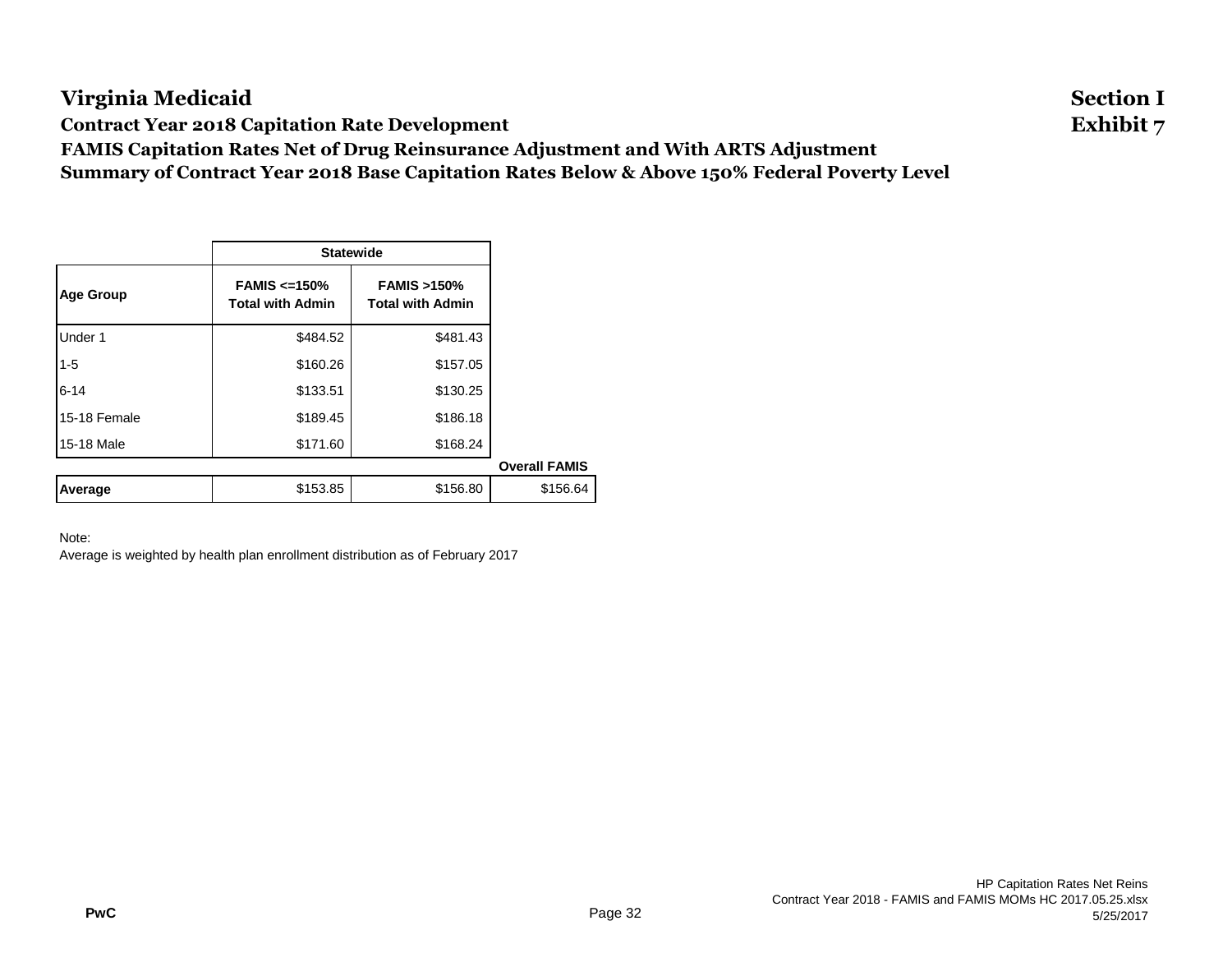# Virginia Medicaid

**Section I**
**Exhibit 7**

**Contract Year 2018 Capitation Rate Development**

**FAMIS Capitation Rates Net of Drug Reinsurance Adjustment and With ARTS Adjustment**

**Summary of Contract Year 2018 Base Capitation Rates Below & Above 150% Federal Poverty Level**

| | Statewide | | |
|---|---|---|---|
| **Age Group** | **FAMIS <=150% Total with Admin** | **FAMIS >150% Total with Admin** | |
| Under 1 | $484.52 | $481.43 | |
| 1-5 | $160.26 | $157.05 | |
| 6-14 | $133.51 | $130.25 | |
| 15-18 Female | $189.45 | $186.18 | |
| 15-18 Male | $171.60 | $168.24 | |
| | | | **Overall FAMIS** |
| **Average** | $153.85 | $156.80 | $156.64 |

Note:
Average is weighted by health plan enrollment distribution as of February 2017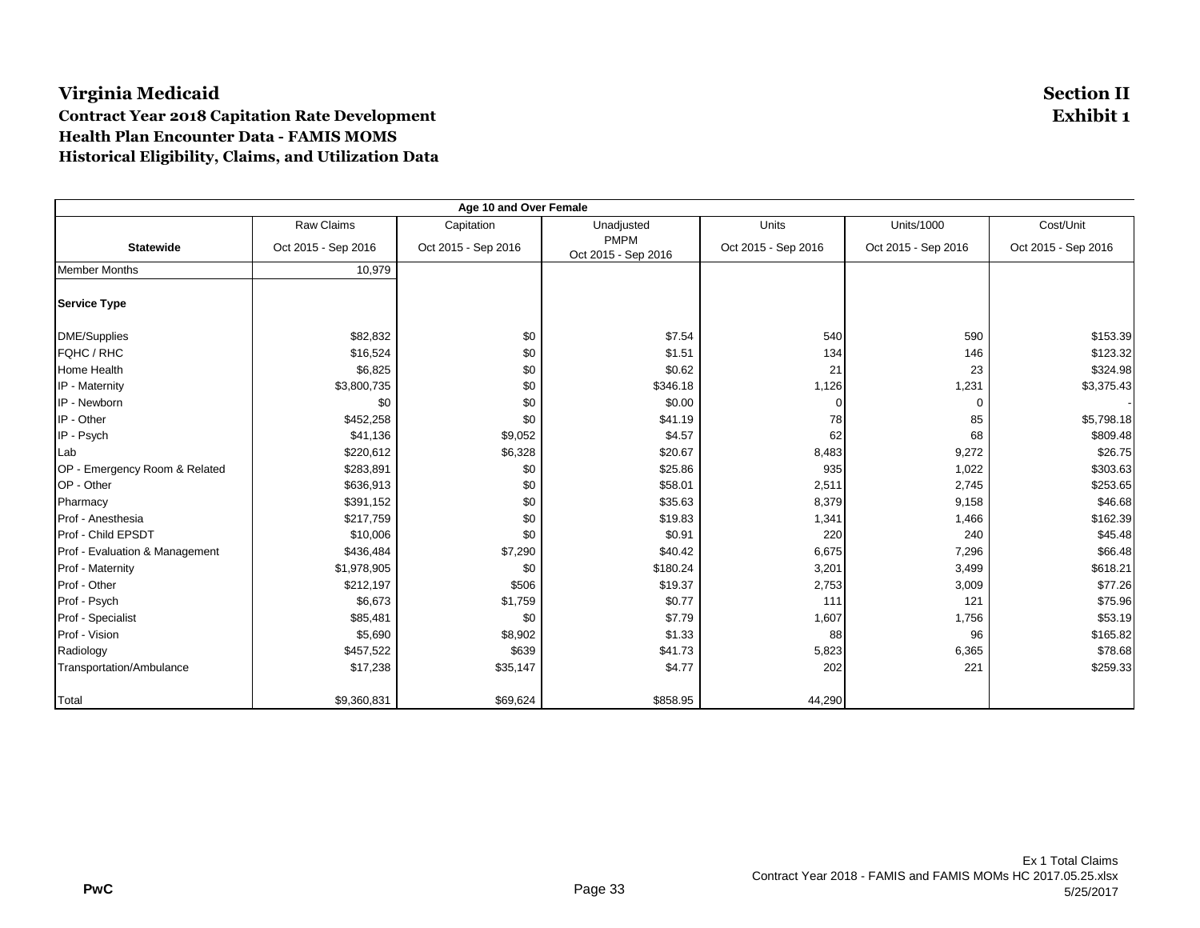# Virginia Medicaid

**Contract Year 2018 Capitation Rate Development**
**Health Plan Encounter Data - FAMIS MOMS**
**Historical Eligibility, Claims, and Utilization Data**

**Section II**
**Exhibit 1**

| Age 10 and Over Female | | | | | | |
|---|---|---|---|---|---|---|
| | Raw Claims | Capitation | Unadjusted PMPM | Units | Units/1000 | Cost/Unit |
| **Statewide** | Oct 2015 - Sep 2016 | Oct 2015 - Sep 2016 | Oct 2015 - Sep 2016 | Oct 2015 - Sep 2016 | Oct 2015 - Sep 2016 | Oct 2015 - Sep 2016 |
| Member Months | 10,979 | | | | | |
| **Service Type** | | | | | | |
| DME/Supplies | $82,832 | $0 | $7.54 | 540 | 590 | $153.39 |
| FQHC / RHC | $16,524 | $0 | $1.51 | 134 | 146 | $123.32 |
| Home Health | $6,825 | $0 | $0.62 | 21 | 23 | $324.98 |
| IP - Maternity | $3,800,735 | $0 | $346.18 | 1,126 | 1,231 | $3,375.43 |
| IP - Newborn | $0 | $0 | $0.00 | 0 | 0 | - |
| IP - Other | $452,258 | $0 | $41.19 | 78 | 85 | $5,798.18 |
| IP - Psych | $41,136 | $9,052 | $4.57 | 62 | 68 | $809.48 |
| Lab | $220,612 | $6,328 | $20.67 | 8,483 | 9,272 | $26.75 |
| OP - Emergency Room & Related | $283,891 | $0 | $25.86 | 935 | 1,022 | $303.63 |
| OP - Other | $636,913 | $0 | $58.01 | 2,511 | 2,745 | $253.65 |
| Pharmacy | $391,152 | $0 | $35.63 | 8,379 | 9,158 | $46.68 |
| Prof - Anesthesia | $217,759 | $0 | $19.83 | 1,341 | 1,466 | $162.39 |
| Prof - Child EPSDT | $10,006 | $0 | $0.91 | 220 | 240 | $45.48 |
| Prof - Evaluation & Management | $436,484 | $7,290 | $40.42 | 6,675 | 7,296 | $66.48 |
| Prof - Maternity | $1,978,905 | $0 | $180.24 | 3,201 | 3,499 | $618.21 |
| Prof - Other | $212,197 | $506 | $19.37 | 2,753 | 3,009 | $77.26 |
| Prof - Psych | $6,673 | $1,759 | $0.77 | 111 | 121 | $75.96 |
| Prof - Specialist | $85,481 | $0 | $7.79 | 1,607 | 1,756 | $53.19 |
| Prof - Vision | $5,690 | $8,902 | $1.33 | 88 | 96 | $165.82 |
| Radiology | $457,522 | $639 | $41.73 | 5,823 | 6,365 | $78.68 |
| Transportation/Ambulance | $17,238 | $35,147 | $4.77 | 202 | 221 | $259.33 |
| Total | $9,360,831 | $69,624 | $858.95 | 44,290 | | |

Ex 1 Total Claims
Contract Year 2018 - FAMIS and FAMIS MOMs HC 2017.05.25.xlsx
5/25/2017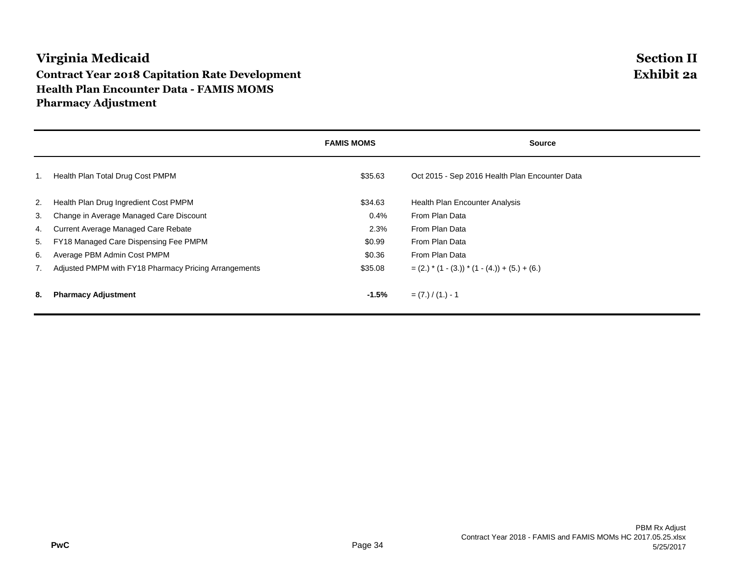# Virginia Medicaid

## Section II
## Exhibit 2a

### Contract Year 2018 Capitation Rate Development
### Health Plan Encounter Data - FAMIS MOMS
### Pharmacy Adjustment

| | | FAMIS MOMS | Source |
|---|---|---|---|
| 1. | Health Plan Total Drug Cost PMPM | $35.63 | Oct 2015 - Sep 2016 Health Plan Encounter Data |
| 2. | Health Plan Drug Ingredient Cost PMPM | $34.63 | Health Plan Encounter Analysis |
| 3. | Change in Average Managed Care Discount | 0.4% | From Plan Data |
| 4. | Current Average Managed Care Rebate | 2.3% | From Plan Data |
| 5. | FY18 Managed Care Dispensing Fee PMPM | $0.99 | From Plan Data |
| 6. | Average PBM Admin Cost PMPM | $0.36 | From Plan Data |
| 7. | Adjusted PMPM with FY18 Pharmacy Pricing Arrangements | $35.08 | = (2.) * (1 - (3.)) * (1 - (4.)) + (5.) + (6.) |
| **8.** | **Pharmacy Adjustment** | **-1.5%** | = (7.) / (1.) - 1 |

PwC

PBM Rx Adjust
Contract Year 2018 - FAMIS and FAMIS MOMs HC 2017.05.25.xlsx
5/25/2017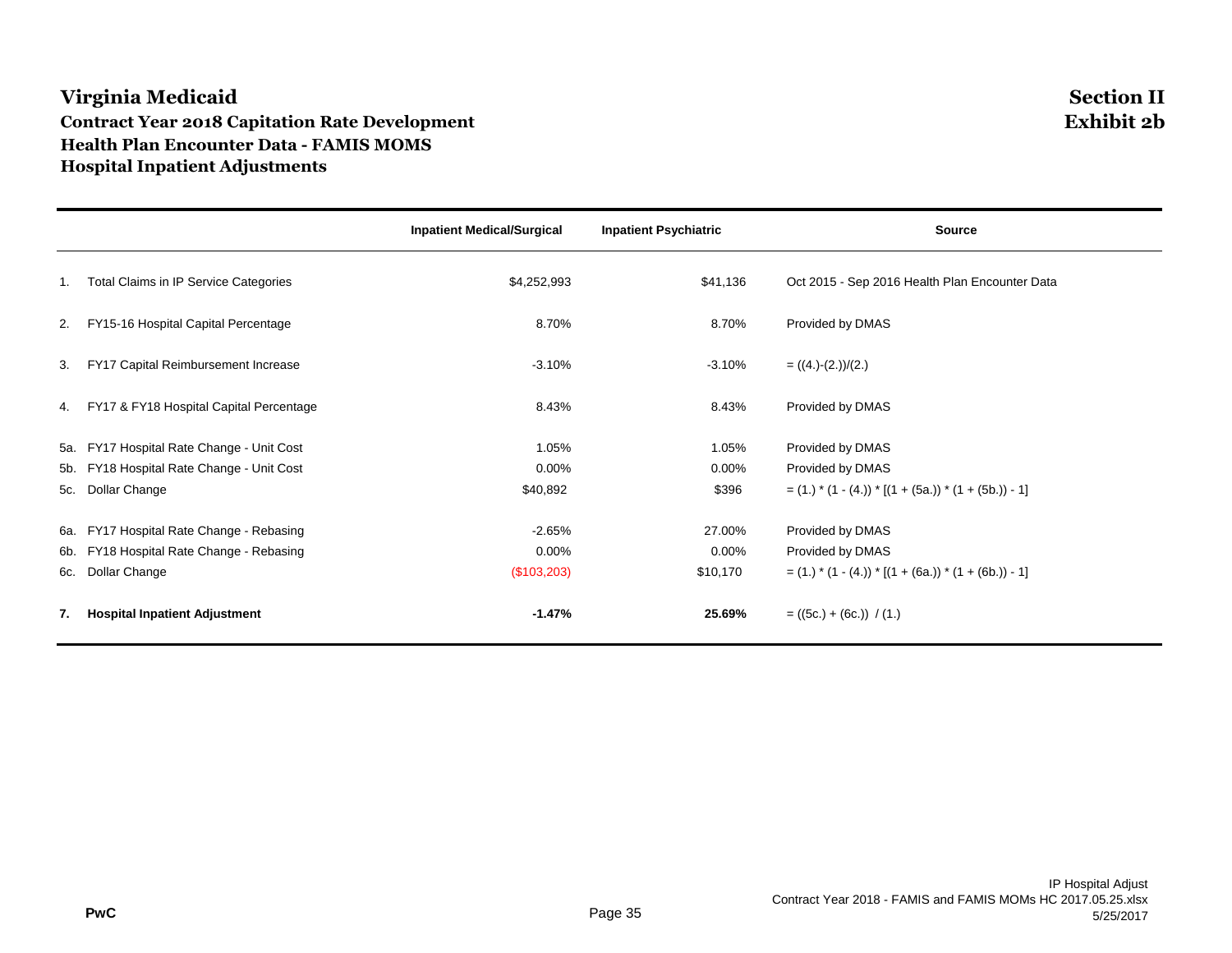# Virginia Medicaid

## Contract Year 2018 Capitation Rate Development
## Health Plan Encounter Data - FAMIS MOMS
## Hospital Inpatient Adjustments

**Section II**
**Exhibit 2b**

| | | Inpatient Medical/Surgical | Inpatient Psychiatric | Source |
|---|---|---|---|---|
| 1. | Total Claims in IP Service Categories | $4,252,993 | $41,136 | Oct 2015 - Sep 2016 Health Plan Encounter Data |
| 2. | FY15-16 Hospital Capital Percentage | 8.70% | 8.70% | Provided by DMAS |
| 3. | FY17 Capital Reimbursement Increase | -3.10% | -3.10% | = ((4.)-(2.))/(2.) |
| 4. | FY17 & FY18 Hospital Capital Percentage | 8.43% | 8.43% | Provided by DMAS |
| 5a. | FY17 Hospital Rate Change - Unit Cost | 1.05% | 1.05% | Provided by DMAS |
| 5b. | FY18 Hospital Rate Change - Unit Cost | 0.00% | 0.00% | Provided by DMAS |
| 5c. | Dollar Change | $40,892 | $396 | = (1.) * (1 - (4.)) * [(1 + (5a.)) * (1 + (5b.)) - 1] |
| 6a. | FY17 Hospital Rate Change - Rebasing | -2.65% | 27.00% | Provided by DMAS |
| 6b. | FY18 Hospital Rate Change - Rebasing | 0.00% | 0.00% | Provided by DMAS |
| 6c. | Dollar Change | ($103,203) | $10,170 | = (1.) * (1 - (4.)) * [(1 + (6a.)) * (1 + (6b.)) - 1] |
| **7.** | **Hospital Inpatient Adjustment** | **-1.47%** | **25.69%** | = ((5c.) + (6c.)) / (1.) |

PwC

IP Hospital Adjust
Contract Year 2018 - FAMIS and FAMIS MOMs HC 2017.05.25.xlsx
5/25/2017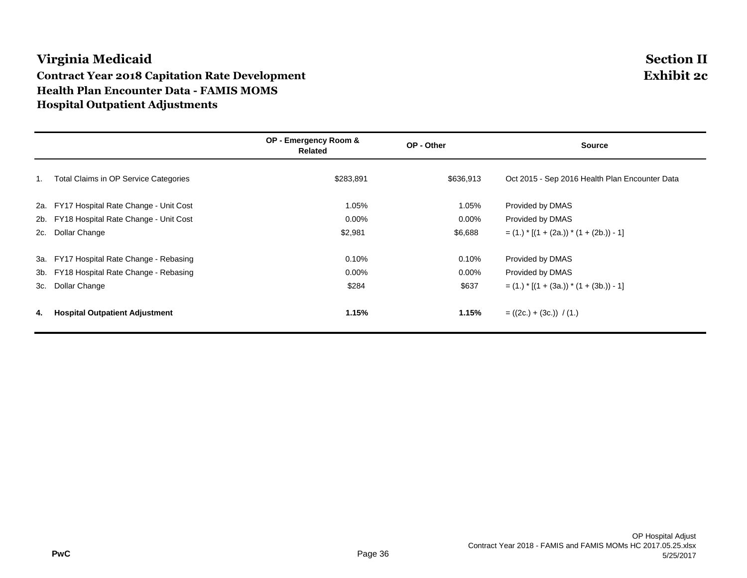# Virginia Medicaid

## Contract Year 2018 Capitation Rate Development
## Health Plan Encounter Data - FAMIS MOMS
## Hospital Outpatient Adjustments

**Section II**
**Exhibit 2c**

| | | OP - Emergency Room & Related | OP - Other | Source |
|---|---|---|---|---|
| 1. | Total Claims in OP Service Categories | $283,891 | $636,913 | Oct 2015 - Sep 2016 Health Plan Encounter Data |
| 2a. | FY17 Hospital Rate Change - Unit Cost | 1.05% | 1.05% | Provided by DMAS |
| 2b. | FY18 Hospital Rate Change - Unit Cost | 0.00% | 0.00% | Provided by DMAS |
| 2c. | Dollar Change | $2,981 | $6,688 | = (1.) * [(1 + (2a.)) * (1 + (2b.)) - 1] |
| 3a. | FY17 Hospital Rate Change - Rebasing | 0.10% | 0.10% | Provided by DMAS |
| 3b. | FY18 Hospital Rate Change - Rebasing | 0.00% | 0.00% | Provided by DMAS |
| 3c. | Dollar Change | $284 | $637 | = (1.) * [(1 + (3a.)) * (1 + (3b.)) - 1] |
| **4.** | **Hospital Outpatient Adjustment** | **1.15%** | **1.15%** | = ((2c.) + (3c.)) / (1.) |

PwC

OP Hospital Adjust
Contract Year 2018 - FAMIS and FAMIS MOMs HC 2017.05.25.xlsx
5/25/2017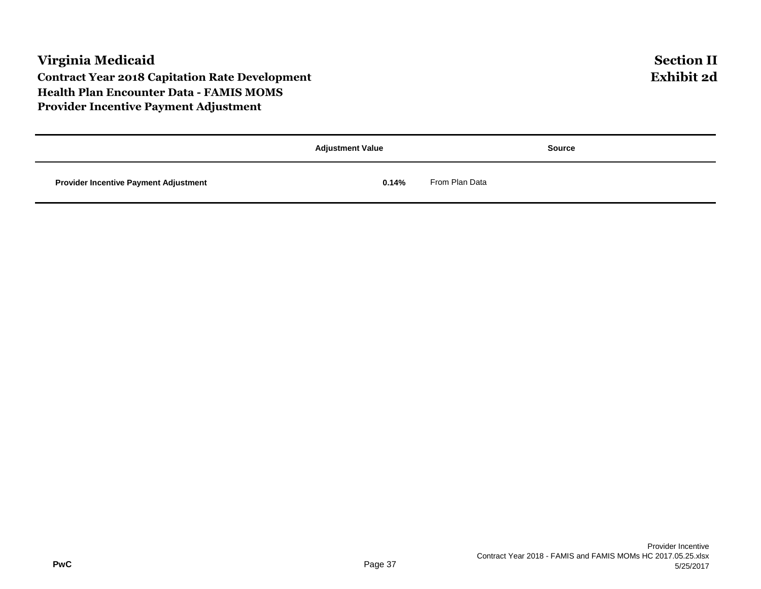# Virginia Medicaid

## Section II
## Exhibit 2d

### Contract Year 2018 Capitation Rate Development
### Health Plan Encounter Data - FAMIS MOMS
### Provider Incentive Payment Adjustment

| | Adjustment Value | Source |
|---|---|---|
| **Provider Incentive Payment Adjustment** | **0.14%** | From Plan Data |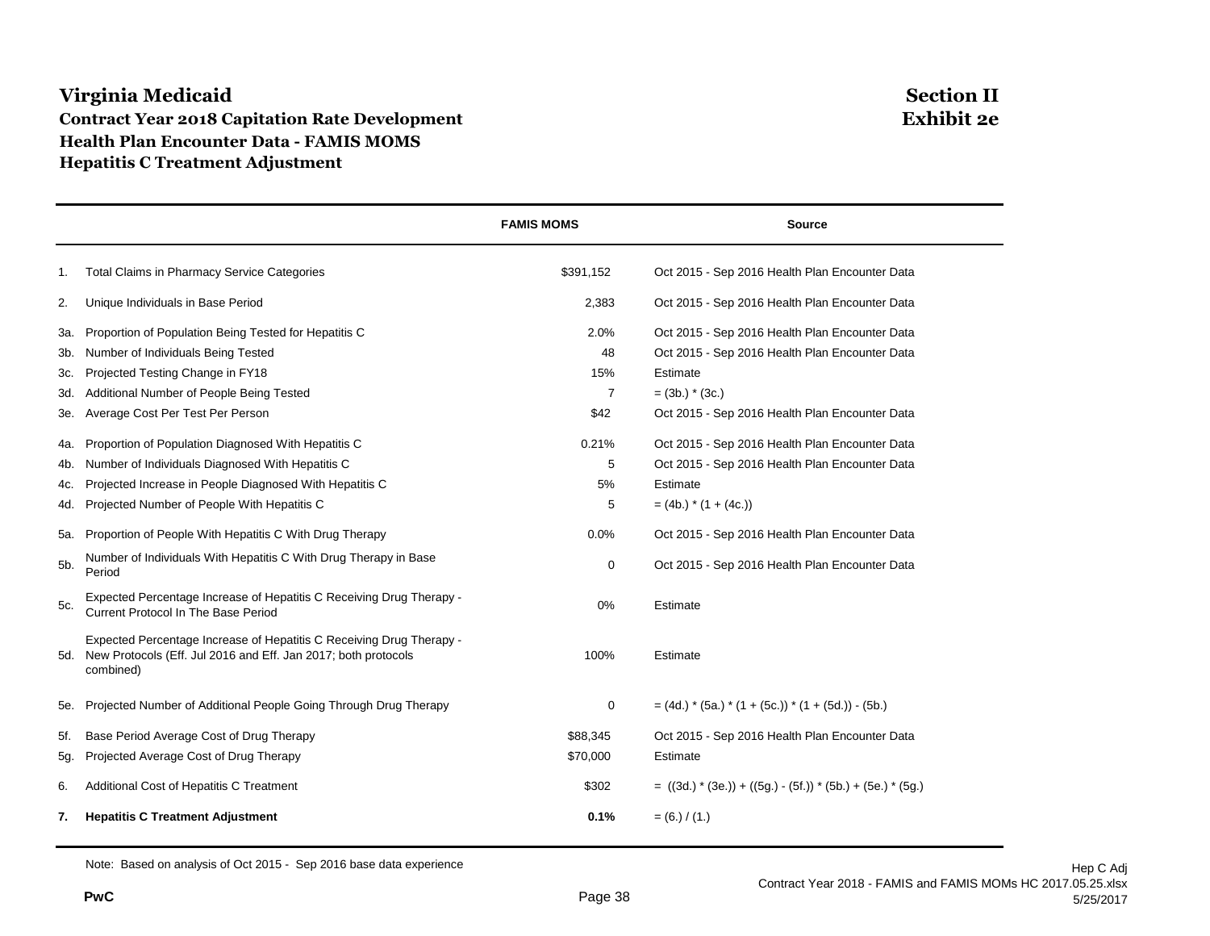# Virginia Medicaid

## Contract Year 2018 Capitation Rate Development
## Health Plan Encounter Data - FAMIS MOMS
## Hepatitis C Treatment Adjustment

**Section II**
**Exhibit 2e**

| | | FAMIS MOMS | Source |
|---|---|---|---|
| 1. | Total Claims in Pharmacy Service Categories | $391,152 | Oct 2015 - Sep 2016 Health Plan Encounter Data |
| 2. | Unique Individuals in Base Period | 2,383 | Oct 2015 - Sep 2016 Health Plan Encounter Data |
| 3a. | Proportion of Population Being Tested for Hepatitis C | 2.0% | Oct 2015 - Sep 2016 Health Plan Encounter Data |
| 3b. | Number of Individuals Being Tested | 48 | Oct 2015 - Sep 2016 Health Plan Encounter Data |
| 3c. | Projected Testing Change in FY18 | 15% | Estimate |
| 3d. | Additional Number of People Being Tested | 7 | = (3b.) * (3c.) |
| 3e. | Average Cost Per Test Per Person | $42 | Oct 2015 - Sep 2016 Health Plan Encounter Data |
| 4a. | Proportion of Population Diagnosed With Hepatitis C | 0.21% | Oct 2015 - Sep 2016 Health Plan Encounter Data |
| 4b. | Number of Individuals Diagnosed With Hepatitis C | 5 | Oct 2015 - Sep 2016 Health Plan Encounter Data |
| 4c. | Projected Increase in People Diagnosed With Hepatitis C | 5% | Estimate |
| 4d. | Projected Number of People With Hepatitis C | 5 | = (4b.) * (1 + (4c.)) |
| 5a. | Proportion of People With Hepatitis C With Drug Therapy | 0.0% | Oct 2015 - Sep 2016 Health Plan Encounter Data |
| 5b. | Number of Individuals With Hepatitis C With Drug Therapy in Base Period | 0 | Oct 2015 - Sep 2016 Health Plan Encounter Data |
| 5c. | Expected Percentage Increase of Hepatitis C Receiving Drug Therapy - Current Protocol In The Base Period | 0% | Estimate |
| 5d. | Expected Percentage Increase of Hepatitis C Receiving Drug Therapy - New Protocols (Eff. Jul 2016 and Eff. Jan 2017; both protocols combined) | 100% | Estimate |
| 5e. | Projected Number of Additional People Going Through Drug Therapy | 0 | = (4d.) * (5a.) * (1 + (5c.)) * (1 + (5d.)) - (5b.) |
| 5f. | Base Period Average Cost of Drug Therapy | $88,345 | Oct 2015 - Sep 2016 Health Plan Encounter Data |
| 5g. | Projected Average Cost of Drug Therapy | $70,000 | Estimate |
| 6. | Additional Cost of Hepatitis C Treatment | $302 | = ((3d.) * (3e.)) + ((5g.) - (5f.)) * (5b.) + (5e.) * (5g.) |
| **7.** | **Hepatitis C Treatment Adjustment** | **0.1%** | = (6.) / (1.) |

Note: Based on analysis of Oct 2015 - Sep 2016 base data experience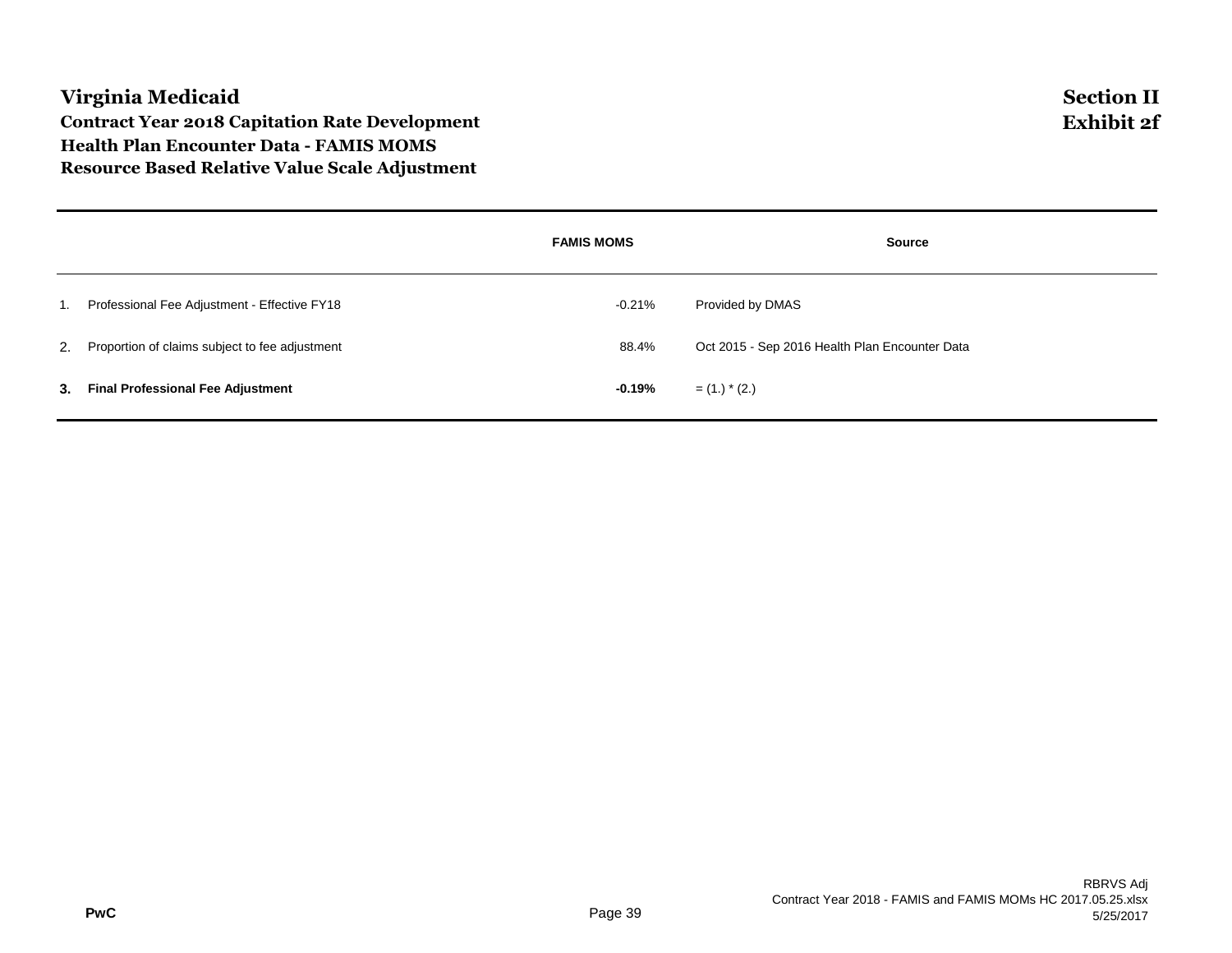# Virginia Medicaid

**Section II**
**Exhibit 2f**

## Contract Year 2018 Capitation Rate Development
## Health Plan Encounter Data - FAMIS MOMS
## Resource Based Relative Value Scale Adjustment

| | | FAMIS MOMS | Source |
|---|---|---|---|
| 1. | Professional Fee Adjustment - Effective FY18 | -0.21% | Provided by DMAS |
| 2. | Proportion of claims subject to fee adjustment | 88.4% | Oct 2015 - Sep 2016 Health Plan Encounter Data |
| **3.** | **Final Professional Fee Adjustment** | **-0.19%** | = (1.) * (2.) |

RBRVS Adj
Contract Year 2018 - FAMIS and FAMIS MOMs HC 2017.05.25.xlsx
5/25/2017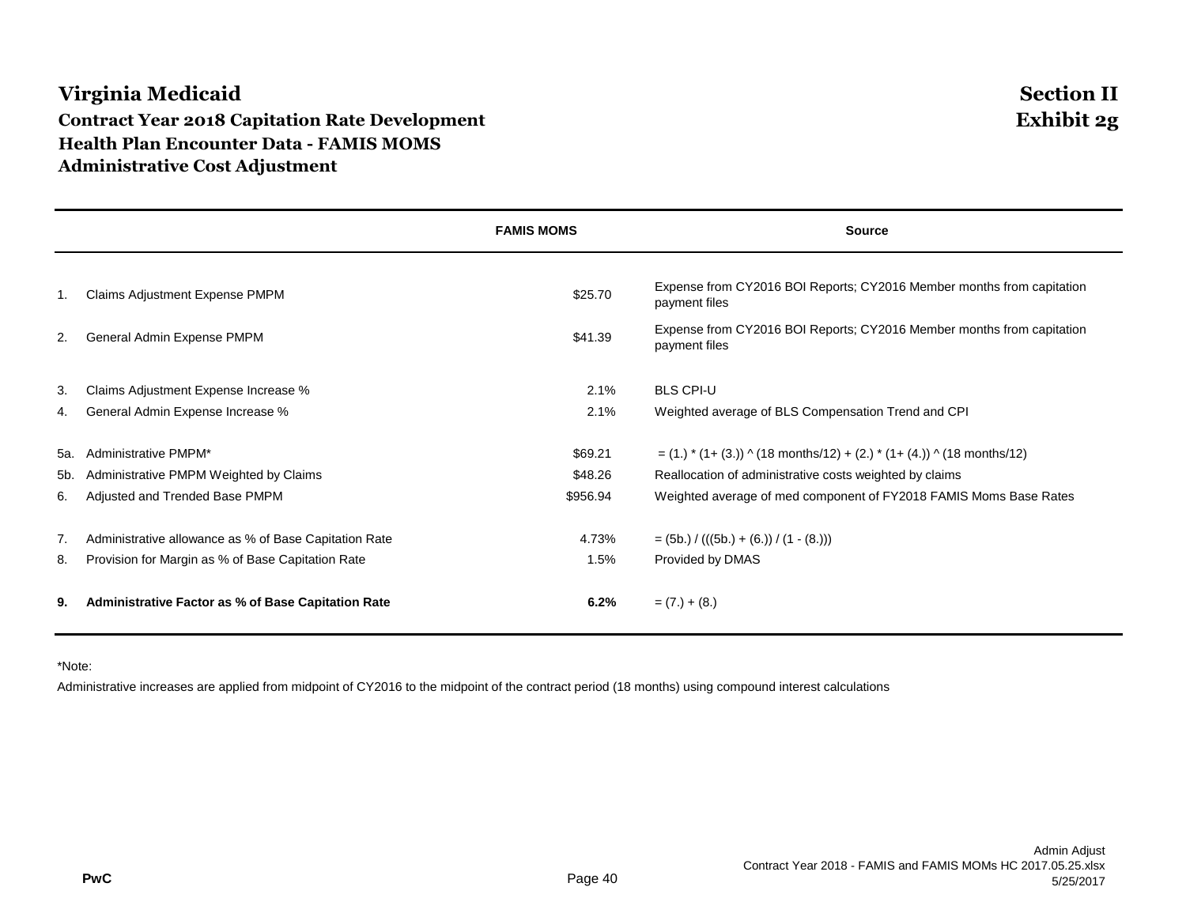# Virginia Medicaid

## Contract Year 2018 Capitation Rate Development
## Health Plan Encounter Data - FAMIS MOMS
## Administrative Cost Adjustment

**Section II**
**Exhibit 2g**

| | | FAMIS MOMS | Source |
|---|---|---|---|
| 1. | Claims Adjustment Expense PMPM | $25.70 | Expense from CY2016 BOI Reports; CY2016 Member months from capitation payment files |
| 2. | General Admin Expense PMPM | $41.39 | Expense from CY2016 BOI Reports; CY2016 Member months from capitation payment files |
| 3. | Claims Adjustment Expense Increase % | 2.1% | BLS CPI-U |
| 4. | General Admin Expense Increase % | 2.1% | Weighted average of BLS Compensation Trend and CPI |
| 5a. | Administrative PMPM* | $69.21 | = (1.) * (1+ (3.)) ^ (18 months/12) + (2.) * (1+ (4.)) ^ (18 months/12) |
| 5b. | Administrative PMPM Weighted by Claims | $48.26 | Reallocation of administrative costs weighted by claims |
| 6. | Adjusted and Trended Base PMPM | $956.94 | Weighted average of med component of FY2018 FAMIS Moms Base Rates |
| 7. | Administrative allowance as % of Base Capitation Rate | 4.73% | = (5b.) / (((5b.) + (6.)) / (1 - (8.))) |
| 8. | Provision for Margin as % of Base Capitation Rate | 1.5% | Provided by DMAS |
| **9.** | **Administrative Factor as % of Base Capitation Rate** | **6.2%** | = (7.) + (8.) |

*Note:

Administrative increases are applied from midpoint of CY2016 to the midpoint of the contract period (18 months) using compound interest calculations

PwC

Admin Adjust
Contract Year 2018 - FAMIS and FAMIS MOMs HC 2017.05.25.xlsx
5/25/2017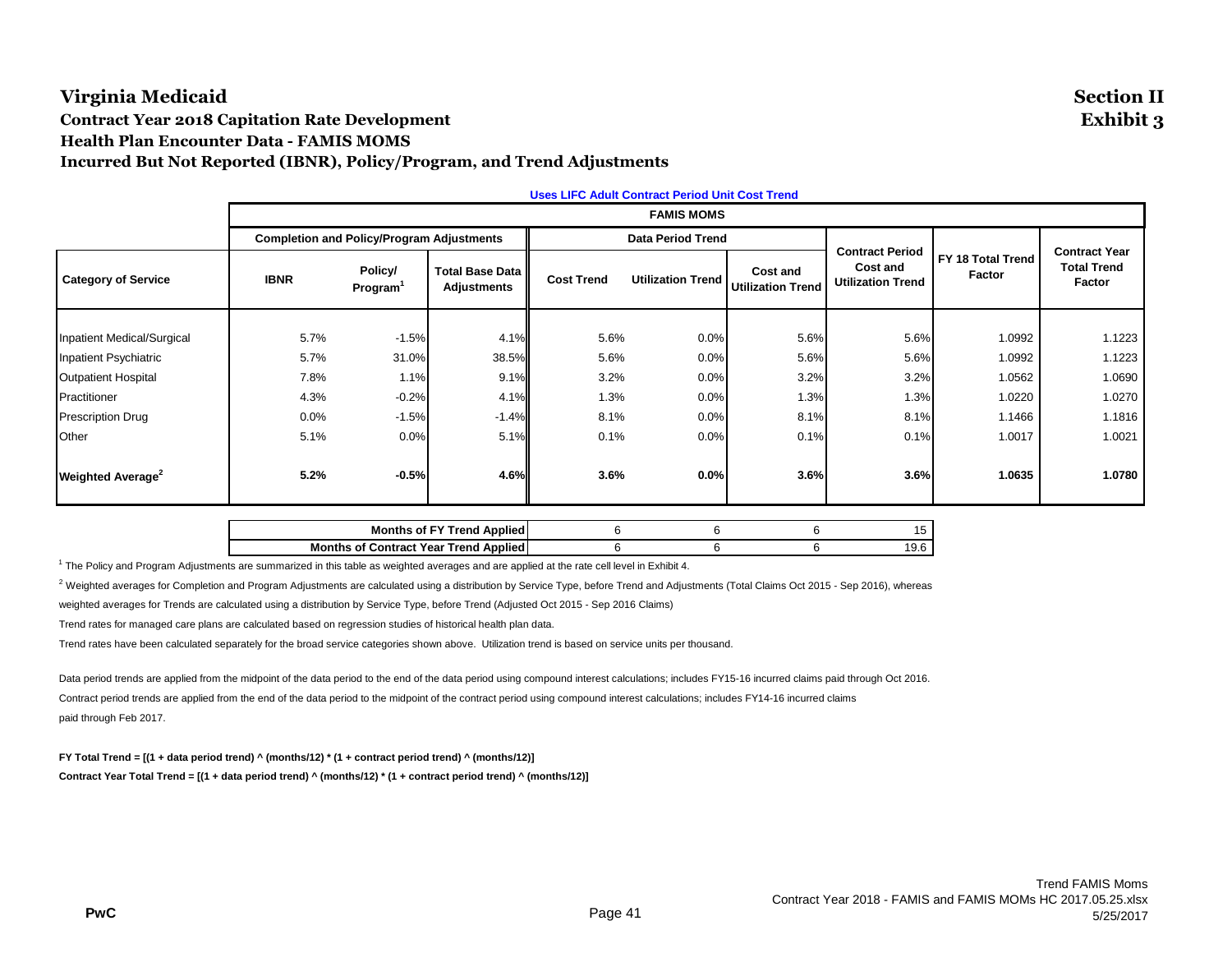# Virginia Medicaid

**Section II**
**Exhibit 3**

## Contract Year 2018 Capitation Rate Development
## Health Plan Encounter Data - FAMIS MOMS
## Incurred But Not Reported (IBNR), Policy/Program, and Trend Adjustments

Uses LIFC Adult Contract Period Unit Cost Trend

| | FAMIS MOMS | | | | | | | | |
|---|---|---|---|---|---|---|---|---|---|
| | Completion and Policy/Program Adjustments | | | Data Period Trend | | | | | |
| Category of Service | IBNR | Policy/ Program[1] | Total Base Data Adjustments | Cost Trend | Utilization Trend | Cost and Utilization Trend | Contract Period Cost and Utilization Trend | FY 18 Total Trend Factor | Contract Year Total Trend Factor |
| Inpatient Medical/Surgical | 5.7% | -1.5% | 4.1% | 5.6% | 0.0% | 5.6% | 5.6% | 1.0992 | 1.1223 |
| Inpatient Psychiatric | 5.7% | 31.0% | 38.5% | 5.6% | 0.0% | 5.6% | 5.6% | 1.0992 | 1.1223 |
| Outpatient Hospital | 7.8% | 1.1% | 9.1% | 3.2% | 0.0% | 3.2% | 3.2% | 1.0562 | 1.0690 |
| Practitioner | 4.3% | -0.2% | 4.1% | 1.3% | 0.0% | 1.3% | 1.3% | 1.0220 | 1.0270 |
| Prescription Drug | 0.0% | -1.5% | -1.4% | 8.1% | 0.0% | 8.1% | 8.1% | 1.1466 | 1.1816 |
| Other | 5.1% | 0.0% | 5.1% | 0.1% | 0.0% | 0.1% | 0.1% | 1.0017 | 1.0021 |
| **Weighted Average[2]** | **5.2%** | **-0.5%** | **4.6%** | **3.6%** | **0.0%** | **3.6%** | **3.6%** | **1.0635** | **1.0780** |

| | Cost Trend | Utilization Trend | Cost and Utilization Trend | Contract Period |
|---|---|---|---|---|
| **Months of FY Trend Applied** | 6 | 6 | 6 | 15 |
| **Months of Contract Year Trend Applied** | 6 | 6 | 6 | 19.6 |

[1] The Policy and Program Adjustments are summarized in this table as weighted averages and are applied at the rate cell level in Exhibit 4.

[2] Weighted averages for Completion and Program Adjustments are calculated using a distribution by Service Type, before Trend and Adjustments (Total Claims Oct 2015 - Sep 2016), whereas weighted averages for Trends are calculated using a distribution by Service Type, before Trend (Adjusted Oct 2015 - Sep 2016 Claims)

Trend rates for managed care plans are calculated based on regression studies of historical health plan data.

Trend rates have been calculated separately for the broad service categories shown above. Utilization trend is based on service units per thousand.

Data period trends are applied from the midpoint of the data period to the end of the data period using compound interest calculations; includes FY15-16 incurred claims paid through Oct 2016.

Contract period trends are applied from the end of the data period to the midpoint of the contract period using compound interest calculations; includes FY14-16 incurred claims paid through Feb 2017.

**FY Total Trend = [(1 + data period trend) ^ (months/12) * (1 + contract period trend) ^ (months/12)]**

**Contract Year Total Trend = [(1 + data period trend) ^ (months/12) * (1 + contract period trend) ^ (months/12)]**

Trend FAMIS Moms
Contract Year 2018 - FAMIS and FAMIS MOMs HC 2017.05.25.xlsx
5/25/2017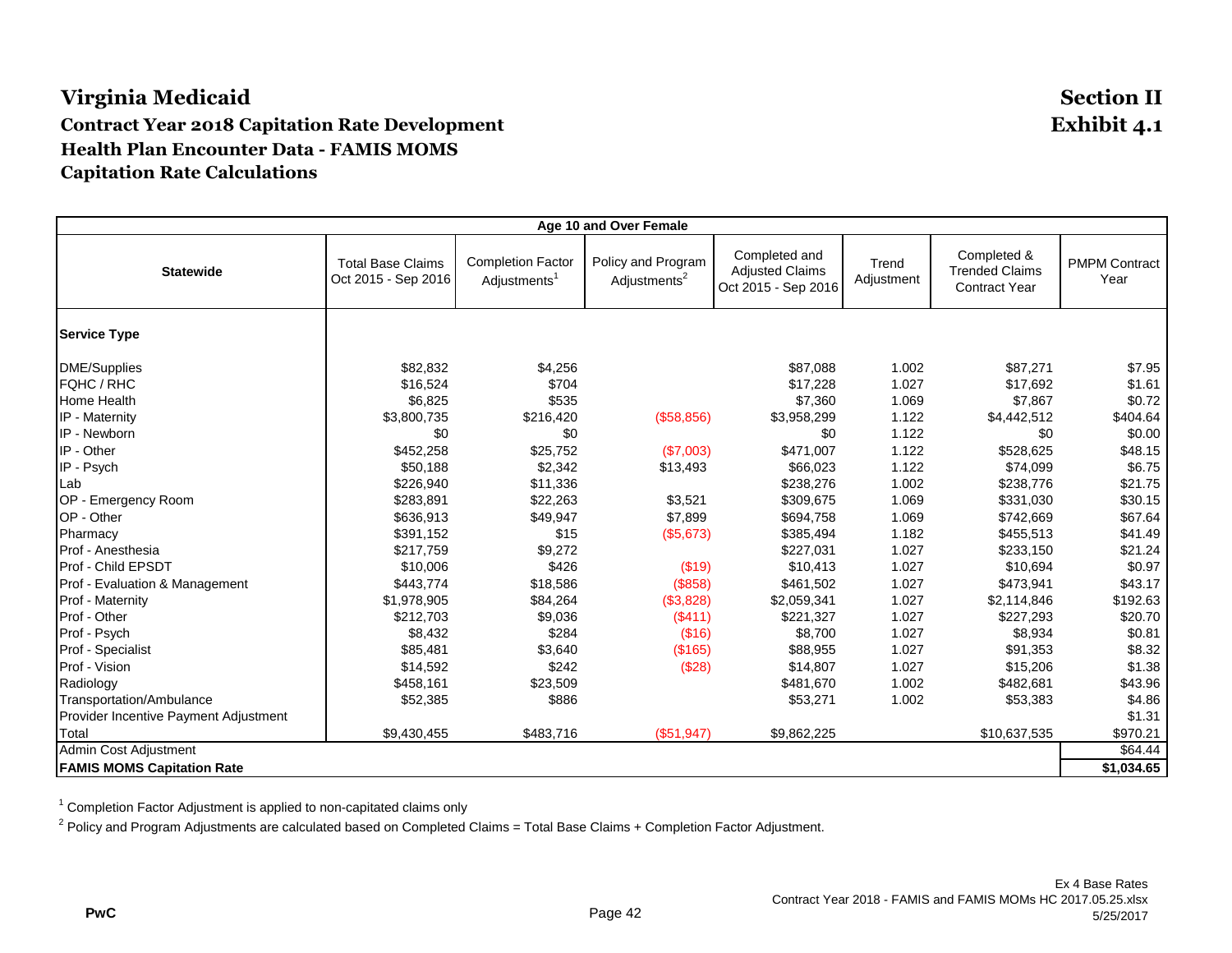# Virginia Medicaid

## Section II
## Exhibit 4.1

### Contract Year 2018 Capitation Rate Development
### Health Plan Encounter Data - FAMIS MOMS
### Capitation Rate Calculations

| Age 10 and Over Female | | | | | | | |
|---|---|---|---|---|---|---|---|
| **Statewide** | Total Base Claims Oct 2015 - Sep 2016 | Completion Factor Adjustments[1] | Policy and Program Adjustments[2] | Completed and Adjusted Claims Oct 2015 - Sep 2016 | Trend Adjustment | Completed & Trended Claims Contract Year | PMPM Contract Year |
| **Service Type** | | | | | | | |
| DME/Supplies | $82,832 | $4,256 | | $87,088 | 1.002 | $87,271 | $7.95 |
| FQHC / RHC | $16,524 | $704 | | $17,228 | 1.027 | $17,692 | $1.61 |
| Home Health | $6,825 | $535 | | $7,360 | 1.069 | $7,867 | $0.72 |
| IP - Maternity | $3,800,735 | $216,420 | ($58,856) | $3,958,299 | 1.122 | $4,442,512 | $404.64 |
| IP - Newborn | $0 | $0 | | $0 | 1.122 | $0 | $0.00 |
| IP - Other | $452,258 | $25,752 | ($7,003) | $471,007 | 1.122 | $528,625 | $48.15 |
| IP - Psych | $50,188 | $2,342 | $13,493 | $66,023 | 1.122 | $74,099 | $6.75 |
| Lab | $226,940 | $11,336 | | $238,276 | 1.002 | $238,776 | $21.75 |
| OP - Emergency Room | $283,891 | $22,263 | $3,521 | $309,675 | 1.069 | $331,030 | $30.15 |
| OP - Other | $636,913 | $49,947 | $7,899 | $694,758 | 1.069 | $742,669 | $67.64 |
| Pharmacy | $391,152 | $15 | ($5,673) | $385,494 | 1.182 | $455,513 | $41.49 |
| Prof - Anesthesia | $217,759 | $9,272 | | $227,031 | 1.027 | $233,150 | $21.24 |
| Prof - Child EPSDT | $10,006 | $426 | ($19) | $10,413 | 1.027 | $10,694 | $0.97 |
| Prof - Evaluation & Management | $443,774 | $18,586 | ($858) | $461,502 | 1.027 | $473,941 | $43.17 |
| Prof - Maternity | $1,978,905 | $84,264 | ($3,828) | $2,059,341 | 1.027 | $2,114,846 | $192.63 |
| Prof - Other | $212,703 | $9,036 | ($411) | $221,327 | 1.027 | $227,293 | $20.70 |
| Prof - Psych | $8,432 | $284 | ($16) | $8,700 | 1.027 | $8,934 | $0.81 |
| Prof - Specialist | $85,481 | $3,640 | ($165) | $88,955 | 1.027 | $91,353 | $8.32 |
| Prof - Vision | $14,592 | $242 | ($28) | $14,807 | 1.027 | $15,206 | $1.38 |
| Radiology | $458,161 | $23,509 | | $481,670 | 1.002 | $482,681 | $43.96 |
| Transportation/Ambulance | $52,385 | $886 | | $53,271 | 1.002 | $53,383 | $4.86 |
| Provider Incentive Payment Adjustment | | | | | | | $1.31 |
| Total | $9,430,455 | $483,716 | ($51,947) | $9,862,225 | | $10,637,535 | $970.21 |
| Admin Cost Adjustment | | | | | | | $64.44 |
| **FAMIS MOMS Capitation Rate** | | | | | | | **$1,034.65** |

[1] Completion Factor Adjustment is applied to non-capitated claims only

[2] Policy and Program Adjustments are calculated based on Completed Claims = Total Base Claims + Completion Factor Adjustment.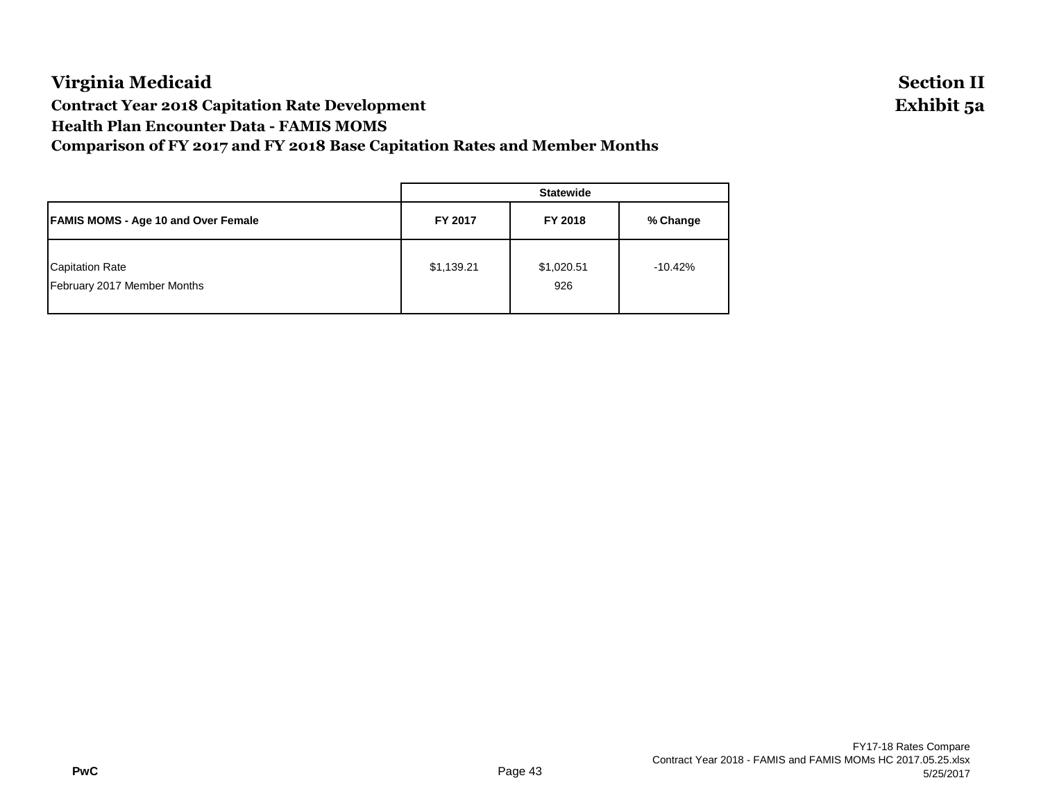# Virginia Medicaid

**Section II**
**Exhibit 5a**

## Contract Year 2018 Capitation Rate Development
## Health Plan Encounter Data - FAMIS MOMS
## Comparison of FY 2017 and FY 2018 Base Capitation Rates and Member Months

| | Statewide | | |
|---|---|---|---|
| **FAMIS MOMS - Age 10 and Over Female** | **FY 2017** | **FY 2018** | **% Change** |
| Capitation Rate | $1,139.21 | $1,020.51 | -10.42% |
| February 2017 Member Months | | 926 | |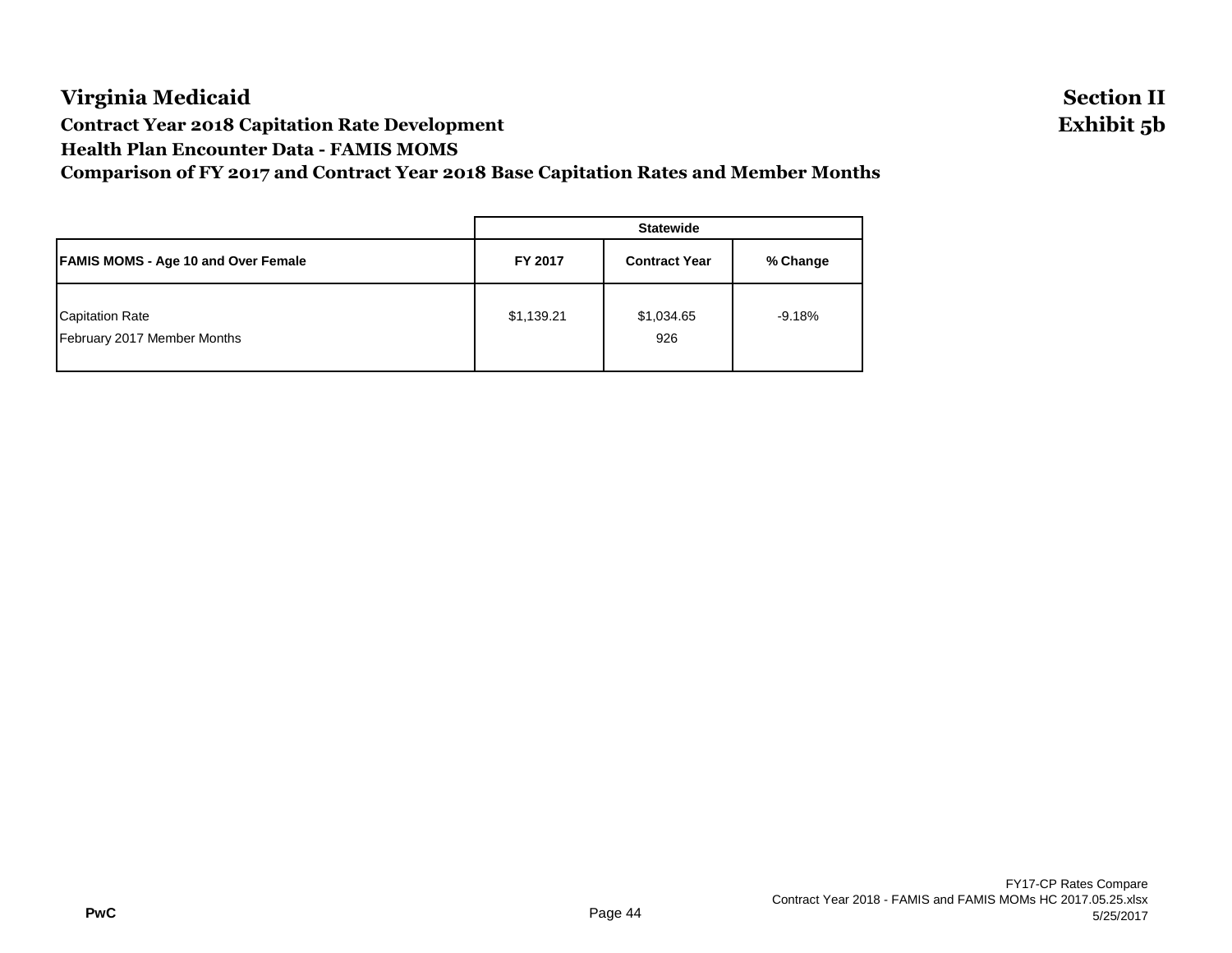# Virginia Medicaid

## Section II
## Exhibit 5b

### Contract Year 2018 Capitation Rate Development
### Health Plan Encounter Data - FAMIS MOMS
### Comparison of FY 2017 and Contract Year 2018 Base Capitation Rates and Member Months

| | Statewide | | |
|---|---|---|---|
| **FAMIS MOMS - Age 10 and Over Female** | **FY 2017** | **Contract Year** | **% Change** |
| Capitation Rate | $1,139.21 | $1,034.65 | -9.18% |
| February 2017 Member Months | | 926 | |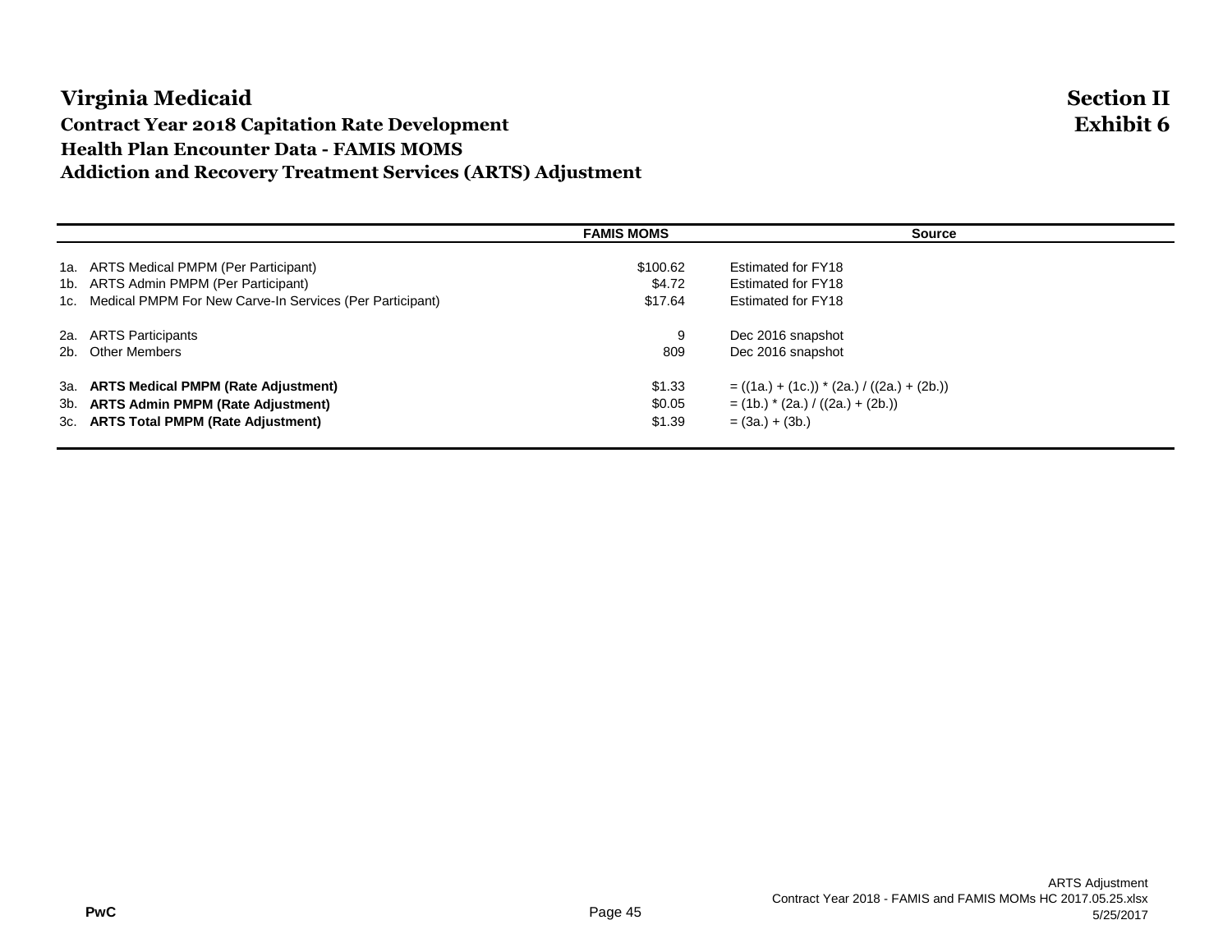# Virginia Medicaid

**Section II**
**Exhibit 6**

## Contract Year 2018 Capitation Rate Development
## Health Plan Encounter Data - FAMIS MOMS
## Addiction and Recovery Treatment Services (ARTS) Adjustment

| | | FAMIS MOMS | Source |
|---|---|---|---|
| 1a. | ARTS Medical PMPM (Per Participant) | \$100.62 | Estimated for FY18 |
| 1b. | ARTS Admin PMPM (Per Participant) | \$4.72 | Estimated for FY18 |
| 1c. | Medical PMPM For New Carve-In Services (Per Participant) | \$17.64 | Estimated for FY18 |
| 2a. | ARTS Participants | 9 | Dec 2016 snapshot |
| 2b. | Other Members | 809 | Dec 2016 snapshot |
| 3a. | **ARTS Medical PMPM (Rate Adjustment)** | \$1.33 | = ((1a.) + (1c.)) * (2a.) / ((2a.) + (2b.)) |
| 3b. | **ARTS Admin PMPM (Rate Adjustment)** | \$0.05 | = (1b.) * (2a.) / ((2a.) + (2b.)) |
| 3c. | **ARTS Total PMPM (Rate Adjustment)** | \$1.39 | = (3a.) + (3b.) |

PwC

ARTS Adjustment
Contract Year 2018 - FAMIS and FAMIS MOMs HC 2017.05.25.xlsx
5/25/2017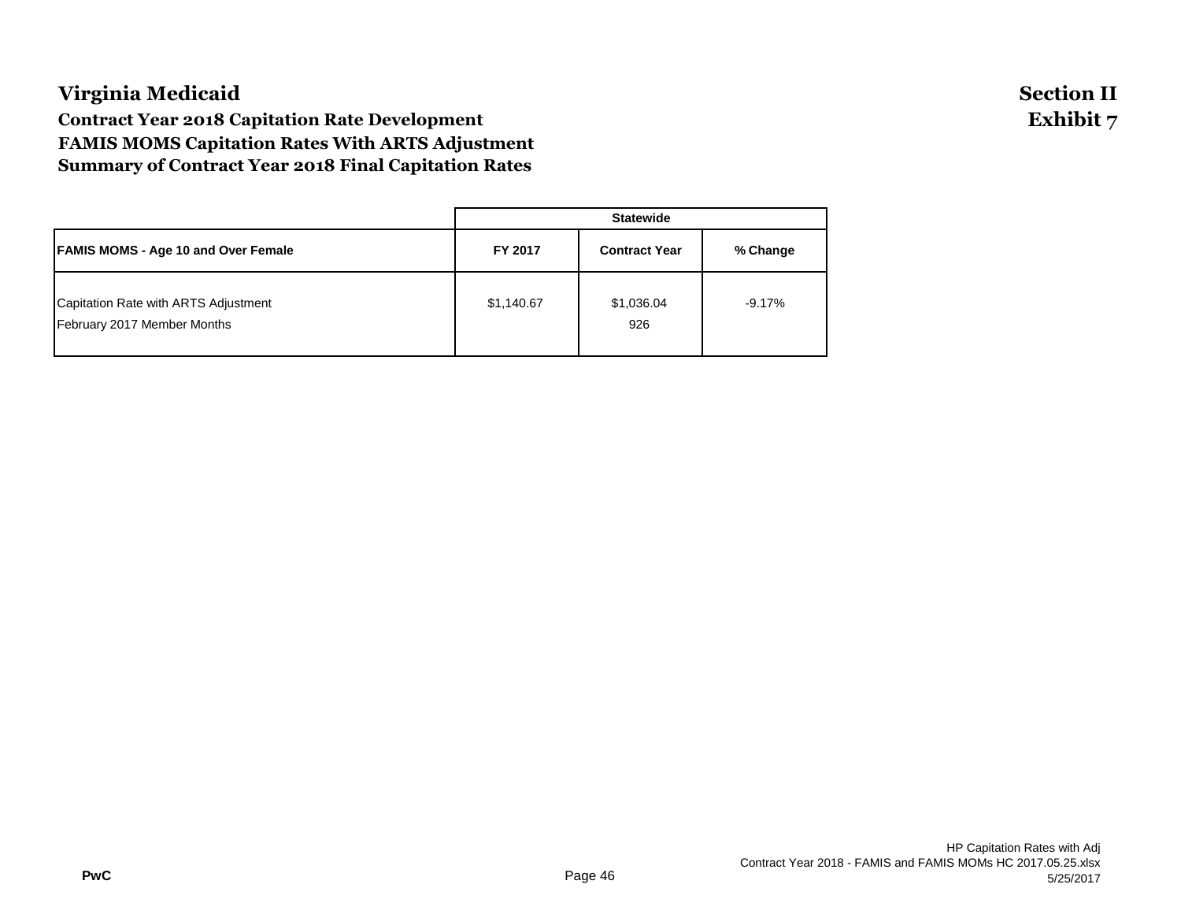# Virginia Medicaid

## Contract Year 2018 Capitation Rate Development
## FAMIS MOMS Capitation Rates With ARTS Adjustment
## Summary of Contract Year 2018 Final Capitation Rates

**Section II**
**Exhibit 7**

| | Statewide | | |
|---|---|---|---|
| **FAMIS MOMS - Age 10 and Over Female** | **FY 2017** | **Contract Year** | **% Change** |
| Capitation Rate with ARTS Adjustment | $1,140.67 | $1,036.04 | -9.17% |
| February 2017 Member Months | | 926 | |

HP Capitation Rates with Adj
Contract Year 2018 - FAMIS and FAMIS MOMs HC 2017.05.25.xlsx
5/25/2017